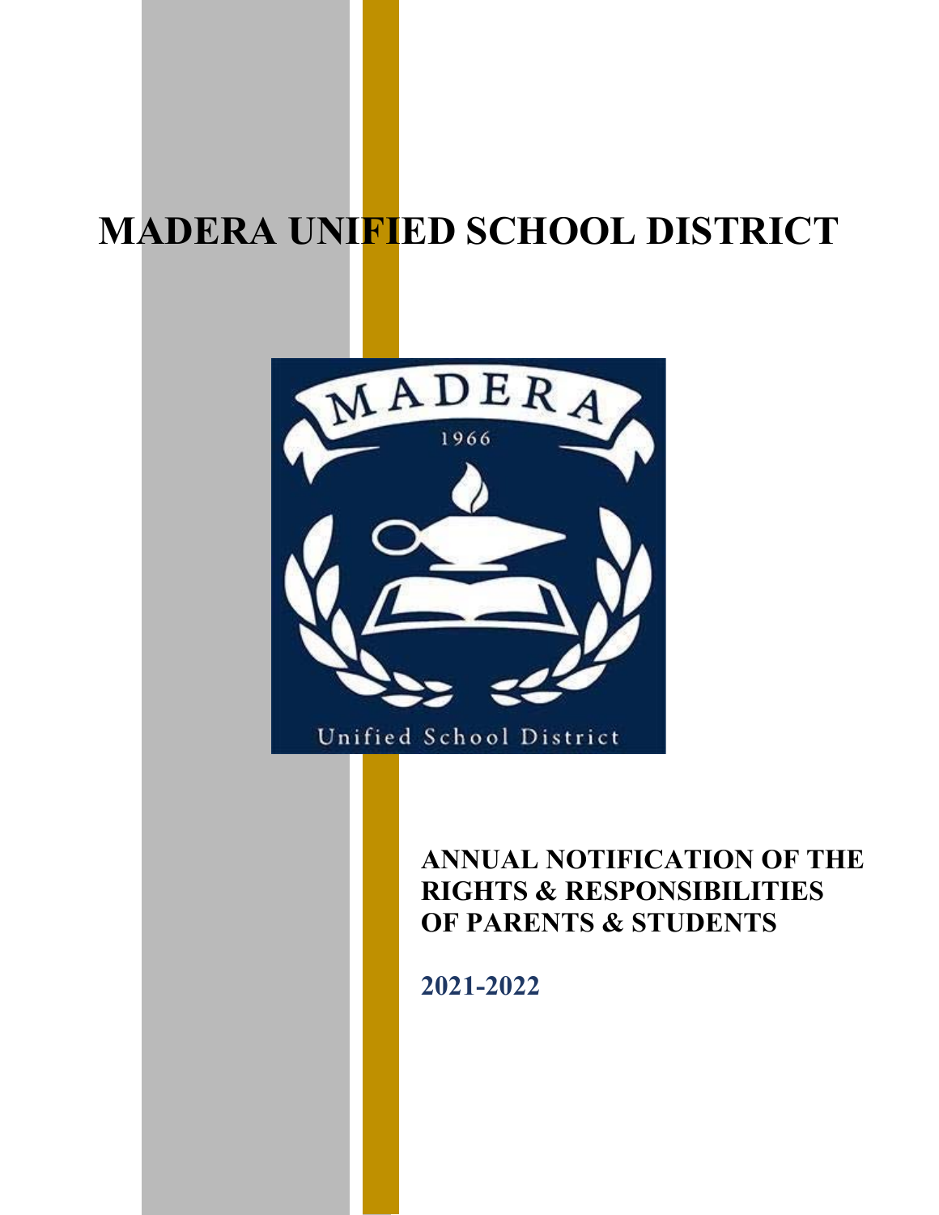# MADERA UNIFIED SCHOOL DISTRICT

MADERA

1966

Unified School District

## ANNUAL NOTIFICATION OF THE RIGHTS & RESPONSIBILITIES OF PARENTS & STUDENTS

**2021-2022**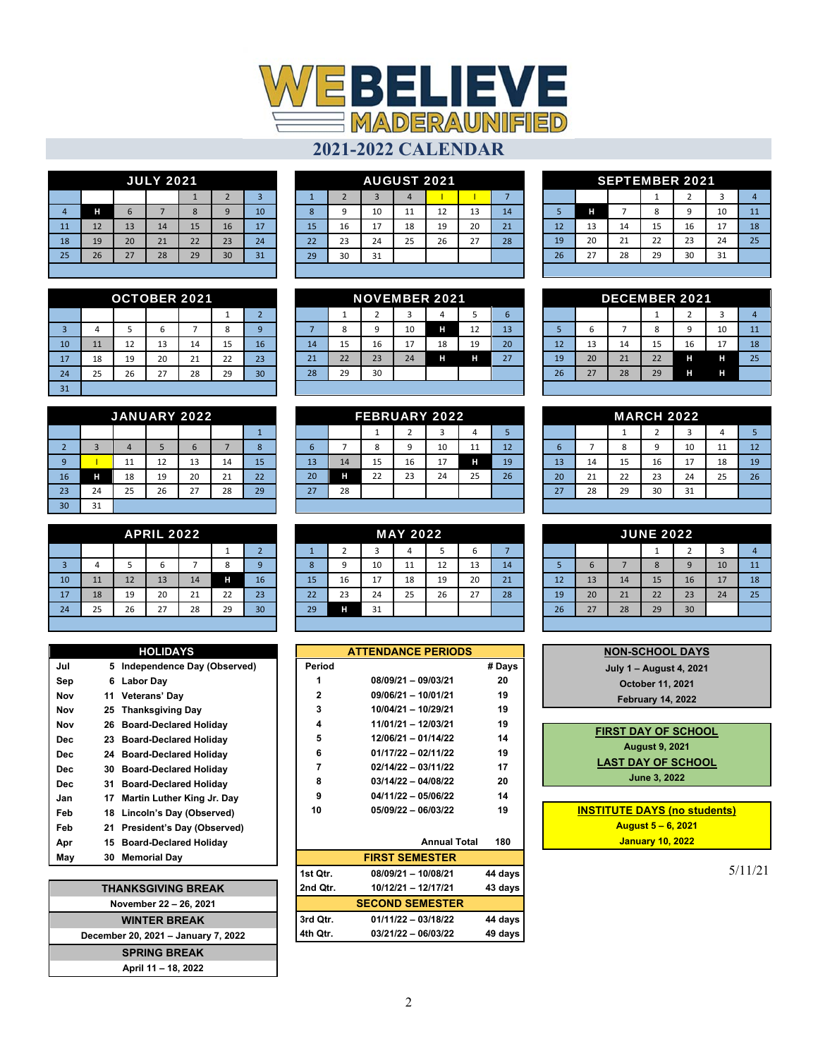# WE BELIEVE MADERA UNIFIED

## 2021-2022 CALENDAR

### JULY 2021

| | | | | | | |
|---|---|---|---|---|---|---|
| | | | | 1 | 2 | 3 |
| 4 | H | 6 | 7 | 8 | 9 | 10 |
| 11 | 12 | 13 | 14 | 15 | 16 | 17 |
| 18 | 19 | 20 | 21 | 22 | 23 | 24 |
| 25 | 26 | 27 | 28 | 29 | 30 | 31 |

### AUGUST 2021

| | | | | | | |
|---|---|---|---|---|---|---|
| 1 | 2 | 3 | 4 | I | I | 7 |
| 8 | 9 | 10 | 11 | 12 | 13 | 14 |
| 15 | 16 | 17 | 18 | 19 | 20 | 21 |
| 22 | 23 | 24 | 25 | 26 | 27 | 28 |
| 29 | 30 | 31 | | | | |

### SEPTEMBER 2021

| | | | | | | |
|---|---|---|---|---|---|---|
| | | | 1 | 2 | 3 | 4 |
| 5 | H | 7 | 8 | 9 | 10 | 11 |
| 12 | 13 | 14 | 15 | 16 | 17 | 18 |
| 19 | 20 | 21 | 22 | 23 | 24 | 25 |
| 26 | 27 | 28 | 29 | 30 | 31 | |

### OCTOBER 2021

| | | | | | | |
|---|---|---|---|---|---|---|
| | | | | | 1 | 2 |
| 3 | 4 | 5 | 6 | 7 | 8 | 9 |
| 10 | 11 | 12 | 13 | 14 | 15 | 16 |
| 17 | 18 | 19 | 20 | 21 | 22 | 23 |
| 24 | 25 | 26 | 27 | 28 | 29 | 30 |
| 31 | | | | | | |

### NOVEMBER 2021

| | | | | | | |
|---|---|---|---|---|---|---|
| | 1 | 2 | 3 | 4 | 5 | 6 |
| 7 | 8 | 9 | 10 | H | 12 | 13 |
| 14 | 15 | 16 | 17 | 18 | 19 | 20 |
| 21 | 22 | 23 | 24 | H | H | 27 |
| 28 | 29 | 30 | | | | |

### DECEMBER 2021

| | | | | | | |
|---|---|---|---|---|---|---|
| | | | 1 | 2 | 3 | 4 |
| 5 | 6 | 7 | 8 | 9 | 10 | 11 |
| 12 | 13 | 14 | 15 | 16 | 17 | 18 |
| 19 | 20 | 21 | 22 | H | H | 25 |
| 26 | 27 | 28 | 29 | H | H | |

### JANUARY 2022

| | | | | | | |
|---|---|---|---|---|---|---|
| | | | | | | 1 |
| 2 | 3 | 4 | 5 | 6 | 7 | 8 |
| 9 | I | 11 | 12 | 13 | 14 | 15 |
| 16 | H | 18 | 19 | 20 | 21 | 22 |
| 23 | 24 | 25 | 26 | 27 | 28 | 29 |
| 30 | 31 | | | | | |

### FEBRUARY 2022

| | | | | | | |
|---|---|---|---|---|---|---|
| | | 1 | 2 | 3 | 4 | 5 |
| 6 | 7 | 8 | 9 | 10 | 11 | 12 |
| 13 | 14 | 15 | 16 | 17 | H | 19 |
| 20 | H | 22 | 23 | 24 | 25 | 26 |
| 27 | 28 | | | | | |

### MARCH 2022

| | | | | | | |
|---|---|---|---|---|---|---|
| | | 1 | 2 | 3 | 4 | 5 |
| 6 | 7 | 8 | 9 | 10 | 11 | 12 |
| 13 | 14 | 15 | 16 | 17 | 18 | 19 |
| 20 | 21 | 22 | 23 | 24 | 25 | 26 |
| 27 | 28 | 29 | 30 | 31 | | |

### APRIL 2022

| | | | | | | |
|---|---|---|---|---|---|---|
| | | | | | 1 | 2 |
| 3 | 4 | 5 | 6 | 7 | 8 | 9 |
| 10 | 11 | 12 | 13 | 14 | H | 16 |
| 17 | 18 | 19 | 20 | 21 | 22 | 23 |
| 24 | 25 | 26 | 27 | 28 | 29 | 30 |

### MAY 2022

| | | | | | | |
|---|---|---|---|---|---|---|
| 1 | 2 | 3 | 4 | 5 | 6 | 7 |
| 8 | 9 | 10 | 11 | 12 | 13 | 14 |
| 15 | 16 | 17 | 18 | 19 | 20 | 21 |
| 22 | 23 | 24 | 25 | 26 | 27 | 28 |
| 29 | H | 31 | | | | |

### JUNE 2022

| | | | | | | |
|---|---|---|---|---|---|---|
| | | | 1 | 2 | 3 | 4 |
| 5 | 6 | 7 | 8 | 9 | 10 | 11 |
| 12 | 13 | 14 | 15 | 16 | 17 | 18 |
| 19 | 20 | 21 | 22 | 23 | 24 | 25 |
| 26 | 27 | 28 | 29 | 30 | | |

### HOLIDAYS

| Month | Day | Holiday |
|---|---|---|
| Jul | 5 | Independence Day (Observed) |
| Sep | 6 | Labor Day |
| Nov | 11 | Veterans' Day |
| Nov | 25 | Thanksgiving Day |
| Nov | 26 | Board-Declared Holiday |
| Dec | 23 | Board-Declared Holiday |
| Dec | 24 | Board-Declared Holiday |
| Dec | 30 | Board-Declared Holiday |
| Dec | 31 | Board-Declared Holiday |
| Jan | 17 | Martin Luther King Jr. Day |
| Feb | 18 | Lincoln's Day (Observed) |
| Feb | 21 | President's Day (Observed) |
| Apr | 15 | Board-Declared Holiday |
| May | 30 | Memorial Day |

**THANKSGIVING BREAK**
November 22 – 26, 2021

**WINTER BREAK**
December 20, 2021 – January 7, 2022

**SPRING BREAK**
April 11 – 18, 2022

### ATTENDANCE PERIODS

| Period | | # Days |
|---|---|---|
| 1 | 08/09/21 – 09/03/21 | 20 |
| 2 | 09/06/21 – 10/01/21 | 19 |
| 3 | 10/04/21 – 10/29/21 | 19 |
| 4 | 11/01/21 – 12/03/21 | 19 |
| 5 | 12/06/21 – 01/14/22 | 14 |
| 6 | 01/17/22 – 02/11/22 | 19 |
| 7 | 02/14/22 – 03/11/22 | 17 |
| 8 | 03/14/22 – 04/08/22 | 20 |
| 9 | 04/11/22 – 05/06/22 | 14 |
| 10 | 05/09/22 – 06/03/22 | 19 |
| | Annual Total | 180 |

### FIRST SEMESTER

| | | |
|---|---|---|
| 1st Qtr. | 08/09/21 – 10/08/21 | 44 days |
| 2nd Qtr. | 10/12/21 – 12/17/21 | 43 days |

### SECOND SEMESTER

| | | |
|---|---|---|
| 3rd Qtr. | 01/11/22 – 03/18/22 | 44 days |
| 4th Qtr. | 03/21/22 – 06/03/22 | 49 days |

### NON-SCHOOL DAYS

July 1 – August 4, 2021
October 11, 2021
February 14, 2022

### FIRST DAY OF SCHOOL

August 9, 2021

### LAST DAY OF SCHOOL

June 3, 2022

### INSTITUTE DAYS (no students)

August 5 – 6, 2021
January 10, 2022

5/11/21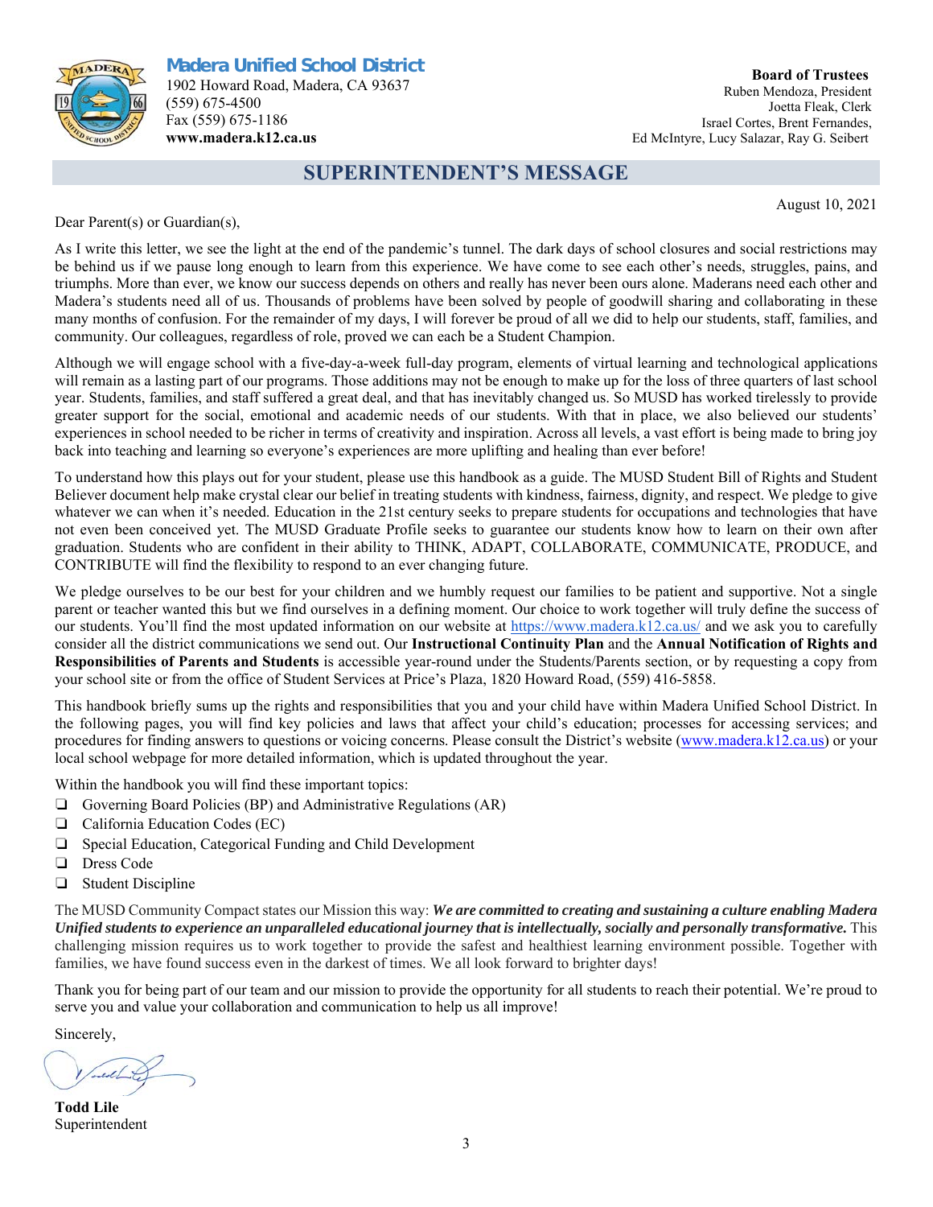**Madera Unified School District**
1902 Howard Road, Madera, CA 93637
(559) 675-4500
Fax (559) 675-1186
**www.madera.k12.ca.us**

**Board of Trustees**
Ruben Mendoza, President
Joetta Fleak, Clerk
Israel Cortes, Brent Fernandes,
Ed McIntyre, Lucy Salazar, Ray G. Seibert

# SUPERINTENDENT'S MESSAGE

August 10, 2021

Dear Parent(s) or Guardian(s),

As I write this letter, we see the light at the end of the pandemic's tunnel. The dark days of school closures and social restrictions may be behind us if we pause long enough to learn from this experience. We have come to see each other's needs, struggles, pains, and triumphs. More than ever, we know our success depends on others and really has never been ours alone. Maderans need each other and Madera's students need all of us. Thousands of problems have been solved by people of goodwill sharing and collaborating in these many months of confusion. For the remainder of my days, I will forever be proud of all we did to help our students, staff, families, and community. Our colleagues, regardless of role, proved we can each be a Student Champion.

Although we will engage school with a five-day-a-week full-day program, elements of virtual learning and technological applications will remain as a lasting part of our programs. Those additions may not be enough to make up for the loss of three quarters of last school year. Students, families, and staff suffered a great deal, and that has inevitably changed us. So MUSD has worked tirelessly to provide greater support for the social, emotional and academic needs of our students. With that in place, we also believed our students' experiences in school needed to be richer in terms of creativity and inspiration. Across all levels, a vast effort is being made to bring joy back into teaching and learning so everyone's experiences are more uplifting and healing than ever before!

To understand how this plays out for your student, please use this handbook as a guide. The MUSD Student Bill of Rights and Student Believer document help make crystal clear our belief in treating students with kindness, fairness, dignity, and respect. We pledge to give whatever we can when it's needed. Education in the 21st century seeks to prepare students for occupations and technologies that have not even been conceived yet. The MUSD Graduate Profile seeks to guarantee our students know how to learn on their own after graduation. Students who are confident in their ability to THINK, ADAPT, COLLABORATE, COMMUNICATE, PRODUCE, and CONTRIBUTE will find the flexibility to respond to an ever changing future.

We pledge ourselves to be our best for your children and we humbly request our families to be patient and supportive. Not a single parent or teacher wanted this but we find ourselves in a defining moment. Our choice to work together will truly define the success of our students. You'll find the most updated information on our website at https://www.madera.k12.ca.us/ and we ask you to carefully consider all the district communications we send out. Our **Instructional Continuity Plan** and the **Annual Notification of Rights and Responsibilities of Parents and Students** is accessible year-round under the Students/Parents section, or by requesting a copy from your school site or from the office of Student Services at Price's Plaza, 1820 Howard Road, (559) 416-5858.

This handbook briefly sums up the rights and responsibilities that you and your child have within Madera Unified School District. In the following pages, you will find key policies and laws that affect your child's education; processes for accessing services; and procedures for finding answers to questions or voicing concerns. Please consult the District's website (www.madera.k12.ca.us) or your local school webpage for more detailed information, which is updated throughout the year.

Within the handbook you will find these important topics:

- ❑ Governing Board Policies (BP) and Administrative Regulations (AR)
- ❑ California Education Codes (EC)
- ❑ Special Education, Categorical Funding and Child Development
- ❑ Dress Code
- ❑ Student Discipline

The MUSD Community Compact states our Mission this way: ***We are committed to creating and sustaining a culture enabling Madera Unified students to experience an unparalleled educational journey that is intellectually, socially and personally transformative.*** This challenging mission requires us to work together to provide the safest and healthiest learning environment possible. Together with families, we have found success even in the darkest of times. We all look forward to brighter days!

Thank you for being part of our team and our mission to provide the opportunity for all students to reach their potential. We're proud to serve you and value your collaboration and communication to help us all improve!

Sincerely,

**Todd Lile**
Superintendent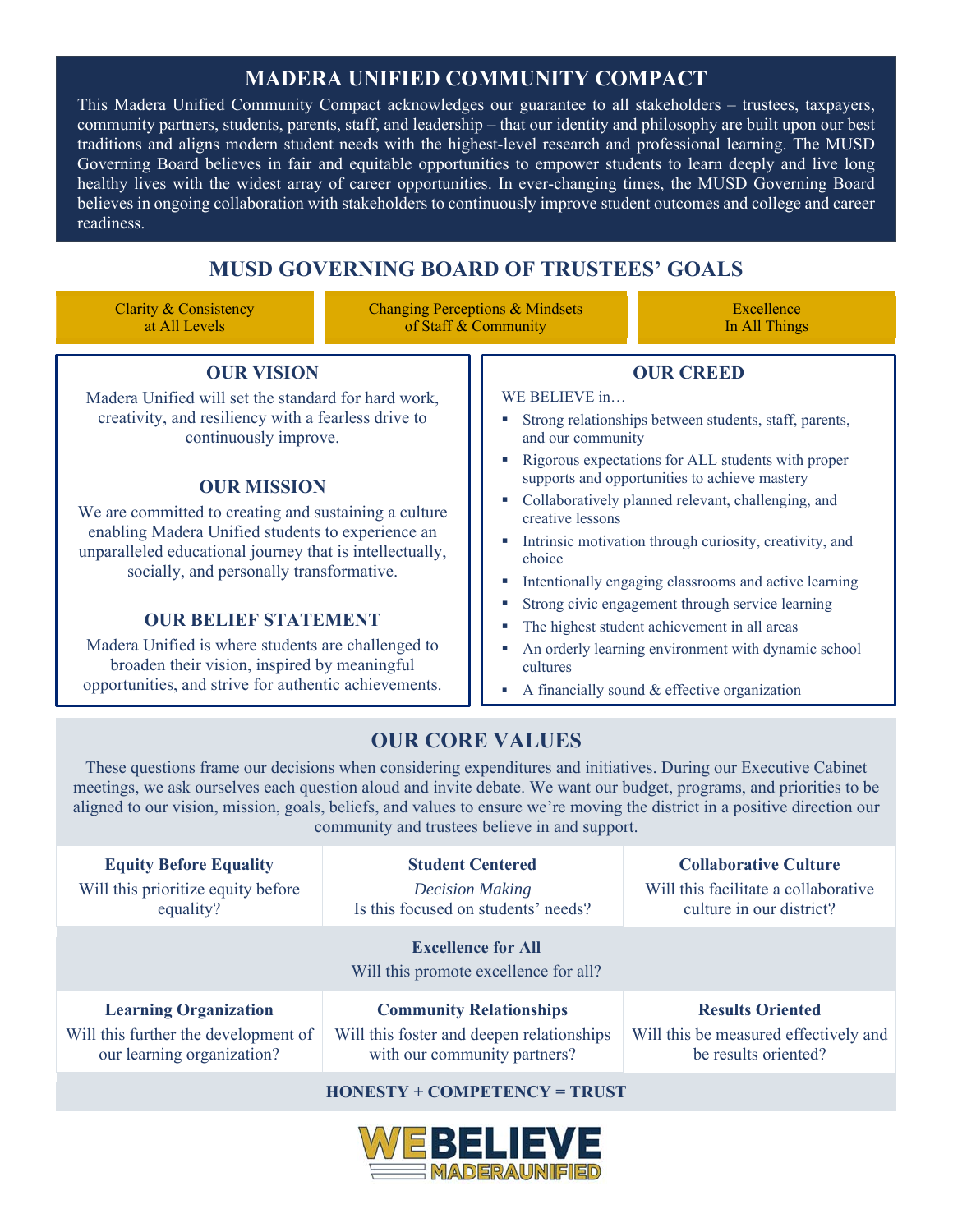# MADERA UNIFIED COMMUNITY COMPACT

This Madera Unified Community Compact acknowledges our guarantee to all stakeholders – trustees, taxpayers, community partners, students, parents, staff, and leadership – that our identity and philosophy are built upon our best traditions and aligns modern student needs with the highest-level research and professional learning. The MUSD Governing Board believes in fair and equitable opportunities to empower students to learn deeply and live long healthy lives with the widest array of career opportunities. In ever-changing times, the MUSD Governing Board believes in ongoing collaboration with stakeholders to continuously improve student outcomes and college and career readiness.

## MUSD GOVERNING BOARD OF TRUSTEES' GOALS

| Clarity & Consistency at All Levels | Changing Perceptions & Mindsets of Staff & Community | Excellence In All Things |
|---|---|---|

### OUR VISION

Madera Unified will set the standard for hard work, creativity, and resiliency with a fearless drive to continuously improve.

### OUR MISSION

We are committed to creating and sustaining a culture enabling Madera Unified students to experience an unparalleled educational journey that is intellectually, socially, and personally transformative.

### OUR BELIEF STATEMENT

Madera Unified is where students are challenged to broaden their vision, inspired by meaningful opportunities, and strive for authentic achievements.

### OUR CREED

WE BELIEVE in…

- Strong relationships between students, staff, parents, and our community
- Rigorous expectations for ALL students with proper supports and opportunities to achieve mastery
- Collaboratively planned relevant, challenging, and creative lessons
- Intrinsic motivation through curiosity, creativity, and choice
- Intentionally engaging classrooms and active learning
- Strong civic engagement through service learning
- The highest student achievement in all areas
- An orderly learning environment with dynamic school cultures
- A financially sound & effective organization

## OUR CORE VALUES

These questions frame our decisions when considering expenditures and initiatives. During our Executive Cabinet meetings, we ask ourselves each question aloud and invite debate. We want our budget, programs, and priorities to be aligned to our vision, mission, goals, beliefs, and values to ensure we're moving the district in a positive direction our community and trustees believe in and support.

**Equity Before Equality**
Will this prioritize equity before equality?

**Student Centered**
*Decision Making*
Is this focused on students' needs?

**Collaborative Culture**
Will this facilitate a collaborative culture in our district?

**Excellence for All**
Will this promote excellence for all?

**Learning Organization**
Will this further the development of our learning organization?

**Community Relationships**
Will this foster and deepen relationships with our community partners?

**Results Oriented**
Will this be measured effectively and be results oriented?

**HONESTY + COMPETENCY = TRUST**

WE BELIEVE
MADERA UNIFIED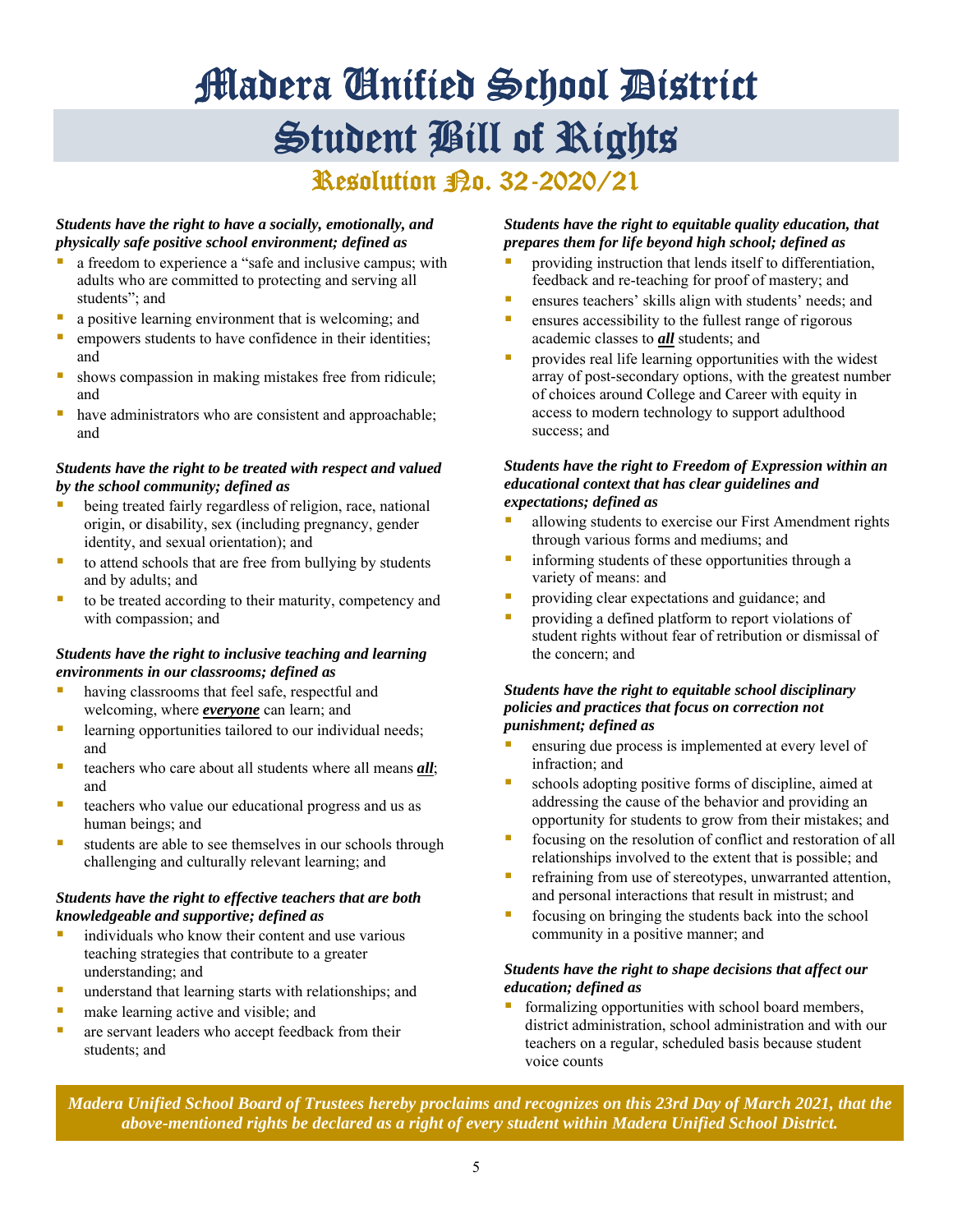# Madera Unified School District

# Student Bill of Rights

## Resolution No. 32-2020/21

***Students have the right to have a socially, emotionally, and physically safe positive school environment; defined as***

- a freedom to experience a "safe and inclusive campus; with adults who are committed to protecting and serving all students"; and
- a positive learning environment that is welcoming; and
- empowers students to have confidence in their identities; and
- shows compassion in making mistakes free from ridicule; and
- have administrators who are consistent and approachable; and

***Students have the right to be treated with respect and valued by the school community; defined as***

- being treated fairly regardless of religion, race, national origin, or disability, sex (including pregnancy, gender identity, and sexual orientation); and
- to attend schools that are free from bullying by students and by adults; and
- to be treated according to their maturity, competency and with compassion; and

***Students have the right to inclusive teaching and learning environments in our classrooms; defined as***

- having classrooms that feel safe, respectful and welcoming, where ***everyone*** can learn; and
- learning opportunities tailored to our individual needs; and
- teachers who care about all students where all means ***all***; and
- teachers who value our educational progress and us as human beings; and
- students are able to see themselves in our schools through challenging and culturally relevant learning; and

***Students have the right to effective teachers that are both knowledgeable and supportive; defined as***

- individuals who know their content and use various teaching strategies that contribute to a greater understanding; and
- understand that learning starts with relationships; and
- make learning active and visible; and
- are servant leaders who accept feedback from their students; and

***Students have the right to equitable quality education, that prepares them for life beyond high school; defined as***

- providing instruction that lends itself to differentiation, feedback and re-teaching for proof of mastery; and
- ensures teachers' skills align with students' needs; and
- ensures accessibility to the fullest range of rigorous academic classes to ***all*** students; and
- provides real life learning opportunities with the widest array of post-secondary options, with the greatest number of choices around College and Career with equity in access to modern technology to support adulthood success; and

***Students have the right to Freedom of Expression within an educational context that has clear guidelines and expectations; defined as***

- allowing students to exercise our First Amendment rights through various forms and mediums; and
- informing students of these opportunities through a variety of means: and
- providing clear expectations and guidance; and
- providing a defined platform to report violations of student rights without fear of retribution or dismissal of the concern; and

***Students have the right to equitable school disciplinary policies and practices that focus on correction not punishment; defined as***

- ensuring due process is implemented at every level of infraction; and
- schools adopting positive forms of discipline, aimed at addressing the cause of the behavior and providing an opportunity for students to grow from their mistakes; and
- focusing on the resolution of conflict and restoration of all relationships involved to the extent that is possible; and
- refraining from use of stereotypes, unwarranted attention, and personal interactions that result in mistrust; and
- focusing on bringing the students back into the school community in a positive manner; and

***Students have the right to shape decisions that affect our education; defined as***

- formalizing opportunities with school board members, district administration, school administration and with our teachers on a regular, scheduled basis because student voice counts

***Madera Unified School Board of Trustees hereby proclaims and recognizes on this 23rd Day of March 2021, that the above-mentioned rights be declared as a right of every student within Madera Unified School District.***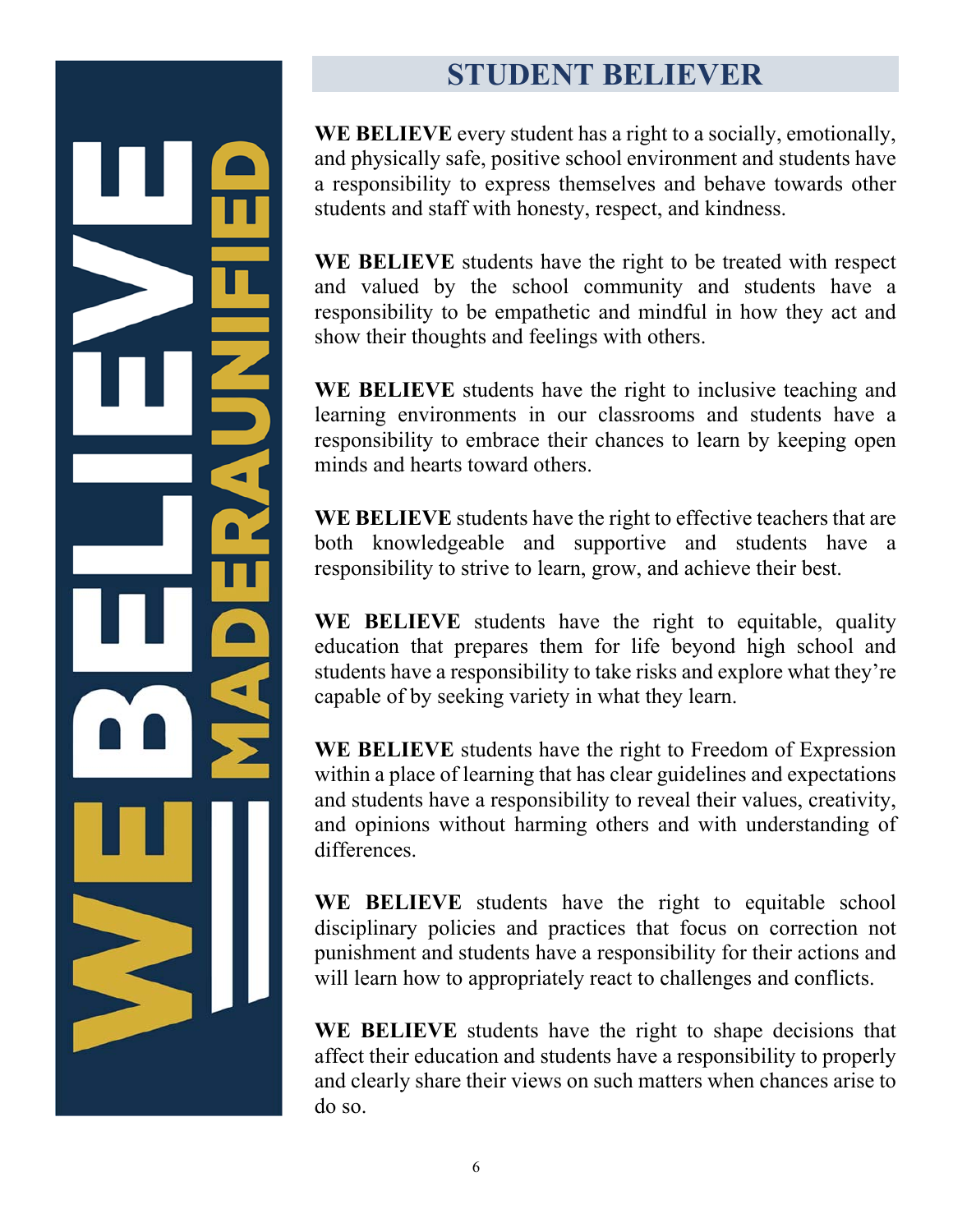# STUDENT BELIEVER

**WE BELIEVE** every student has a right to a socially, emotionally, and physically safe, positive school environment and students have a responsibility to express themselves and behave towards other students and staff with honesty, respect, and kindness.

**WE BELIEVE** students have the right to be treated with respect and valued by the school community and students have a responsibility to be empathetic and mindful in how they act and show their thoughts and feelings with others.

**WE BELIEVE** students have the right to inclusive teaching and learning environments in our classrooms and students have a responsibility to embrace their chances to learn by keeping open minds and hearts toward others.

**WE BELIEVE** students have the right to effective teachers that are both knowledgeable and supportive and students have a responsibility to strive to learn, grow, and achieve their best.

**WE BELIEVE** students have the right to equitable, quality education that prepares them for life beyond high school and students have a responsibility to take risks and explore what they're capable of by seeking variety in what they learn.

**WE BELIEVE** students have the right to Freedom of Expression within a place of learning that has clear guidelines and expectations and students have a responsibility to reveal their values, creativity, and opinions without harming others and with understanding of differences.

**WE BELIEVE** students have the right to equitable school disciplinary policies and practices that focus on correction not punishment and students have a responsibility for their actions and will learn how to appropriately react to challenges and conflicts.

**WE BELIEVE** students have the right to shape decisions that affect their education and students have a responsibility to properly and clearly share their views on such matters when chances arise to do so.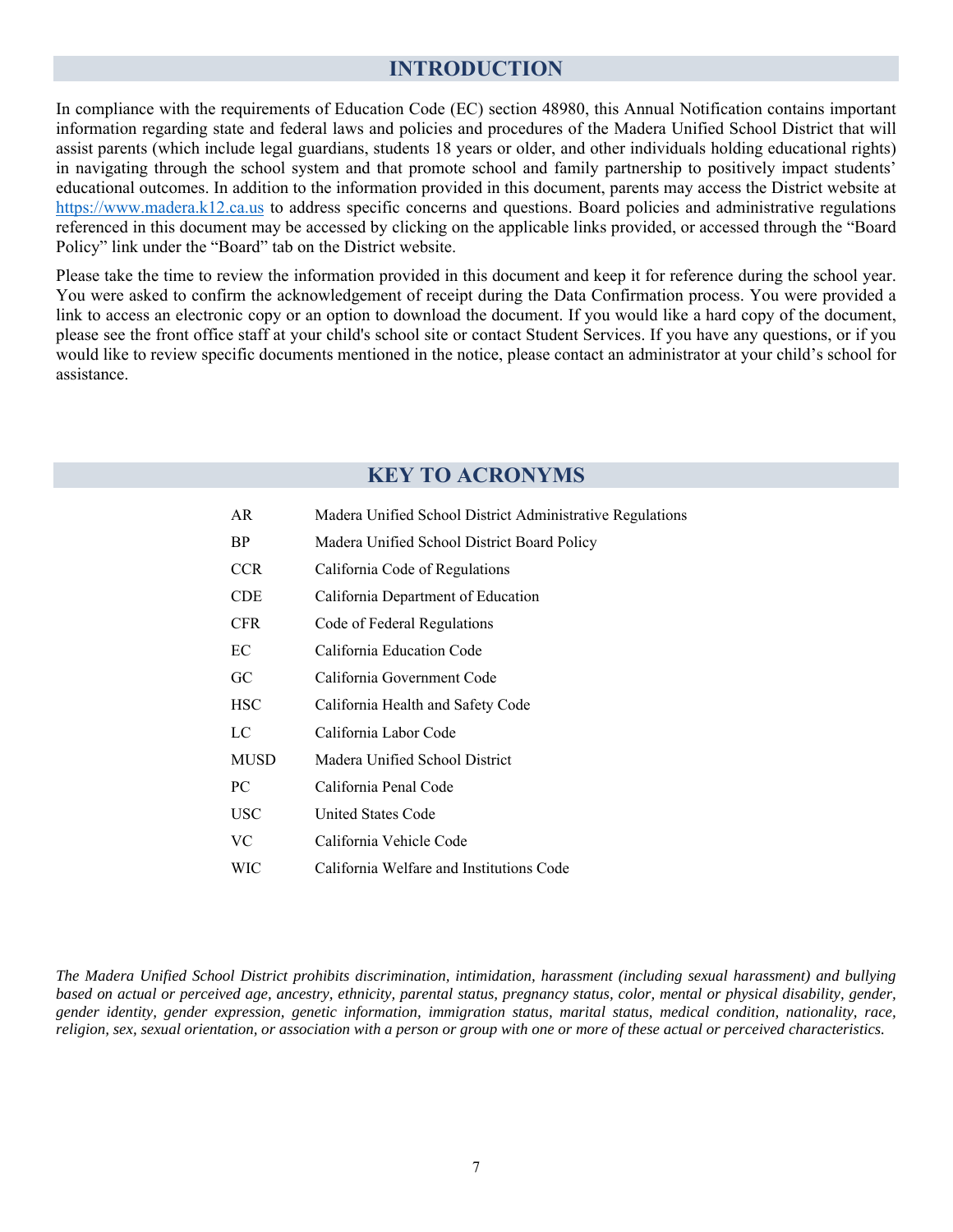## INTRODUCTION

In compliance with the requirements of Education Code (EC) section 48980, this Annual Notification contains important information regarding state and federal laws and policies and procedures of the Madera Unified School District that will assist parents (which include legal guardians, students 18 years or older, and other individuals holding educational rights) in navigating through the school system and that promote school and family partnership to positively impact students' educational outcomes. In addition to the information provided in this document, parents may access the District website at [https://www.madera.k12.ca.us](https://www.madera.k12.ca.us) to address specific concerns and questions. Board policies and administrative regulations referenced in this document may be accessed by clicking on the applicable links provided, or accessed through the "Board Policy" link under the "Board" tab on the District website.

Please take the time to review the information provided in this document and keep it for reference during the school year. You were asked to confirm the acknowledgement of receipt during the Data Confirmation process. You were provided a link to access an electronic copy or an option to download the document. If you would like a hard copy of the document, please see the front office staff at your child's school site or contact Student Services. If you have any questions, or if you would like to review specific documents mentioned in the notice, please contact an administrator at your child's school for assistance.

## KEY TO ACRONYMS

| | |
|---|---|
| AR | Madera Unified School District Administrative Regulations |
| BP | Madera Unified School District Board Policy |
| CCR | California Code of Regulations |
| CDE | California Department of Education |
| CFR | Code of Federal Regulations |
| EC | California Education Code |
| GC | California Government Code |
| HSC | California Health and Safety Code |
| LC | California Labor Code |
| MUSD | Madera Unified School District |
| PC | California Penal Code |
| USC | United States Code |
| VC | California Vehicle Code |
| WIC | California Welfare and Institutions Code |

*The Madera Unified School District prohibits discrimination, intimidation, harassment (including sexual harassment) and bullying based on actual or perceived age, ancestry, ethnicity, parental status, pregnancy status, color, mental or physical disability, gender, gender identity, gender expression, genetic information, immigration status, marital status, medical condition, nationality, race, religion, sex, sexual orientation, or association with a person or group with one or more of these actual or perceived characteristics.*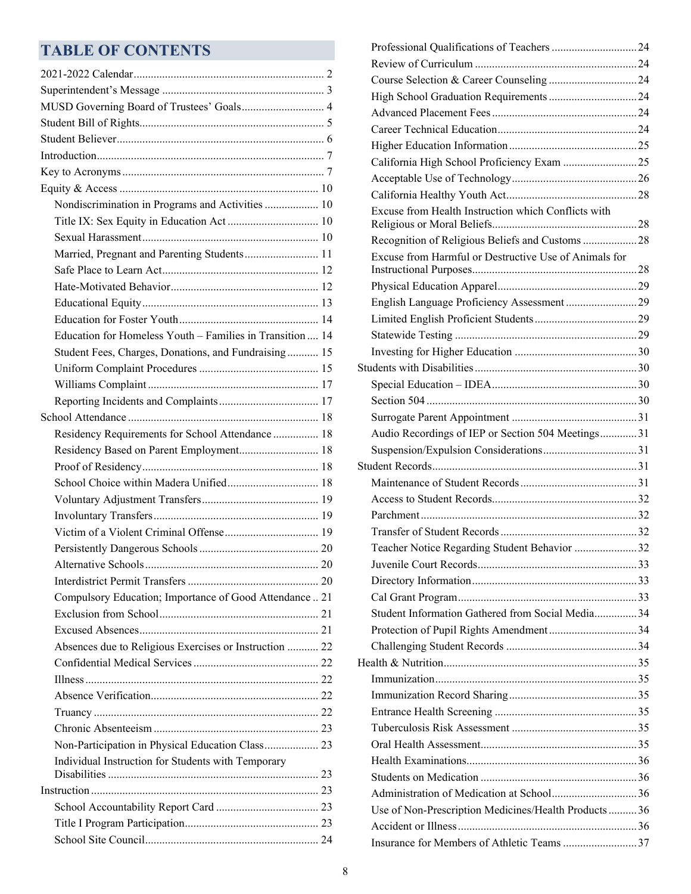# TABLE OF CONTENTS

- 2021-2022 Calendar .......... 2
- Superintendent's Message .......... 3
- MUSD Governing Board of Trustees' Goals .......... 4
- Student Bill of Rights .......... 5
- Student Believer .......... 6
- Introduction .......... 7
- Key to Acronyms .......... 7
- Equity & Access .......... 10
  - Nondiscrimination in Programs and Activities .......... 10
  - Title IX: Sex Equity in Education Act .......... 10
  - Sexual Harassment .......... 10
  - Married, Pregnant and Parenting Students .......... 11
  - Safe Place to Learn Act .......... 12
  - Hate-Motivated Behavior .......... 12
  - Educational Equity .......... 13
  - Education for Foster Youth .......... 14
  - Education for Homeless Youth – Families in Transition .......... 14
  - Student Fees, Charges, Donations, and Fundraising .......... 15
  - Uniform Complaint Procedures .......... 15
  - Williams Complaint .......... 17
  - Reporting Incidents and Complaints .......... 17
- School Attendance .......... 18
  - Residency Requirements for School Attendance .......... 18
  - Residency Based on Parent Employment .......... 18
  - Proof of Residency .......... 18
  - School Choice within Madera Unified .......... 18
  - Voluntary Adjustment Transfers .......... 19
  - Involuntary Transfers .......... 19
  - Victim of a Violent Criminal Offense .......... 19
  - Persistently Dangerous Schools .......... 20
  - Alternative Schools .......... 20
  - Interdistrict Permit Transfers .......... 20
  - Compulsory Education; Importance of Good Attendance .......... 21
  - Exclusion from School .......... 21
  - Excused Absences .......... 21
  - Absences due to Religious Exercises or Instruction .......... 22
  - Confidential Medical Services .......... 22
  - Illness .......... 22
  - Absence Verification .......... 22
  - Truancy .......... 22
  - Chronic Absenteeism .......... 23
  - Non-Participation in Physical Education Class .......... 23
  - Individual Instruction for Students with Temporary Disabilities .......... 23
- Instruction .......... 23
  - School Accountability Report Card .......... 23
  - Title I Program Participation .......... 23
  - School Site Council .......... 24
  - Professional Qualifications of Teachers .......... 24
  - Review of Curriculum .......... 24
  - Course Selection & Career Counseling .......... 24
  - High School Graduation Requirements .......... 24
  - Advanced Placement Fees .......... 24
  - Career Technical Education .......... 24
  - Higher Education Information .......... 25
  - California High School Proficiency Exam .......... 25
  - Acceptable Use of Technology .......... 26
  - California Healthy Youth Act .......... 28
  - Excuse from Health Instruction which Conflicts with Religious or Moral Beliefs .......... 28
  - Recognition of Religious Beliefs and Customs .......... 28
  - Excuse from Harmful or Destructive Use of Animals for Instructional Purposes .......... 28
  - Physical Education Apparel .......... 29
  - English Language Proficiency Assessment .......... 29
  - Limited English Proficient Students .......... 29
  - Statewide Testing .......... 29
  - Investing for Higher Education .......... 30
- Students with Disabilities .......... 30
  - Special Education – IDEA .......... 30
  - Section 504 .......... 30
  - Surrogate Parent Appointment .......... 31
  - Audio Recordings of IEP or Section 504 Meetings .......... 31
  - Suspension/Expulsion Considerations .......... 31
- Student Records .......... 31
  - Maintenance of Student Records .......... 31
  - Access to Student Records .......... 32
  - Parchment .......... 32
  - Transfer of Student Records .......... 32
  - Teacher Notice Regarding Student Behavior .......... 32
  - Juvenile Court Records .......... 33
  - Directory Information .......... 33
  - Cal Grant Program .......... 33
  - Student Information Gathered from Social Media .......... 34
  - Protection of Pupil Rights Amendment .......... 34
  - Challenging Student Records .......... 34
- Health & Nutrition .......... 35
  - Immunization .......... 35
  - Immunization Record Sharing .......... 35
  - Entrance Health Screening .......... 35
  - Tuberculosis Risk Assessment .......... 35
  - Oral Health Assessment .......... 35
  - Health Examinations .......... 36
  - Students on Medication .......... 36
  - Administration of Medication at School .......... 36
  - Use of Non-Prescription Medicines/Health Products .......... 36
  - Accident or Illness .......... 36
  - Insurance for Members of Athletic Teams .......... 37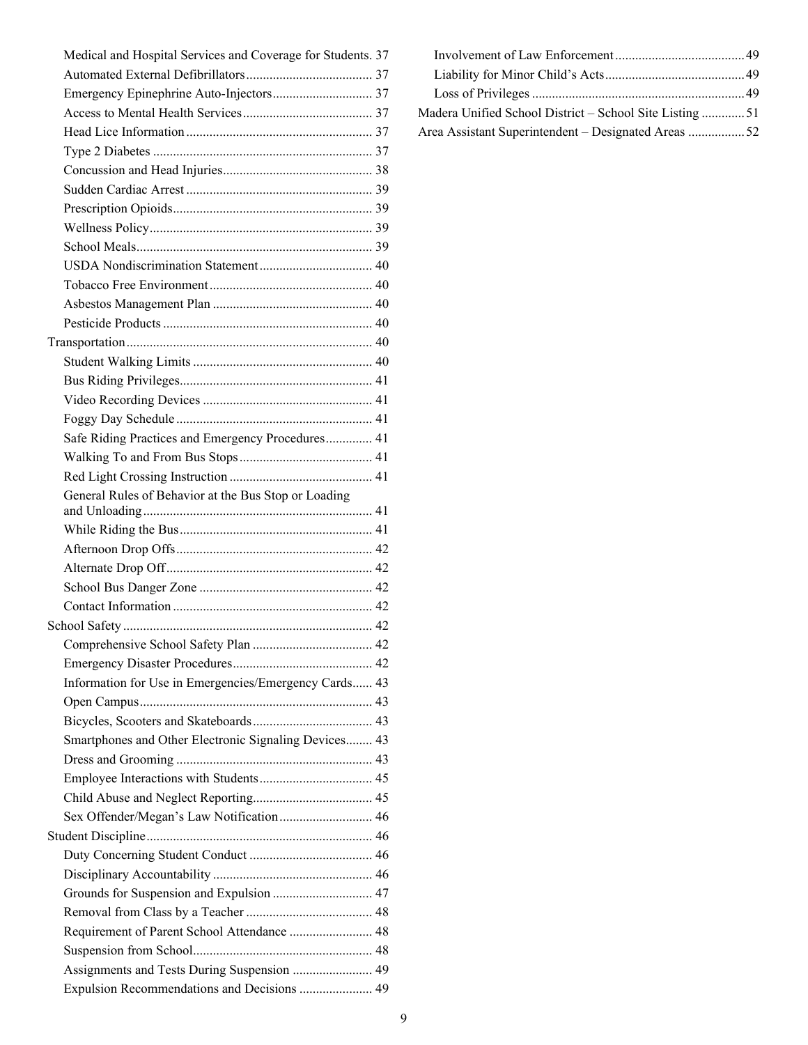- Medical and Hospital Services and Coverage for Students. 37
- Automated External Defibrillators 37
- Emergency Epinephrine Auto-Injectors 37
- Access to Mental Health Services 37
- Head Lice Information 37
- Type 2 Diabetes 37
- Concussion and Head Injuries 38
- Sudden Cardiac Arrest 39
- Prescription Opioids 39
- Wellness Policy 39
- School Meals 39
- USDA Nondiscrimination Statement 40
- Tobacco Free Environment 40
- Asbestos Management Plan 40
- Pesticide Products 40

Transportation 40

- Student Walking Limits 40
- Bus Riding Privileges 41
- Video Recording Devices 41
- Foggy Day Schedule 41
- Safe Riding Practices and Emergency Procedures 41
- Walking To and From Bus Stops 41
- Red Light Crossing Instruction 41
- General Rules of Behavior at the Bus Stop or Loading and Unloading 41
- While Riding the Bus 41
- Afternoon Drop Offs 42
- Alternate Drop Off 42
- School Bus Danger Zone 42
- Contact Information 42

School Safety 42

- Comprehensive School Safety Plan 42
- Emergency Disaster Procedures 42
- Information for Use in Emergencies/Emergency Cards 43
- Open Campus 43
- Bicycles, Scooters and Skateboards 43
- Smartphones and Other Electronic Signaling Devices 43
- Dress and Grooming 43
- Employee Interactions with Students 45
- Child Abuse and Neglect Reporting 45
- Sex Offender/Megan's Law Notification 46

Student Discipline 46

- Duty Concerning Student Conduct 46
- Disciplinary Accountability 46
- Grounds for Suspension and Expulsion 47
- Removal from Class by a Teacher 48
- Requirement of Parent School Attendance 48
- Suspension from School 48
- Assignments and Tests During Suspension 49
- Expulsion Recommendations and Decisions 49
- Involvement of Law Enforcement 49
- Liability for Minor Child's Acts 49
- Loss of Privileges 49

Madera Unified School District – School Site Listing 51

Area Assistant Superintendent – Designated Areas 52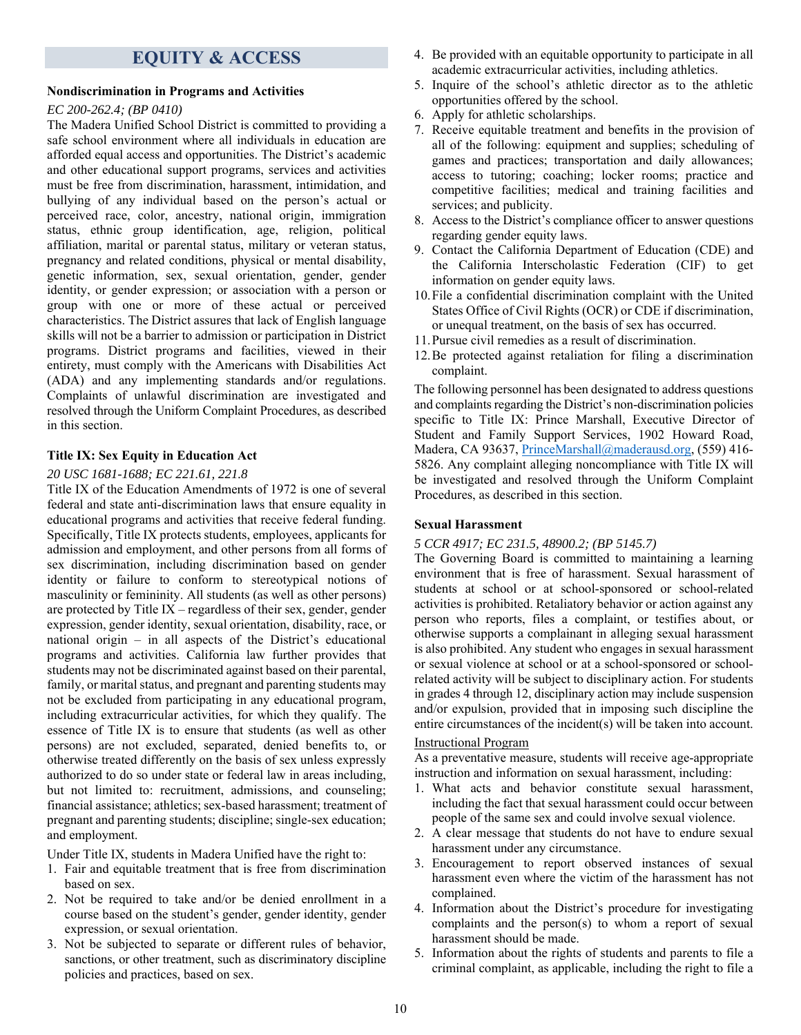# EQUITY & ACCESS

### Nondiscrimination in Programs and Activities

*EC 200-262.4; (BP 0410)*

The Madera Unified School District is committed to providing a safe school environment where all individuals in education are afforded equal access and opportunities. The District's academic and other educational support programs, services and activities must be free from discrimination, harassment, intimidation, and bullying of any individual based on the person's actual or perceived race, color, ancestry, national origin, immigration status, ethnic group identification, age, religion, political affiliation, marital or parental status, military or veteran status, pregnancy and related conditions, physical or mental disability, genetic information, sex, sexual orientation, gender, gender identity, or gender expression; or association with a person or group with one or more of these actual or perceived characteristics. The District assures that lack of English language skills will not be a barrier to admission or participation in District programs. District programs and facilities, viewed in their entirety, must comply with the Americans with Disabilities Act (ADA) and any implementing standards and/or regulations. Complaints of unlawful discrimination are investigated and resolved through the Uniform Complaint Procedures, as described in this section.

### Title IX: Sex Equity in Education Act

*20 USC 1681-1688; EC 221.61, 221.8*

Title IX of the Education Amendments of 1972 is one of several federal and state anti-discrimination laws that ensure equality in educational programs and activities that receive federal funding. Specifically, Title IX protects students, employees, applicants for admission and employment, and other persons from all forms of sex discrimination, including discrimination based on gender identity or failure to conform to stereotypical notions of masculinity or femininity. All students (as well as other persons) are protected by Title IX – regardless of their sex, gender, gender expression, gender identity, sexual orientation, disability, race, or national origin – in all aspects of the District's educational programs and activities. California law further provides that students may not be discriminated against based on their parental, family, or marital status, and pregnant and parenting students may not be excluded from participating in any educational program, including extracurricular activities, for which they qualify. The essence of Title IX is to ensure that students (as well as other persons) are not excluded, separated, denied benefits to, or otherwise treated differently on the basis of sex unless expressly authorized to do so under state or federal law in areas including, but not limited to: recruitment, admissions, and counseling; financial assistance; athletics; sex-based harassment; treatment of pregnant and parenting students; discipline; single-sex education; and employment.

Under Title IX, students in Madera Unified have the right to:

1. Fair and equitable treatment that is free from discrimination based on sex.
2. Not be required to take and/or be denied enrollment in a course based on the student's gender, gender identity, gender expression, or sexual orientation.
3. Not be subjected to separate or different rules of behavior, sanctions, or other treatment, such as discriminatory discipline policies and practices, based on sex.
4. Be provided with an equitable opportunity to participate in all academic extracurricular activities, including athletics.
5. Inquire of the school's athletic director as to the athletic opportunities offered by the school.
6. Apply for athletic scholarships.
7. Receive equitable treatment and benefits in the provision of all of the following: equipment and supplies; scheduling of games and practices; transportation and daily allowances; access to tutoring; coaching; locker rooms; practice and competitive facilities; medical and training facilities and services; and publicity.
8. Access to the District's compliance officer to answer questions regarding gender equity laws.
9. Contact the California Department of Education (CDE) and the California Interscholastic Federation (CIF) to get information on gender equity laws.
10. File a confidential discrimination complaint with the United States Office of Civil Rights (OCR) or CDE if discrimination, or unequal treatment, on the basis of sex has occurred.
11. Pursue civil remedies as a result of discrimination.
12. Be protected against retaliation for filing a discrimination complaint.

The following personnel has been designated to address questions and complaints regarding the District's non-discrimination policies specific to Title IX: Prince Marshall, Executive Director of Student and Family Support Services, 1902 Howard Road, Madera, CA 93637, PrinceMarshall@maderausd.org, (559) 416-5826. Any complaint alleging noncompliance with Title IX will be investigated and resolved through the Uniform Complaint Procedures, as described in this section.

### Sexual Harassment

*5 CCR 4917; EC 231.5, 48900.2; (BP 5145.7)*

The Governing Board is committed to maintaining a learning environment that is free of harassment. Sexual harassment of students at school or at school-sponsored or school-related activities is prohibited. Retaliatory behavior or action against any person who reports, files a complaint, or testifies about, or otherwise supports a complainant in alleging sexual harassment is also prohibited. Any student who engages in sexual harassment or sexual violence at school or at a school-sponsored or school-related activity will be subject to disciplinary action. For students in grades 4 through 12, disciplinary action may include suspension and/or expulsion, provided that in imposing such discipline the entire circumstances of the incident(s) will be taken into account.

Instructional Program

As a preventative measure, students will receive age-appropriate instruction and information on sexual harassment, including:

1. What acts and behavior constitute sexual harassment, including the fact that sexual harassment could occur between people of the same sex and could involve sexual violence.
2. A clear message that students do not have to endure sexual harassment under any circumstance.
3. Encouragement to report observed instances of sexual harassment even where the victim of the harassment has not complained.
4. Information about the District's procedure for investigating complaints and the person(s) to whom a report of sexual harassment should be made.
5. Information about the rights of students and parents to file a criminal complaint, as applicable, including the right to file a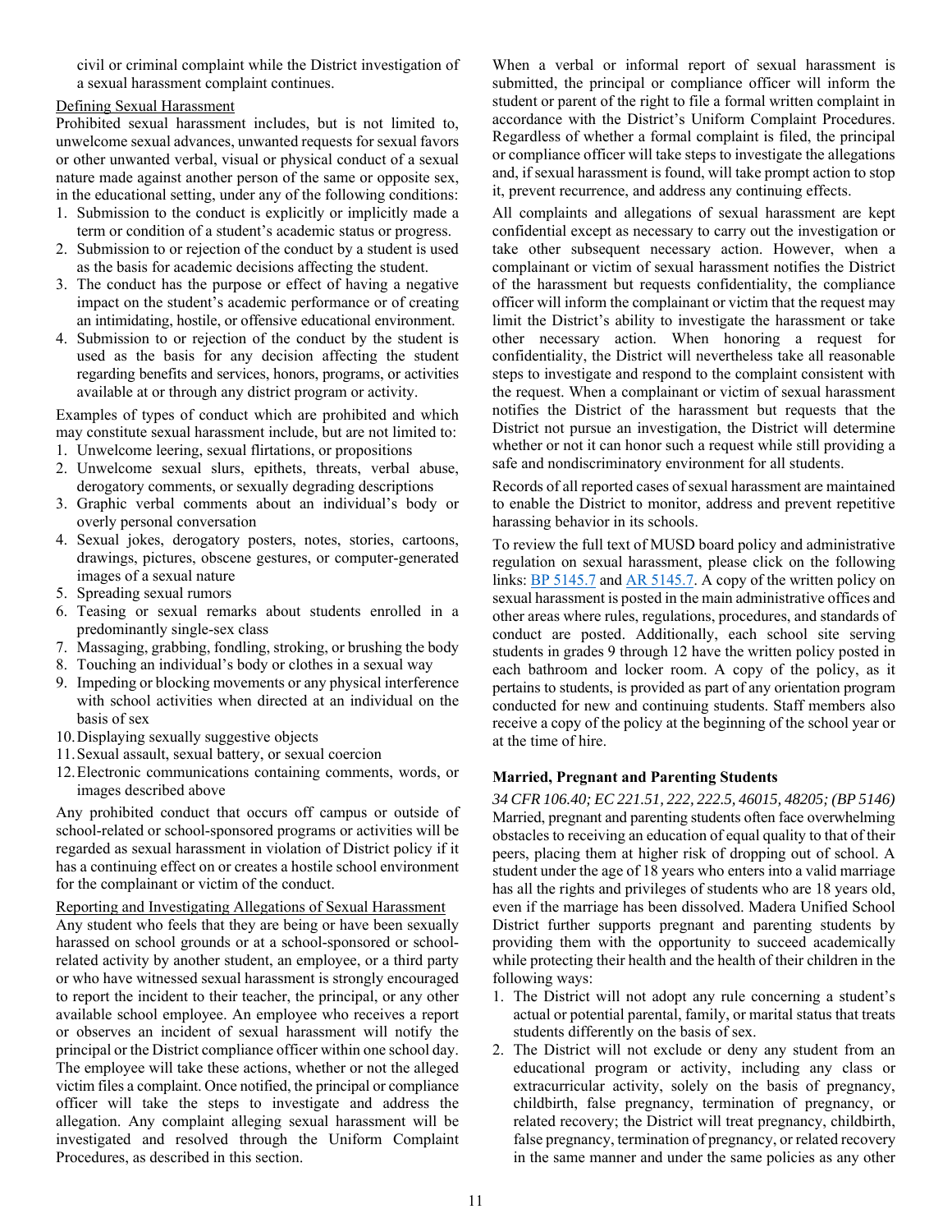civil or criminal complaint while the District investigation of a sexual harassment complaint continues.

Defining Sexual Harassment

Prohibited sexual harassment includes, but is not limited to, unwelcome sexual advances, unwanted requests for sexual favors or other unwanted verbal, visual or physical conduct of a sexual nature made against another person of the same or opposite sex, in the educational setting, under any of the following conditions:

1. Submission to the conduct is explicitly or implicitly made a term or condition of a student's academic status or progress.
2. Submission to or rejection of the conduct by a student is used as the basis for academic decisions affecting the student.
3. The conduct has the purpose or effect of having a negative impact on the student's academic performance or of creating an intimidating, hostile, or offensive educational environment.
4. Submission to or rejection of the conduct by the student is used as the basis for any decision affecting the student regarding benefits and services, honors, programs, or activities available at or through any district program or activity.

Examples of types of conduct which are prohibited and which may constitute sexual harassment include, but are not limited to:

1. Unwelcome leering, sexual flirtations, or propositions
2. Unwelcome sexual slurs, epithets, threats, verbal abuse, derogatory comments, or sexually degrading descriptions
3. Graphic verbal comments about an individual's body or overly personal conversation
4. Sexual jokes, derogatory posters, notes, stories, cartoons, drawings, pictures, obscene gestures, or computer-generated images of a sexual nature
5. Spreading sexual rumors
6. Teasing or sexual remarks about students enrolled in a predominantly single-sex class
7. Massaging, grabbing, fondling, stroking, or brushing the body
8. Touching an individual's body or clothes in a sexual way
9. Impeding or blocking movements or any physical interference with school activities when directed at an individual on the basis of sex
10. Displaying sexually suggestive objects
11. Sexual assault, sexual battery, or sexual coercion
12. Electronic communications containing comments, words, or images described above

Any prohibited conduct that occurs off campus or outside of school-related or school-sponsored programs or activities will be regarded as sexual harassment in violation of District policy if it has a continuing effect on or creates a hostile school environment for the complainant or victim of the conduct.

Reporting and Investigating Allegations of Sexual Harassment

Any student who feels that they are being or have been sexually harassed on school grounds or at a school-sponsored or school-related activity by another student, an employee, or a third party or who have witnessed sexual harassment is strongly encouraged to report the incident to their teacher, the principal, or any other available school employee. An employee who receives a report or observes an incident of sexual harassment will notify the principal or the District compliance officer within one school day. The employee will take these actions, whether or not the alleged victim files a complaint. Once notified, the principal or compliance officer will take the steps to investigate and address the allegation. Any complaint alleging sexual harassment will be investigated and resolved through the Uniform Complaint Procedures, as described in this section.

When a verbal or informal report of sexual harassment is submitted, the principal or compliance officer will inform the student or parent of the right to file a formal written complaint in accordance with the District's Uniform Complaint Procedures. Regardless of whether a formal complaint is filed, the principal or compliance officer will take steps to investigate the allegations and, if sexual harassment is found, will take prompt action to stop it, prevent recurrence, and address any continuing effects.

All complaints and allegations of sexual harassment are kept confidential except as necessary to carry out the investigation or take other subsequent necessary action. However, when a complainant or victim of sexual harassment notifies the District of the harassment but requests confidentiality, the compliance officer will inform the complainant or victim that the request may limit the District's ability to investigate the harassment or take other necessary action. When honoring a request for confidentiality, the District will nevertheless take all reasonable steps to investigate and respond to the complaint consistent with the request. When a complainant or victim of sexual harassment notifies the District of the harassment but requests that the District not pursue an investigation, the District will determine whether or not it can honor such a request while still providing a safe and nondiscriminatory environment for all students.

Records of all reported cases of sexual harassment are maintained to enable the District to monitor, address and prevent repetitive harassing behavior in its schools.

To review the full text of MUSD board policy and administrative regulation on sexual harassment, please click on the following links: BP 5145.7 and AR 5145.7. A copy of the written policy on sexual harassment is posted in the main administrative offices and other areas where rules, regulations, procedures, and standards of conduct are posted. Additionally, each school site serving students in grades 9 through 12 have the written policy posted in each bathroom and locker room. A copy of the policy, as it pertains to students, is provided as part of any orientation program conducted for new and continuing students. Staff members also receive a copy of the policy at the beginning of the school year or at the time of hire.

### Married, Pregnant and Parenting Students

*34 CFR 106.40; EC 221.51, 222, 222.5, 46015, 48205; (BP 5146)*

Married, pregnant and parenting students often face overwhelming obstacles to receiving an education of equal quality to that of their peers, placing them at higher risk of dropping out of school. A student under the age of 18 years who enters into a valid marriage has all the rights and privileges of students who are 18 years old, even if the marriage has been dissolved. Madera Unified School District further supports pregnant and parenting students by providing them with the opportunity to succeed academically while protecting their health and the health of their children in the following ways:

1. The District will not adopt any rule concerning a student's actual or potential parental, family, or marital status that treats students differently on the basis of sex.
2. The District will not exclude or deny any student from an educational program or activity, including any class or extracurricular activity, solely on the basis of pregnancy, childbirth, false pregnancy, termination of pregnancy, or related recovery; the District will treat pregnancy, childbirth, false pregnancy, termination of pregnancy, or related recovery in the same manner and under the same policies as any other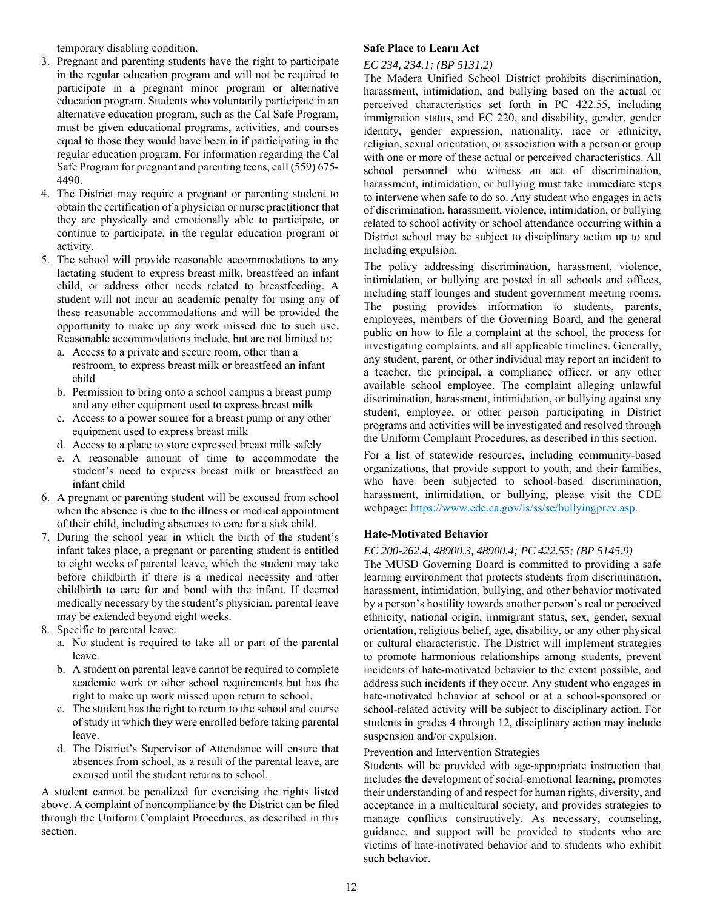temporary disabling condition.

3. Pregnant and parenting students have the right to participate in the regular education program and will not be required to participate in a pregnant minor program or alternative education program. Students who voluntarily participate in an alternative education program, such as the Cal Safe Program, must be given educational programs, activities, and courses equal to those they would have been in if participating in the regular education program. For information regarding the Cal Safe Program for pregnant and parenting teens, call (559) 675-4490.
4. The District may require a pregnant or parenting student to obtain the certification of a physician or nurse practitioner that they are physically and emotionally able to participate, or continue to participate, in the regular education program or activity.
5. The school will provide reasonable accommodations to any lactating student to express breast milk, breastfeed an infant child, or address other needs related to breastfeeding. A student will not incur an academic penalty for using any of these reasonable accommodations and will be provided the opportunity to make up any work missed due to such use. Reasonable accommodations include, but are not limited to:
   a. Access to a private and secure room, other than a restroom, to express breast milk or breastfeed an infant child
   b. Permission to bring onto a school campus a breast pump and any other equipment used to express breast milk
   c. Access to a power source for a breast pump or any other equipment used to express breast milk
   d. Access to a place to store expressed breast milk safely
   e. A reasonable amount of time to accommodate the student's need to express breast milk or breastfeed an infant child
6. A pregnant or parenting student will be excused from school when the absence is due to the illness or medical appointment of their child, including absences to care for a sick child.
7. During the school year in which the birth of the student's infant takes place, a pregnant or parenting student is entitled to eight weeks of parental leave, which the student may take before childbirth if there is a medical necessity and after childbirth to care for and bond with the infant. If deemed medically necessary by the student's physician, parental leave may be extended beyond eight weeks.
8. Specific to parental leave:
   a. No student is required to take all or part of the parental leave.
   b. A student on parental leave cannot be required to complete academic work or other school requirements but has the right to make up work missed upon return to school.
   c. The student has the right to return to the school and course of study in which they were enrolled before taking parental leave.
   d. The District's Supervisor of Attendance will ensure that absences from school, as a result of the parental leave, are excused until the student returns to school.

A student cannot be penalized for exercising the rights listed above. A complaint of noncompliance by the District can be filed through the Uniform Complaint Procedures, as described in this section.

### Safe Place to Learn Act

*EC 234, 234.1; (BP 5131.2)*

The Madera Unified School District prohibits discrimination, harassment, intimidation, and bullying based on the actual or perceived characteristics set forth in PC 422.55, including immigration status, and EC 220, and disability, gender, gender identity, gender expression, nationality, race or ethnicity, religion, sexual orientation, or association with a person or group with one or more of these actual or perceived characteristics. All school personnel who witness an act of discrimination, harassment, intimidation, or bullying must take immediate steps to intervene when safe to do so. Any student who engages in acts of discrimination, harassment, violence, intimidation, or bullying related to school activity or school attendance occurring within a District school may be subject to disciplinary action up to and including expulsion.

The policy addressing discrimination, harassment, violence, intimidation, or bullying are posted in all schools and offices, including staff lounges and student government meeting rooms. The posting provides information to students, parents, employees, members of the Governing Board, and the general public on how to file a complaint at the school, the process for investigating complaints, and all applicable timelines. Generally, any student, parent, or other individual may report an incident to a teacher, the principal, a compliance officer, or any other available school employee. The complaint alleging unlawful discrimination, harassment, intimidation, or bullying against any student, employee, or other person participating in District programs and activities will be investigated and resolved through the Uniform Complaint Procedures, as described in this section.

For a list of statewide resources, including community-based organizations, that provide support to youth, and their families, who have been subjected to school-based discrimination, harassment, intimidation, or bullying, please visit the CDE webpage: https://www.cde.ca.gov/ls/ss/se/bullyingprev.asp.

### Hate-Motivated Behavior

*EC 200-262.4, 48900.3, 48900.4; PC 422.55; (BP 5145.9)*

The MUSD Governing Board is committed to providing a safe learning environment that protects students from discrimination, harassment, intimidation, bullying, and other behavior motivated by a person's hostility towards another person's real or perceived ethnicity, national origin, immigrant status, sex, gender, sexual orientation, religious belief, age, disability, or any other physical or cultural characteristic. The District will implement strategies to promote harmonious relationships among students, prevent incidents of hate-motivated behavior to the extent possible, and address such incidents if they occur. Any student who engages in hate-motivated behavior at school or at a school-sponsored or school-related activity will be subject to disciplinary action. For students in grades 4 through 12, disciplinary action may include suspension and/or expulsion.

<u>Prevention and Intervention Strategies</u>

Students will be provided with age-appropriate instruction that includes the development of social-emotional learning, promotes their understanding of and respect for human rights, diversity, and acceptance in a multicultural society, and provides strategies to manage conflicts constructively. As necessary, counseling, guidance, and support will be provided to students who are victims of hate-motivated behavior and to students who exhibit such behavior.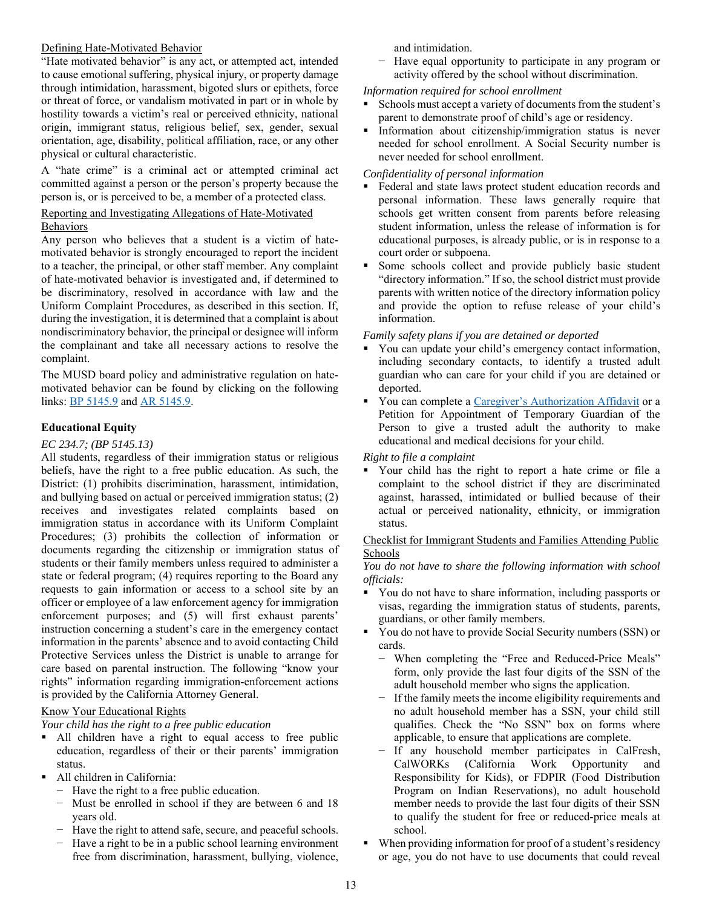Defining Hate-Motivated Behavior

"Hate motivated behavior" is any act, or attempted act, intended to cause emotional suffering, physical injury, or property damage through intimidation, harassment, bigoted slurs or epithets, force or threat of force, or vandalism motivated in part or in whole by hostility towards a victim's real or perceived ethnicity, national origin, immigrant status, religious belief, sex, gender, sexual orientation, age, disability, political affiliation, race, or any other physical or cultural characteristic.

A "hate crime" is a criminal act or attempted criminal act committed against a person or the person's property because the person is, or is perceived to be, a member of a protected class.

Reporting and Investigating Allegations of Hate-Motivated Behaviors

Any person who believes that a student is a victim of hate-motivated behavior is strongly encouraged to report the incident to a teacher, the principal, or other staff member. Any complaint of hate-motivated behavior is investigated and, if determined to be discriminatory, resolved in accordance with law and the Uniform Complaint Procedures, as described in this section. If, during the investigation, it is determined that a complaint is about nondiscriminatory behavior, the principal or designee will inform the complainant and take all necessary actions to resolve the complaint.

The MUSD board policy and administrative regulation on hate-motivated behavior can be found by clicking on the following links: BP 5145.9 and AR 5145.9.

**Educational Equity**

*EC 234.7; (BP 5145.13)*

All students, regardless of their immigration status or religious beliefs, have the right to a free public education. As such, the District: (1) prohibits discrimination, harassment, intimidation, and bullying based on actual or perceived immigration status; (2) receives and investigates related complaints based on immigration status in accordance with its Uniform Complaint Procedures; (3) prohibits the collection of information or documents regarding the citizenship or immigration status of students or their family members unless required to administer a state or federal program; (4) requires reporting to the Board any requests to gain information or access to a school site by an officer or employee of a law enforcement agency for immigration enforcement purposes; and (5) will first exhaust parents' instruction concerning a student's care in the emergency contact information in the parents' absence and to avoid contacting Child Protective Services unless the District is unable to arrange for care based on parental instruction. The following "know your rights" information regarding immigration-enforcement actions is provided by the California Attorney General.

Know Your Educational Rights

*Your child has the right to a free public education*

- All children have a right to equal access to free public education, regardless of their or their parents' immigration status.
- All children in California:
  - Have the right to a free public education.
  - Must be enrolled in school if they are between 6 and 18 years old.
  - Have the right to attend safe, secure, and peaceful schools.
  - Have a right to be in a public school learning environment free from discrimination, harassment, bullying, violence, and intimidation.
  - Have equal opportunity to participate in any program or activity offered by the school without discrimination.

*Information required for school enrollment*

- Schools must accept a variety of documents from the student's parent to demonstrate proof of child's age or residency.
- Information about citizenship/immigration status is never needed for school enrollment. A Social Security number is never needed for school enrollment.

*Confidentiality of personal information*

- Federal and state laws protect student education records and personal information. These laws generally require that schools get written consent from parents before releasing student information, unless the release of information is for educational purposes, is already public, or is in response to a court order or subpoena.
- Some schools collect and provide publicly basic student "directory information." If so, the school district must provide parents with written notice of the directory information policy and provide the option to refuse release of your child's information.

*Family safety plans if you are detained or deported*

- You can update your child's emergency contact information, including secondary contacts, to identify a trusted adult guardian who can care for your child if you are detained or deported.
- You can complete a Caregiver's Authorization Affidavit or a Petition for Appointment of Temporary Guardian of the Person to give a trusted adult the authority to make educational and medical decisions for your child.

*Right to file a complaint*

- Your child has the right to report a hate crime or file a complaint to the school district if they are discriminated against, harassed, intimidated or bullied because of their actual or perceived nationality, ethnicity, or immigration status.

Checklist for Immigrant Students and Families Attending Public Schools

*You do not have to share the following information with school officials:*

- You do not have to share information, including passports or visas, regarding the immigration status of students, parents, guardians, or other family members.
- You do not have to provide Social Security numbers (SSN) or cards.
  - When completing the "Free and Reduced-Price Meals" form, only provide the last four digits of the SSN of the adult household member who signs the application.
  - If the family meets the income eligibility requirements and no adult household member has a SSN, your child still qualifies. Check the "No SSN" box on forms where applicable, to ensure that applications are complete.
  - If any household member participates in CalFresh, CalWORKs (California Work Opportunity and Responsibility for Kids), or FDPIR (Food Distribution Program on Indian Reservations), no adult household member needs to provide the last four digits of their SSN to qualify the student for free or reduced-price meals at school.
- When providing information for proof of a student's residency or age, you do not have to use documents that could reveal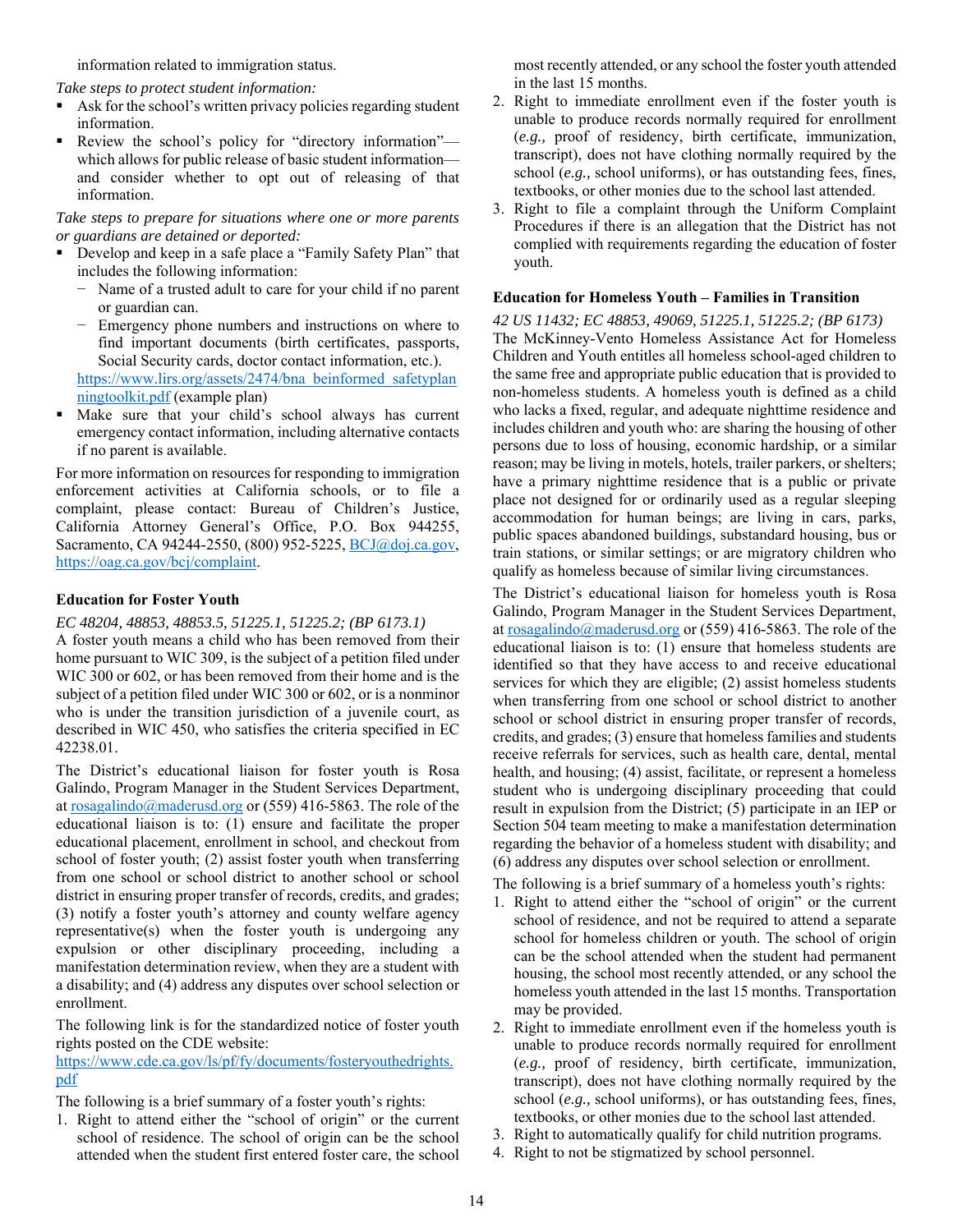information related to immigration status.

*Take steps to protect student information:*

- Ask for the school's written privacy policies regarding student information.
- Review the school's policy for "directory information"—which allows for public release of basic student information—and consider whether to opt out of releasing of that information.

*Take steps to prepare for situations where one or more parents or guardians are detained or deported:*

- Develop and keep in a safe place a "Family Safety Plan" that includes the following information:
  - Name of a trusted adult to care for your child if no parent or guardian can.
  - Emergency phone numbers and instructions on where to find important documents (birth certificates, passports, Social Security cards, doctor contact information, etc.).

  [https://www.lirs.org/assets/2474/bna_beinformed_safetyplanningtoolkit.pdf](https://www.lirs.org/assets/2474/bna_beinformed_safetyplanningtoolkit.pdf) (example plan)
- Make sure that your child's school always has current emergency contact information, including alternative contacts if no parent is available.

For more information on resources for responding to immigration enforcement activities at California schools, or to file a complaint, please contact: Bureau of Children's Justice, California Attorney General's Office, P.O. Box 944255, Sacramento, CA 94244-2550, (800) 952-5225, BCJ@doj.ca.gov, https://oag.ca.gov/bcj/complaint.

### Education for Foster Youth

*EC 48204, 48853, 48853.5, 51225.1, 51225.2; (BP 6173.1)*

A foster youth means a child who has been removed from their home pursuant to WIC 309, is the subject of a petition filed under WIC 300 or 602, or has been removed from their home and is the subject of a petition filed under WIC 300 or 602, or is a nonminor who is under the transition jurisdiction of a juvenile court, as described in WIC 450, who satisfies the criteria specified in EC 42238.01.

The District's educational liaison for foster youth is Rosa Galindo, Program Manager in the Student Services Department, at rosagalindo@maderusd.org or (559) 416-5863. The role of the educational liaison is to: (1) ensure and facilitate the proper educational placement, enrollment in school, and checkout from school of foster youth; (2) assist foster youth when transferring from one school or school district to another school or school district in ensuring proper transfer of records, credits, and grades; (3) notify a foster youth's attorney and county welfare agency representative(s) when the foster youth is undergoing any expulsion or other disciplinary proceeding, including a manifestation determination review, when they are a student with a disability; and (4) address any disputes over school selection or enrollment.

The following link is for the standardized notice of foster youth rights posted on the CDE website:
[https://www.cde.ca.gov/ls/pf/fy/documents/fosteryouthedrights.pdf](https://www.cde.ca.gov/ls/pf/fy/documents/fosteryouthedrights.pdf)

The following is a brief summary of a foster youth's rights:

1. Right to attend either the "school of origin" or the current school of residence. The school of origin can be the school attended when the student first entered foster care, the school most recently attended, or any school the foster youth attended in the last 15 months.
2. Right to immediate enrollment even if the foster youth is unable to produce records normally required for enrollment (*e.g.,* proof of residency, birth certificate, immunization, transcript), does not have clothing normally required by the school (*e.g.,* school uniforms), or has outstanding fees, fines, textbooks, or other monies due to the school last attended.
3. Right to file a complaint through the Uniform Complaint Procedures if there is an allegation that the District has not complied with requirements regarding the education of foster youth.

### Education for Homeless Youth – Families in Transition

*42 US 11432; EC 48853, 49069, 51225.1, 51225.2; (BP 6173)*

The McKinney-Vento Homeless Assistance Act for Homeless Children and Youth entitles all homeless school-aged children to the same free and appropriate public education that is provided to non-homeless students. A homeless youth is defined as a child who lacks a fixed, regular, and adequate nighttime residence and includes children and youth who: are sharing the housing of other persons due to loss of housing, economic hardship, or a similar reason; may be living in motels, hotels, trailer parkers, or shelters; have a primary nighttime residence that is a public or private place not designed for or ordinarily used as a regular sleeping accommodation for human beings; are living in cars, parks, public spaces abandoned buildings, substandard housing, bus or train stations, or similar settings; or are migratory children who qualify as homeless because of similar living circumstances.

The District's educational liaison for homeless youth is Rosa Galindo, Program Manager in the Student Services Department, at rosagalindo@maderusd.org or (559) 416-5863. The role of the educational liaison is to: (1) ensure that homeless students are identified so that they have access to and receive educational services for which they are eligible; (2) assist homeless students when transferring from one school or school district to another school or school district in ensuring proper transfer of records, credits, and grades; (3) ensure that homeless families and students receive referrals for services, such as health care, dental, mental health, and housing; (4) assist, facilitate, or represent a homeless student who is undergoing disciplinary proceeding that could result in expulsion from the District; (5) participate in an IEP or Section 504 team meeting to make a manifestation determination regarding the behavior of a homeless student with disability; and (6) address any disputes over school selection or enrollment.

The following is a brief summary of a homeless youth's rights:

1. Right to attend either the "school of origin" or the current school of residence, and not be required to attend a separate school for homeless children or youth. The school of origin can be the school attended when the student had permanent housing, the school most recently attended, or any school the homeless youth attended in the last 15 months. Transportation may be provided.
2. Right to immediate enrollment even if the homeless youth is unable to produce records normally required for enrollment (*e.g.,* proof of residency, birth certificate, immunization, transcript), does not have clothing normally required by the school (*e.g.,* school uniforms), or has outstanding fees, fines, textbooks, or other monies due to the school last attended.
3. Right to automatically qualify for child nutrition programs.
4. Right to not be stigmatized by school personnel.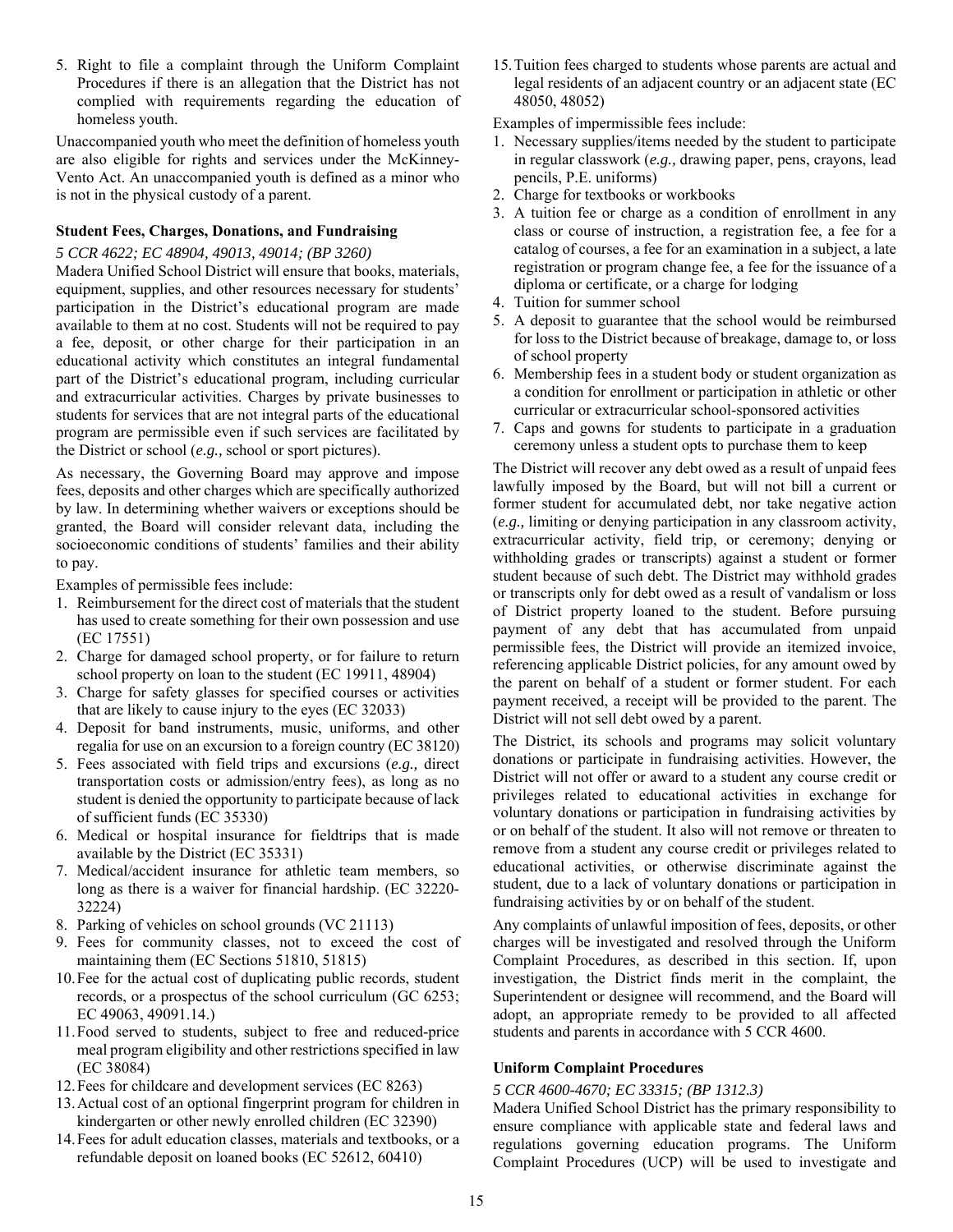5. Right to file a complaint through the Uniform Complaint Procedures if there is an allegation that the District has not complied with requirements regarding the education of homeless youth.

Unaccompanied youth who meet the definition of homeless youth are also eligible for rights and services under the McKinney-Vento Act. An unaccompanied youth is defined as a minor who is not in the physical custody of a parent.

**Student Fees, Charges, Donations, and Fundraising**

*5 CCR 4622; EC 48904, 49013, 49014; (BP 3260)*

Madera Unified School District will ensure that books, materials, equipment, supplies, and other resources necessary for students' participation in the District's educational program are made available to them at no cost. Students will not be required to pay a fee, deposit, or other charge for their participation in an educational activity which constitutes an integral fundamental part of the District's educational program, including curricular and extracurricular activities. Charges by private businesses to students for services that are not integral parts of the educational program are permissible even if such services are facilitated by the District or school (*e.g.,* school or sport pictures).

As necessary, the Governing Board may approve and impose fees, deposits and other charges which are specifically authorized by law. In determining whether waivers or exceptions should be granted, the Board will consider relevant data, including the socioeconomic conditions of students' families and their ability to pay.

Examples of permissible fees include:

1. Reimbursement for the direct cost of materials that the student has used to create something for their own possession and use (EC 17551)
2. Charge for damaged school property, or for failure to return school property on loan to the student (EC 19911, 48904)
3. Charge for safety glasses for specified courses or activities that are likely to cause injury to the eyes (EC 32033)
4. Deposit for band instruments, music, uniforms, and other regalia for use on an excursion to a foreign country (EC 38120)
5. Fees associated with field trips and excursions (*e.g.,* direct transportation costs or admission/entry fees), as long as no student is denied the opportunity to participate because of lack of sufficient funds (EC 35330)
6. Medical or hospital insurance for fieldtrips that is made available by the District (EC 35331)
7. Medical/accident insurance for athletic team members, so long as there is a waiver for financial hardship. (EC 32220-32224)
8. Parking of vehicles on school grounds (VC 21113)
9. Fees for community classes, not to exceed the cost of maintaining them (EC Sections 51810, 51815)
10. Fee for the actual cost of duplicating public records, student records, or a prospectus of the school curriculum (GC 6253; EC 49063, 49091.14.)
11. Food served to students, subject to free and reduced-price meal program eligibility and other restrictions specified in law (EC 38084)
12. Fees for childcare and development services (EC 8263)
13. Actual cost of an optional fingerprint program for children in kindergarten or other newly enrolled children (EC 32390)
14. Fees for adult education classes, materials and textbooks, or a refundable deposit on loaned books (EC 52612, 60410)
15. Tuition fees charged to students whose parents are actual and legal residents of an adjacent country or an adjacent state (EC 48050, 48052)

Examples of impermissible fees include:

1. Necessary supplies/items needed by the student to participate in regular classwork (*e.g.,* drawing paper, pens, crayons, lead pencils, P.E. uniforms)
2. Charge for textbooks or workbooks
3. A tuition fee or charge as a condition of enrollment in any class or course of instruction, a registration fee, a fee for a catalog of courses, a fee for an examination in a subject, a late registration or program change fee, a fee for the issuance of a diploma or certificate, or a charge for lodging
4. Tuition for summer school
5. A deposit to guarantee that the school would be reimbursed for loss to the District because of breakage, damage to, or loss of school property
6. Membership fees in a student body or student organization as a condition for enrollment or participation in athletic or other curricular or extracurricular school-sponsored activities
7. Caps and gowns for students to participate in a graduation ceremony unless a student opts to purchase them to keep

The District will recover any debt owed as a result of unpaid fees lawfully imposed by the Board, but will not bill a current or former student for accumulated debt, nor take negative action (*e.g.,* limiting or denying participation in any classroom activity, extracurricular activity, field trip, or ceremony; denying or withholding grades or transcripts) against a student or former student because of such debt. The District may withhold grades or transcripts only for debt owed as a result of vandalism or loss of District property loaned to the student. Before pursuing payment of any debt that has accumulated from unpaid permissible fees, the District will provide an itemized invoice, referencing applicable District policies, for any amount owed by the parent on behalf of a student or former student. For each payment received, a receipt will be provided to the parent. The District will not sell debt owed by a parent.

The District, its schools and programs may solicit voluntary donations or participate in fundraising activities. However, the District will not offer or award to a student any course credit or privileges related to educational activities in exchange for voluntary donations or participation in fundraising activities by or on behalf of the student. It also will not remove or threaten to remove from a student any course credit or privileges related to educational activities, or otherwise discriminate against the student, due to a lack of voluntary donations or participation in fundraising activities by or on behalf of the student.

Any complaints of unlawful imposition of fees, deposits, or other charges will be investigated and resolved through the Uniform Complaint Procedures, as described in this section. If, upon investigation, the District finds merit in the complaint, the Superintendent or designee will recommend, and the Board will adopt, an appropriate remedy to be provided to all affected students and parents in accordance with 5 CCR 4600.

**Uniform Complaint Procedures**

*5 CCR 4600-4670; EC 33315; (BP 1312.3)*

Madera Unified School District has the primary responsibility to ensure compliance with applicable state and federal laws and regulations governing education programs. The Uniform Complaint Procedures (UCP) will be used to investigate and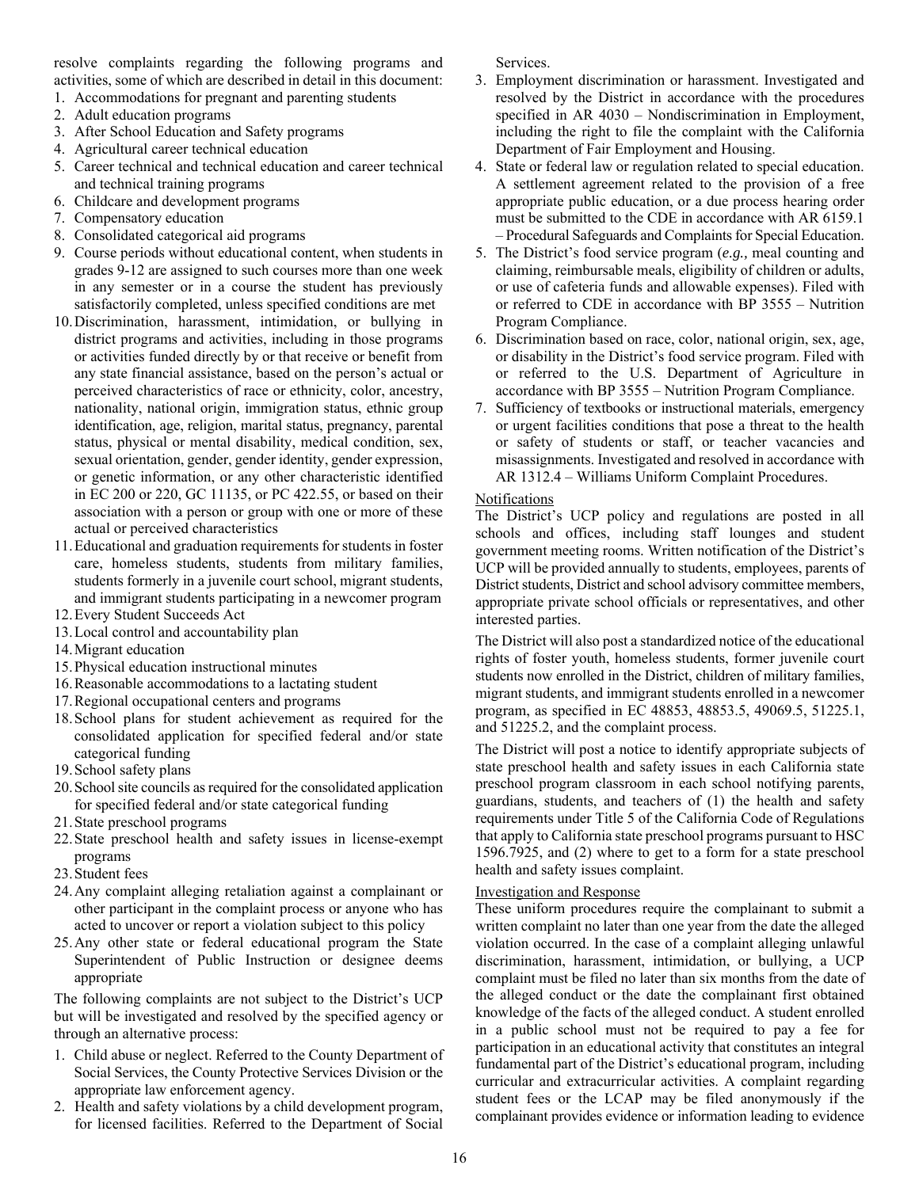resolve complaints regarding the following programs and activities, some of which are described in detail in this document:

1. Accommodations for pregnant and parenting students
2. Adult education programs
3. After School Education and Safety programs
4. Agricultural career technical education
5. Career technical and technical education and career technical and technical training programs
6. Childcare and development programs
7. Compensatory education
8. Consolidated categorical aid programs
9. Course periods without educational content, when students in grades 9-12 are assigned to such courses more than one week in any semester or in a course the student has previously satisfactorily completed, unless specified conditions are met
10. Discrimination, harassment, intimidation, or bullying in district programs and activities, including in those programs or activities funded directly by or that receive or benefit from any state financial assistance, based on the person's actual or perceived characteristics of race or ethnicity, color, ancestry, nationality, national origin, immigration status, ethnic group identification, age, religion, marital status, pregnancy, parental status, physical or mental disability, medical condition, sex, sexual orientation, gender, gender identity, gender expression, or genetic information, or any other characteristic identified in EC 200 or 220, GC 11135, or PC 422.55, or based on their association with a person or group with one or more of these actual or perceived characteristics
11. Educational and graduation requirements for students in foster care, homeless students, students from military families, students formerly in a juvenile court school, migrant students, and immigrant students participating in a newcomer program
12. Every Student Succeeds Act
13. Local control and accountability plan
14. Migrant education
15. Physical education instructional minutes
16. Reasonable accommodations to a lactating student
17. Regional occupational centers and programs
18. School plans for student achievement as required for the consolidated application for specified federal and/or state categorical funding
19. School safety plans
20. School site councils as required for the consolidated application for specified federal and/or state categorical funding
21. State preschool programs
22. State preschool health and safety issues in license-exempt programs
23. Student fees
24. Any complaint alleging retaliation against a complainant or other participant in the complaint process or anyone who has acted to uncover or report a violation subject to this policy
25. Any other state or federal educational program the State Superintendent of Public Instruction or designee deems appropriate

The following complaints are not subject to the District's UCP but will be investigated and resolved by the specified agency or through an alternative process:

1. Child abuse or neglect. Referred to the County Department of Social Services, the County Protective Services Division or the appropriate law enforcement agency.
2. Health and safety violations by a child development program, for licensed facilities. Referred to the Department of Social Services.
3. Employment discrimination or harassment. Investigated and resolved by the District in accordance with the procedures specified in AR 4030 – Nondiscrimination in Employment, including the right to file the complaint with the California Department of Fair Employment and Housing.
4. State or federal law or regulation related to special education. A settlement agreement related to the provision of a free appropriate public education, or a due process hearing order must be submitted to the CDE in accordance with AR 6159.1 – Procedural Safeguards and Complaints for Special Education.
5. The District's food service program (*e.g.,* meal counting and claiming, reimbursable meals, eligibility of children or adults, or use of cafeteria funds and allowable expenses). Filed with or referred to CDE in accordance with BP 3555 – Nutrition Program Compliance.
6. Discrimination based on race, color, national origin, sex, age, or disability in the District's food service program. Filed with or referred to the U.S. Department of Agriculture in accordance with BP 3555 – Nutrition Program Compliance.
7. Sufficiency of textbooks or instructional materials, emergency or urgent facilities conditions that pose a threat to the health or safety of students or staff, or teacher vacancies and misassignments. Investigated and resolved in accordance with AR 1312.4 – Williams Uniform Complaint Procedures.

Notifications

The District's UCP policy and regulations are posted in all schools and offices, including staff lounges and student government meeting rooms. Written notification of the District's UCP will be provided annually to students, employees, parents of District students, District and school advisory committee members, appropriate private school officials or representatives, and other interested parties.

The District will also post a standardized notice of the educational rights of foster youth, homeless students, former juvenile court students now enrolled in the District, children of military families, migrant students, and immigrant students enrolled in a newcomer program, as specified in EC 48853, 48853.5, 49069.5, 51225.1, and 51225.2, and the complaint process.

The District will post a notice to identify appropriate subjects of state preschool health and safety issues in each California state preschool program classroom in each school notifying parents, guardians, students, and teachers of (1) the health and safety requirements under Title 5 of the California Code of Regulations that apply to California state preschool programs pursuant to HSC 1596.7925, and (2) where to get to a form for a state preschool health and safety issues complaint.

Investigation and Response

These uniform procedures require the complainant to submit a written complaint no later than one year from the date the alleged violation occurred. In the case of a complaint alleging unlawful discrimination, harassment, intimidation, or bullying, a UCP complaint must be filed no later than six months from the date of the alleged conduct or the date the complainant first obtained knowledge of the facts of the alleged conduct. A student enrolled in a public school must not be required to pay a fee for participation in an educational activity that constitutes an integral fundamental part of the District's educational program, including curricular and extracurricular activities. A complaint regarding student fees or the LCAP may be filed anonymously if the complainant provides evidence or information leading to evidence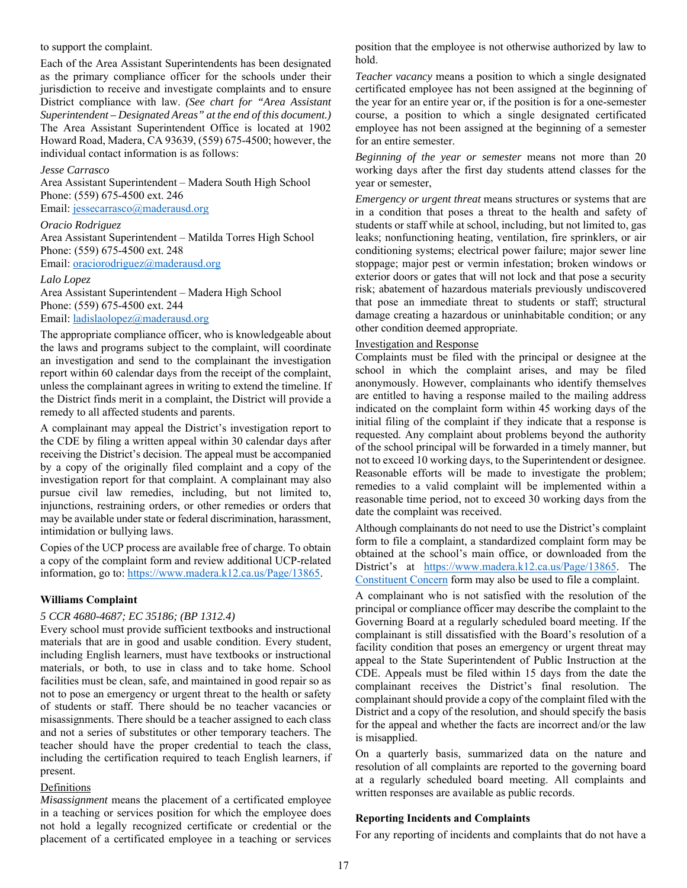to support the complaint.

Each of the Area Assistant Superintendents has been designated as the primary compliance officer for the schools under their jurisdiction to receive and investigate complaints and to ensure District compliance with law. *(See chart for "Area Assistant Superintendent – Designated Areas" at the end of this document.)* The Area Assistant Superintendent Office is located at 1902 Howard Road, Madera, CA 93639, (559) 675-4500; however, the individual contact information is as follows:

*Jesse Carrasco*
Area Assistant Superintendent – Madera South High School
Phone: (559) 675-4500 ext. 246
Email: jessecarrasco@maderausd.org

*Oracio Rodriguez*
Area Assistant Superintendent – Matilda Torres High School
Phone: (559) 675-4500 ext. 248
Email: oraciorodriguez@maderausd.org

*Lalo Lopez*
Area Assistant Superintendent – Madera High School
Phone: (559) 675-4500 ext. 244
Email: ladislaolopez@maderausd.org

The appropriate compliance officer, who is knowledgeable about the laws and programs subject to the complaint, will coordinate an investigation and send to the complainant the investigation report within 60 calendar days from the receipt of the complaint, unless the complainant agrees in writing to extend the timeline. If the District finds merit in a complaint, the District will provide a remedy to all affected students and parents.

A complainant may appeal the District's investigation report to the CDE by filing a written appeal within 30 calendar days after receiving the District's decision. The appeal must be accompanied by a copy of the originally filed complaint and a copy of the investigation report for that complaint. A complainant may also pursue civil law remedies, including, but not limited to, injunctions, restraining orders, or other remedies or orders that may be available under state or federal discrimination, harassment, intimidation or bullying laws.

Copies of the UCP process are available free of charge. To obtain a copy of the complaint form and review additional UCP-related information, go to: https://www.madera.k12.ca.us/Page/13865.

**Williams Complaint**

*5 CCR 4680-4687; EC 35186; (BP 1312.4)*

Every school must provide sufficient textbooks and instructional materials that are in good and usable condition. Every student, including English learners, must have textbooks or instructional materials, or both, to use in class and to take home. School facilities must be clean, safe, and maintained in good repair so as not to pose an emergency or urgent threat to the health or safety of students or staff. There should be no teacher vacancies or misassignments. There should be a teacher assigned to each class and not a series of substitutes or other temporary teachers. The teacher should have the proper credential to teach the class, including the certification required to teach English learners, if present.

Definitions

*Misassignment* means the placement of a certificated employee in a teaching or services position for which the employee does not hold a legally recognized certificate or credential or the placement of a certificated employee in a teaching or services position that the employee is not otherwise authorized by law to hold.

*Teacher vacancy* means a position to which a single designated certificated employee has not been assigned at the beginning of the year for an entire year or, if the position is for a one-semester course, a position to which a single designated certificated employee has not been assigned at the beginning of a semester for an entire semester.

*Beginning of the year or semester* means not more than 20 working days after the first day students attend classes for the year or semester,

*Emergency or urgent threat* means structures or systems that are in a condition that poses a threat to the health and safety of students or staff while at school, including, but not limited to, gas leaks; nonfunctioning heating, ventilation, fire sprinklers, or air conditioning systems; electrical power failure; major sewer line stoppage; major pest or vermin infestation; broken windows or exterior doors or gates that will not lock and that pose a security risk; abatement of hazardous materials previously undiscovered that pose an immediate threat to students or staff; structural damage creating a hazardous or uninhabitable condition; or any other condition deemed appropriate.

Investigation and Response

Complaints must be filed with the principal or designee at the school in which the complaint arises, and may be filed anonymously. However, complainants who identify themselves are entitled to having a response mailed to the mailing address indicated on the complaint form within 45 working days of the initial filing of the complaint if they indicate that a response is requested. Any complaint about problems beyond the authority of the school principal will be forwarded in a timely manner, but not to exceed 10 working days, to the Superintendent or designee. Reasonable efforts will be made to investigate the problem; remedies to a valid complaint will be implemented within a reasonable time period, not to exceed 30 working days from the date the complaint was received.

Although complainants do not need to use the District's complaint form to file a complaint, a standardized complaint form may be obtained at the school's main office, or downloaded from the District's at https://www.madera.k12.ca.us/Page/13865. The Constituent Concern form may also be used to file a complaint.

A complainant who is not satisfied with the resolution of the principal or compliance officer may describe the complaint to the Governing Board at a regularly scheduled board meeting. If the complainant is still dissatisfied with the Board's resolution of a facility condition that poses an emergency or urgent threat may appeal to the State Superintendent of Public Instruction at the CDE. Appeals must be filed within 15 days from the date the complainant receives the District's final resolution. The complainant should provide a copy of the complaint filed with the District and a copy of the resolution, and should specify the basis for the appeal and whether the facts are incorrect and/or the law is misapplied.

On a quarterly basis, summarized data on the nature and resolution of all complaints are reported to the governing board at a regularly scheduled board meeting. All complaints and written responses are available as public records.

**Reporting Incidents and Complaints**

For any reporting of incidents and complaints that do not have a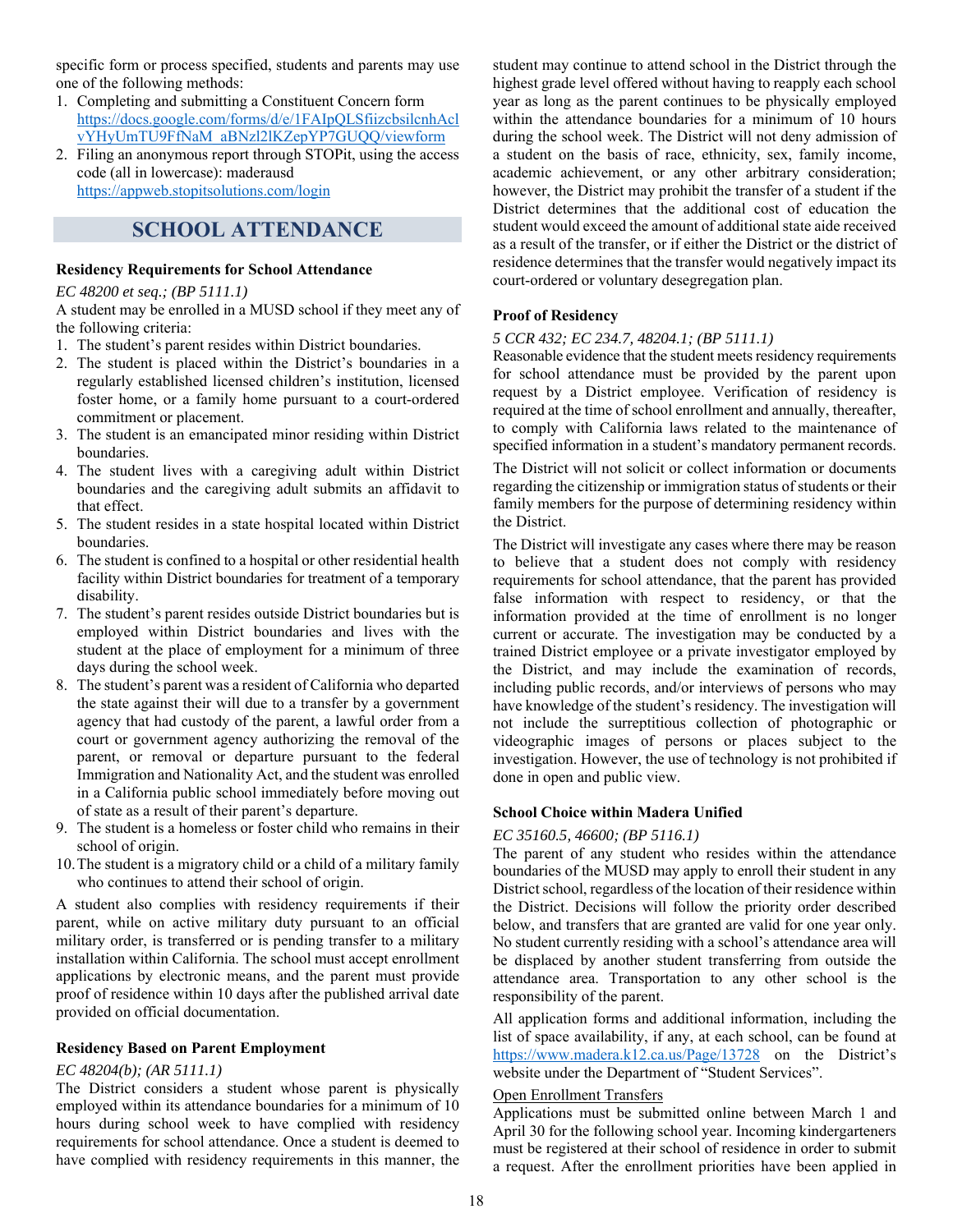specific form or process specified, students and parents may use one of the following methods:

1. Completing and submitting a Constituent Concern form https://docs.google.com/forms/d/e/1FAIpQLSfiizcbsilcnhAclvYHyUmTU9FfNaM_aBNzl2lKZepYP7GUQQ/viewform
2. Filing an anonymous report through STOPit, using the access code (all in lowercase): maderausd https://appweb.stopitsolutions.com/login

## SCHOOL ATTENDANCE

### Residency Requirements for School Attendance

*EC 48200 et seq.; (BP 5111.1)*

A student may be enrolled in a MUSD school if they meet any of the following criteria:

1. The student's parent resides within District boundaries.
2. The student is placed within the District's boundaries in a regularly established licensed children's institution, licensed foster home, or a family home pursuant to a court-ordered commitment or placement.
3. The student is an emancipated minor residing within District boundaries.
4. The student lives with a caregiving adult within District boundaries and the caregiving adult submits an affidavit to that effect.
5. The student resides in a state hospital located within District boundaries.
6. The student is confined to a hospital or other residential health facility within District boundaries for treatment of a temporary disability.
7. The student's parent resides outside District boundaries but is employed within District boundaries and lives with the student at the place of employment for a minimum of three days during the school week.
8. The student's parent was a resident of California who departed the state against their will due to a transfer by a government agency that had custody of the parent, a lawful order from a court or government agency authorizing the removal of the parent, or removal or departure pursuant to the federal Immigration and Nationality Act, and the student was enrolled in a California public school immediately before moving out of state as a result of their parent's departure.
9. The student is a homeless or foster child who remains in their school of origin.
10. The student is a migratory child or a child of a military family who continues to attend their school of origin.

A student also complies with residency requirements if their parent, while on active military duty pursuant to an official military order, is transferred or is pending transfer to a military installation within California. The school must accept enrollment applications by electronic means, and the parent must provide proof of residence within 10 days after the published arrival date provided on official documentation.

### Residency Based on Parent Employment

*EC 48204(b); (AR 5111.1)*

The District considers a student whose parent is physically employed within its attendance boundaries for a minimum of 10 hours during school week to have complied with residency requirements for school attendance. Once a student is deemed to have complied with residency requirements in this manner, the student may continue to attend school in the District through the highest grade level offered without having to reapply each school year as long as the parent continues to be physically employed within the attendance boundaries for a minimum of 10 hours during the school week. The District will not deny admission of a student on the basis of race, ethnicity, sex, family income, academic achievement, or any other arbitrary consideration; however, the District may prohibit the transfer of a student if the District determines that the additional cost of education the student would exceed the amount of additional state aide received as a result of the transfer, or if either the District or the district of residence determines that the transfer would negatively impact its court-ordered or voluntary desegregation plan.

### Proof of Residency

*5 CCR 432; EC 234.7, 48204.1; (BP 5111.1)*

Reasonable evidence that the student meets residency requirements for school attendance must be provided by the parent upon request by a District employee. Verification of residency is required at the time of school enrollment and annually, thereafter, to comply with California laws related to the maintenance of specified information in a student's mandatory permanent records.

The District will not solicit or collect information or documents regarding the citizenship or immigration status of students or their family members for the purpose of determining residency within the District.

The District will investigate any cases where there may be reason to believe that a student does not comply with residency requirements for school attendance, that the parent has provided false information with respect to residency, or that the information provided at the time of enrollment is no longer current or accurate. The investigation may be conducted by a trained District employee or a private investigator employed by the District, and may include the examination of records, including public records, and/or interviews of persons who may have knowledge of the student's residency. The investigation will not include the surreptitious collection of photographic or videographic images of persons or places subject to the investigation. However, the use of technology is not prohibited if done in open and public view.

### School Choice within Madera Unified

*EC 35160.5, 46600; (BP 5116.1)*

The parent of any student who resides within the attendance boundaries of the MUSD may apply to enroll their student in any District school, regardless of the location of their residence within the District. Decisions will follow the priority order described below, and transfers that are granted are valid for one year only. No student currently residing with a school's attendance area will be displaced by another student transferring from outside the attendance area. Transportation to any other school is the responsibility of the parent.

All application forms and additional information, including the list of space availability, if any, at each school, can be found at https://www.madera.k12.ca.us/Page/13728 on the District's website under the Department of "Student Services".

Open Enrollment Transfers

Applications must be submitted online between March 1 and April 30 for the following school year. Incoming kindergarteners must be registered at their school of residence in order to submit a request. After the enrollment priorities have been applied in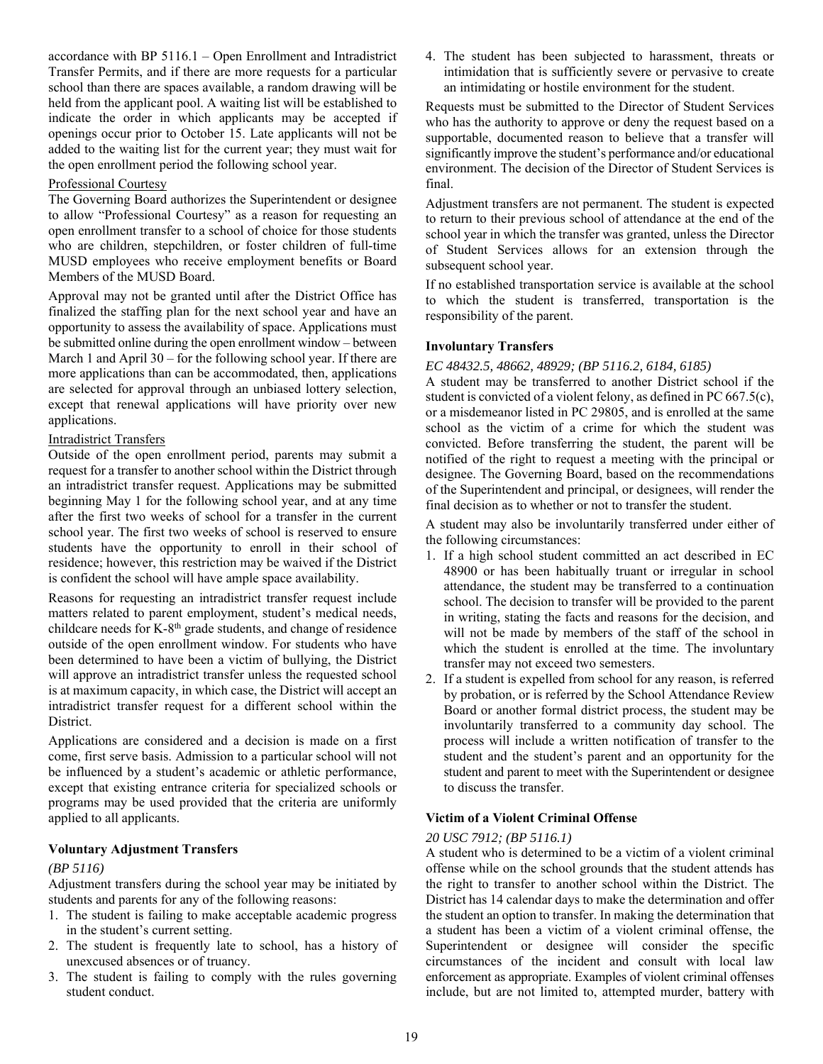accordance with BP 5116.1 – Open Enrollment and Intradistrict Transfer Permits, and if there are more requests for a particular school than there are spaces available, a random drawing will be held from the applicant pool. A waiting list will be established to indicate the order in which applicants may be accepted if openings occur prior to October 15. Late applicants will not be added to the waiting list for the current year; they must wait for the open enrollment period the following school year.

Professional Courtesy

The Governing Board authorizes the Superintendent or designee to allow "Professional Courtesy" as a reason for requesting an open enrollment transfer to a school of choice for those students who are children, stepchildren, or foster children of full-time MUSD employees who receive employment benefits or Board Members of the MUSD Board.

Approval may not be granted until after the District Office has finalized the staffing plan for the next school year and have an opportunity to assess the availability of space. Applications must be submitted online during the open enrollment window – between March 1 and April 30 – for the following school year. If there are more applications than can be accommodated, then, applications are selected for approval through an unbiased lottery selection, except that renewal applications will have priority over new applications.

Intradistrict Transfers

Outside of the open enrollment period, parents may submit a request for a transfer to another school within the District through an intradistrict transfer request. Applications may be submitted beginning May 1 for the following school year, and at any time after the first two weeks of school for a transfer in the current school year. The first two weeks of school is reserved to ensure students have the opportunity to enroll in their school of residence; however, this restriction may be waived if the District is confident the school will have ample space availability.

Reasons for requesting an intradistrict transfer request include matters related to parent employment, student's medical needs, childcare needs for K-8th grade students, and change of residence outside of the open enrollment window. For students who have been determined to have been a victim of bullying, the District will approve an intradistrict transfer unless the requested school is at maximum capacity, in which case, the District will accept an intradistrict transfer request for a different school within the District.

Applications are considered and a decision is made on a first come, first serve basis. Admission to a particular school will not be influenced by a student's academic or athletic performance, except that existing entrance criteria for specialized schools or programs may be used provided that the criteria are uniformly applied to all applicants.

### Voluntary Adjustment Transfers

*(BP 5116)*

Adjustment transfers during the school year may be initiated by students and parents for any of the following reasons:

1. The student is failing to make acceptable academic progress in the student's current setting.
2. The student is frequently late to school, has a history of unexcused absences or of truancy.
3. The student is failing to comply with the rules governing student conduct.
4. The student has been subjected to harassment, threats or intimidation that is sufficiently severe or pervasive to create an intimidating or hostile environment for the student.

Requests must be submitted to the Director of Student Services who has the authority to approve or deny the request based on a supportable, documented reason to believe that a transfer will significantly improve the student's performance and/or educational environment. The decision of the Director of Student Services is final.

Adjustment transfers are not permanent. The student is expected to return to their previous school of attendance at the end of the school year in which the transfer was granted, unless the Director of Student Services allows for an extension through the subsequent school year.

If no established transportation service is available at the school to which the student is transferred, transportation is the responsibility of the parent.

### Involuntary Transfers

*EC 48432.5, 48662, 48929; (BP 5116.2, 6184, 6185)*

A student may be transferred to another District school if the student is convicted of a violent felony, as defined in PC 667.5(c), or a misdemeanor listed in PC 29805, and is enrolled at the same school as the victim of a crime for which the student was convicted. Before transferring the student, the parent will be notified of the right to request a meeting with the principal or designee. The Governing Board, based on the recommendations of the Superintendent and principal, or designees, will render the final decision as to whether or not to transfer the student.

A student may also be involuntarily transferred under either of the following circumstances:

1. If a high school student committed an act described in EC 48900 or has been habitually truant or irregular in school attendance, the student may be transferred to a continuation school. The decision to transfer will be provided to the parent in writing, stating the facts and reasons for the decision, and will not be made by members of the staff of the school in which the student is enrolled at the time. The involuntary transfer may not exceed two semesters.
2. If a student is expelled from school for any reason, is referred by probation, or is referred by the School Attendance Review Board or another formal district process, the student may be involuntarily transferred to a community day school. The process will include a written notification of transfer to the student and the student's parent and an opportunity for the student and parent to meet with the Superintendent or designee to discuss the transfer.

### Victim of a Violent Criminal Offense

*20 USC 7912; (BP 5116.1)*

A student who is determined to be a victim of a violent criminal offense while on the school grounds that the student attends has the right to transfer to another school within the District. The District has 14 calendar days to make the determination and offer the student an option to transfer. In making the determination that a student has been a victim of a violent criminal offense, the Superintendent or designee will consider the specific circumstances of the incident and consult with local law enforcement as appropriate. Examples of violent criminal offenses include, but are not limited to, attempted murder, battery with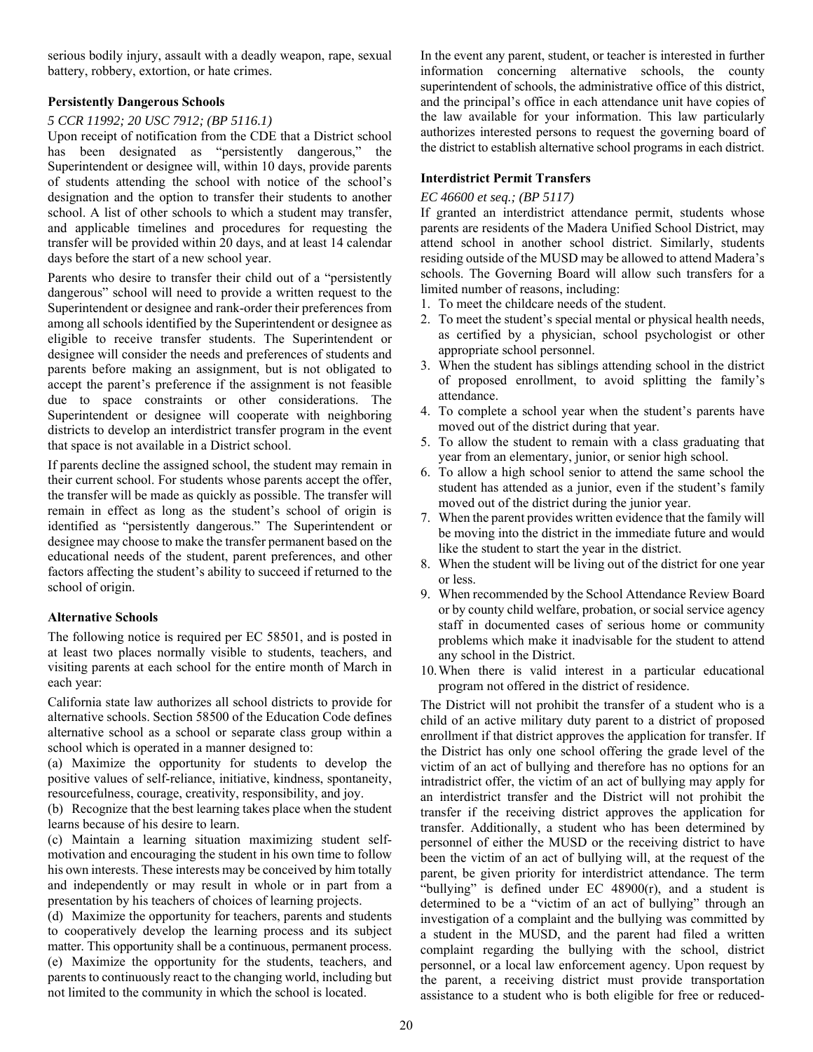serious bodily injury, assault with a deadly weapon, rape, sexual battery, robbery, extortion, or hate crimes.

### Persistently Dangerous Schools

*5 CCR 11992; 20 USC 7912; (BP 5116.1)*

Upon receipt of notification from the CDE that a District school has been designated as "persistently dangerous," the Superintendent or designee will, within 10 days, provide parents of students attending the school with notice of the school's designation and the option to transfer their students to another school. A list of other schools to which a student may transfer, and applicable timelines and procedures for requesting the transfer will be provided within 20 days, and at least 14 calendar days before the start of a new school year.

Parents who desire to transfer their child out of a "persistently dangerous" school will need to provide a written request to the Superintendent or designee and rank-order their preferences from among all schools identified by the Superintendent or designee as eligible to receive transfer students. The Superintendent or designee will consider the needs and preferences of students and parents before making an assignment, but is not obligated to accept the parent's preference if the assignment is not feasible due to space constraints or other considerations. The Superintendent or designee will cooperate with neighboring districts to develop an interdistrict transfer program in the event that space is not available in a District school.

If parents decline the assigned school, the student may remain in their current school. For students whose parents accept the offer, the transfer will be made as quickly as possible. The transfer will remain in effect as long as the student's school of origin is identified as "persistently dangerous." The Superintendent or designee may choose to make the transfer permanent based on the educational needs of the student, parent preferences, and other factors affecting the student's ability to succeed if returned to the school of origin.

### Alternative Schools

The following notice is required per EC 58501, and is posted in at least two places normally visible to students, teachers, and visiting parents at each school for the entire month of March in each year:

California state law authorizes all school districts to provide for alternative schools. Section 58500 of the Education Code defines alternative school as a school or separate class group within a school which is operated in a manner designed to:

(a) Maximize the opportunity for students to develop the positive values of self-reliance, initiative, kindness, spontaneity, resourcefulness, courage, creativity, responsibility, and joy.

(b) Recognize that the best learning takes place when the student learns because of his desire to learn.

(c) Maintain a learning situation maximizing student self-motivation and encouraging the student in his own time to follow his own interests. These interests may be conceived by him totally and independently or may result in whole or in part from a presentation by his teachers of choices of learning projects.

(d) Maximize the opportunity for teachers, parents and students to cooperatively develop the learning process and its subject matter. This opportunity shall be a continuous, permanent process.

(e) Maximize the opportunity for the students, teachers, and parents to continuously react to the changing world, including but not limited to the community in which the school is located.

In the event any parent, student, or teacher is interested in further information concerning alternative schools, the county superintendent of schools, the administrative office of this district, and the principal's office in each attendance unit have copies of the law available for your information. This law particularly authorizes interested persons to request the governing board of the district to establish alternative school programs in each district.

### Interdistrict Permit Transfers

*EC 46600 et seq.; (BP 5117)*

If granted an interdistrict attendance permit, students whose parents are residents of the Madera Unified School District, may attend school in another school district. Similarly, students residing outside of the MUSD may be allowed to attend Madera's schools. The Governing Board will allow such transfers for a limited number of reasons, including:

1. To meet the childcare needs of the student.
2. To meet the student's special mental or physical health needs, as certified by a physician, school psychologist or other appropriate school personnel.
3. When the student has siblings attending school in the district of proposed enrollment, to avoid splitting the family's attendance.
4. To complete a school year when the student's parents have moved out of the district during that year.
5. To allow the student to remain with a class graduating that year from an elementary, junior, or senior high school.
6. To allow a high school senior to attend the same school the student has attended as a junior, even if the student's family moved out of the district during the junior year.
7. When the parent provides written evidence that the family will be moving into the district in the immediate future and would like the student to start the year in the district.
8. When the student will be living out of the district for one year or less.
9. When recommended by the School Attendance Review Board or by county child welfare, probation, or social service agency staff in documented cases of serious home or community problems which make it inadvisable for the student to attend any school in the District.
10. When there is valid interest in a particular educational program not offered in the district of residence.

The District will not prohibit the transfer of a student who is a child of an active military duty parent to a district of proposed enrollment if that district approves the application for transfer. If the District has only one school offering the grade level of the victim of an act of bullying and therefore has no options for an intradistrict offer, the victim of an act of bullying may apply for an interdistrict transfer and the District will not prohibit the transfer if the receiving district approves the application for transfer. Additionally, a student who has been determined by personnel of either the MUSD or the receiving district to have been the victim of an act of bullying will, at the request of the parent, be given priority for interdistrict attendance. The term "bullying" is defined under EC 48900(r), and a student is determined to be a "victim of an act of bullying" through an investigation of a complaint and the bullying was committed by a student in the MUSD, and the parent had filed a written complaint regarding the bullying with the school, district personnel, or a local law enforcement agency. Upon request by the parent, a receiving district must provide transportation assistance to a student who is both eligible for free or reduced-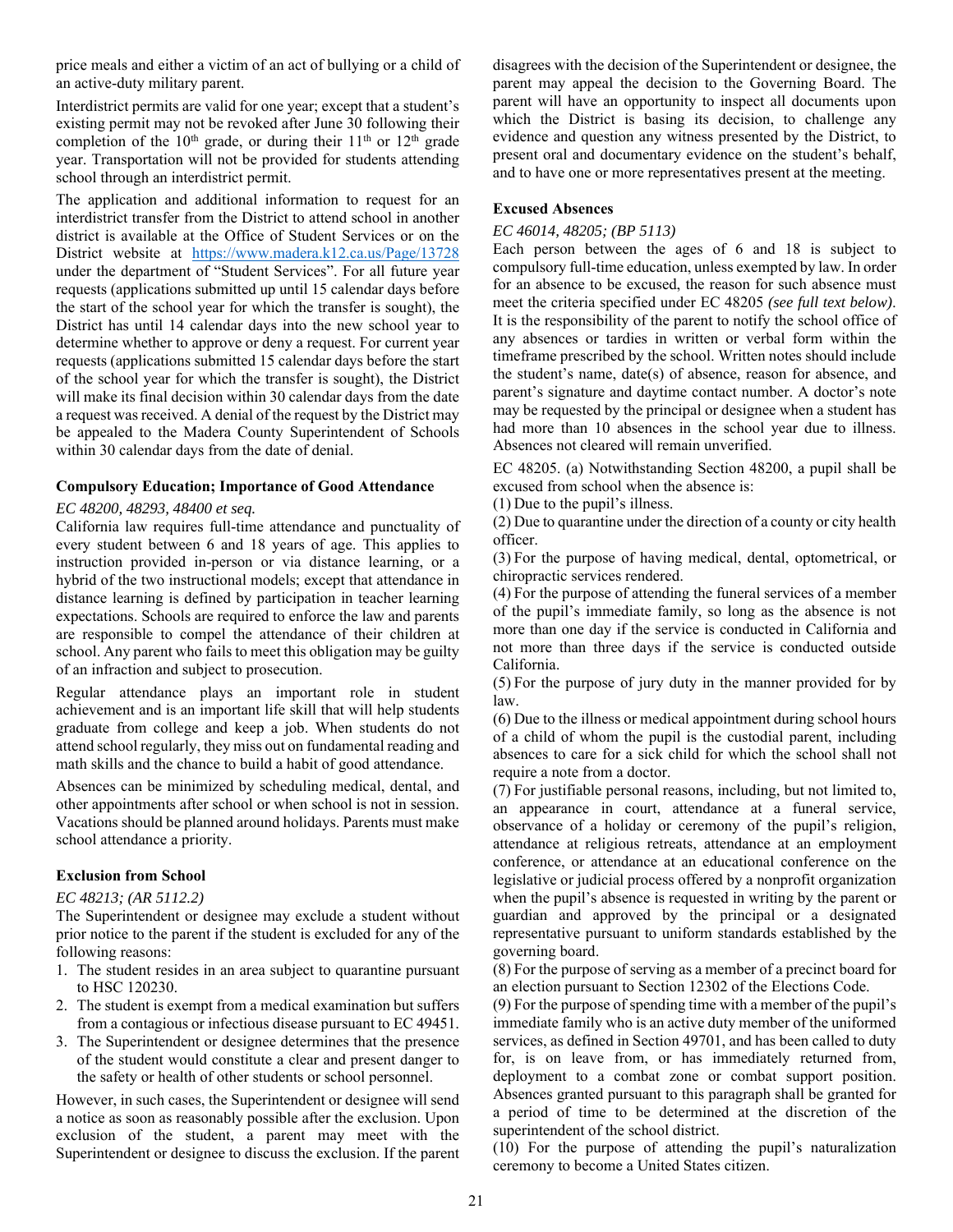price meals and either a victim of an act of bullying or a child of an active-duty military parent.

Interdistrict permits are valid for one year; except that a student's existing permit may not be revoked after June 30 following their completion of the 10th grade, or during their 11th or 12th grade year. Transportation will not be provided for students attending school through an interdistrict permit.

The application and additional information to request for an interdistrict transfer from the District to attend school in another district is available at the Office of Student Services or on the District website at https://www.madera.k12.ca.us/Page/13728 under the department of "Student Services". For all future year requests (applications submitted up until 15 calendar days before the start of the school year for which the transfer is sought), the District has until 14 calendar days into the new school year to determine whether to approve or deny a request. For current year requests (applications submitted 15 calendar days before the start of the school year for which the transfer is sought), the District will make its final decision within 30 calendar days from the date a request was received. A denial of the request by the District may be appealed to the Madera County Superintendent of Schools within 30 calendar days from the date of denial.

### Compulsory Education; Importance of Good Attendance

*EC 48200, 48293, 48400 et seq.*

California law requires full-time attendance and punctuality of every student between 6 and 18 years of age. This applies to instruction provided in-person or via distance learning, or a hybrid of the two instructional models; except that attendance in distance learning is defined by participation in teacher learning expectations. Schools are required to enforce the law and parents are responsible to compel the attendance of their children at school. Any parent who fails to meet this obligation may be guilty of an infraction and subject to prosecution.

Regular attendance plays an important role in student achievement and is an important life skill that will help students graduate from college and keep a job. When students do not attend school regularly, they miss out on fundamental reading and math skills and the chance to build a habit of good attendance.

Absences can be minimized by scheduling medical, dental, and other appointments after school or when school is not in session. Vacations should be planned around holidays. Parents must make school attendance a priority.

### Exclusion from School

*EC 48213; (AR 5112.2)*

The Superintendent or designee may exclude a student without prior notice to the parent if the student is excluded for any of the following reasons:

1. The student resides in an area subject to quarantine pursuant to HSC 120230.
2. The student is exempt from a medical examination but suffers from a contagious or infectious disease pursuant to EC 49451.
3. The Superintendent or designee determines that the presence of the student would constitute a clear and present danger to the safety or health of other students or school personnel.

However, in such cases, the Superintendent or designee will send a notice as soon as reasonably possible after the exclusion. Upon exclusion of the student, a parent may meet with the Superintendent or designee to discuss the exclusion. If the parent disagrees with the decision of the Superintendent or designee, the parent may appeal the decision to the Governing Board. The parent will have an opportunity to inspect all documents upon which the District is basing its decision, to challenge any evidence and question any witness presented by the District, to present oral and documentary evidence on the student's behalf, and to have one or more representatives present at the meeting.

### Excused Absences

*EC 46014, 48205; (BP 5113)*

Each person between the ages of 6 and 18 is subject to compulsory full-time education, unless exempted by law. In order for an absence to be excused, the reason for such absence must meet the criteria specified under EC 48205 *(see full text below)*. It is the responsibility of the parent to notify the school office of any absences or tardies in written or verbal form within the timeframe prescribed by the school. Written notes should include the student's name, date(s) of absence, reason for absence, and parent's signature and daytime contact number. A doctor's note may be requested by the principal or designee when a student has had more than 10 absences in the school year due to illness. Absences not cleared will remain unverified.

EC 48205. (a) Notwithstanding Section 48200, a pupil shall be excused from school when the absence is:

(1) Due to the pupil's illness.

(2) Due to quarantine under the direction of a county or city health officer.

(3) For the purpose of having medical, dental, optometrical, or chiropractic services rendered.

(4) For the purpose of attending the funeral services of a member of the pupil's immediate family, so long as the absence is not more than one day if the service is conducted in California and not more than three days if the service is conducted outside California.

(5) For the purpose of jury duty in the manner provided for by law.

(6) Due to the illness or medical appointment during school hours of a child of whom the pupil is the custodial parent, including absences to care for a sick child for which the school shall not require a note from a doctor.

(7) For justifiable personal reasons, including, but not limited to, an appearance in court, attendance at a funeral service, observance of a holiday or ceremony of the pupil's religion, attendance at religious retreats, attendance at an employment conference, or attendance at an educational conference on the legislative or judicial process offered by a nonprofit organization when the pupil's absence is requested in writing by the parent or guardian and approved by the principal or a designated representative pursuant to uniform standards established by the governing board.

(8) For the purpose of serving as a member of a precinct board for an election pursuant to Section 12302 of the Elections Code.

(9) For the purpose of spending time with a member of the pupil's immediate family who is an active duty member of the uniformed services, as defined in Section 49701, and has been called to duty for, is on leave from, or has immediately returned from, deployment to a combat zone or combat support position. Absences granted pursuant to this paragraph shall be granted for a period of time to be determined at the discretion of the superintendent of the school district.

(10) For the purpose of attending the pupil's naturalization ceremony to become a United States citizen.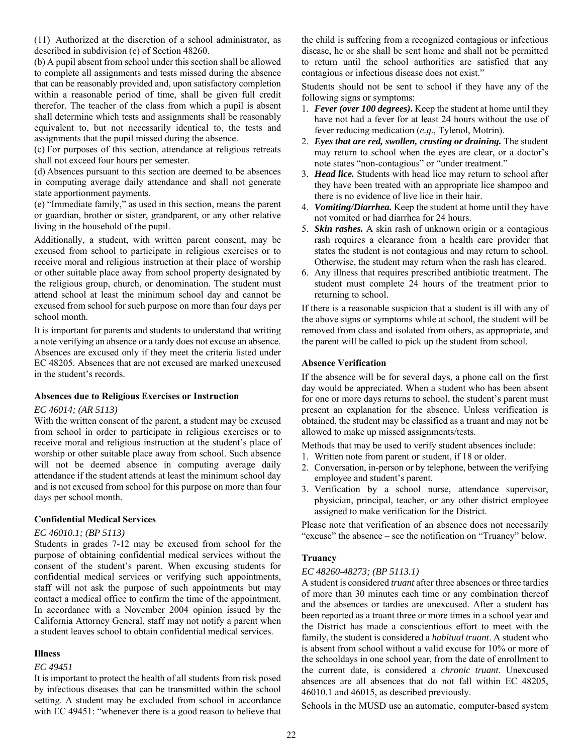(11) Authorized at the discretion of a school administrator, as described in subdivision (c) of Section 48260.

(b) A pupil absent from school under this section shall be allowed to complete all assignments and tests missed during the absence that can be reasonably provided and, upon satisfactory completion within a reasonable period of time, shall be given full credit therefor. The teacher of the class from which a pupil is absent shall determine which tests and assignments shall be reasonably equivalent to, but not necessarily identical to, the tests and assignments that the pupil missed during the absence.

(c) For purposes of this section, attendance at religious retreats shall not exceed four hours per semester.

(d) Absences pursuant to this section are deemed to be absences in computing average daily attendance and shall not generate state apportionment payments.

(e) "Immediate family," as used in this section, means the parent or guardian, brother or sister, grandparent, or any other relative living in the household of the pupil.

Additionally, a student, with written parent consent, may be excused from school to participate in religious exercises or to receive moral and religious instruction at their place of worship or other suitable place away from school property designated by the religious group, church, or denomination. The student must attend school at least the minimum school day and cannot be excused from school for such purpose on more than four days per school month.

It is important for parents and students to understand that writing a note verifying an absence or a tardy does not excuse an absence. Absences are excused only if they meet the criteria listed under EC 48205. Absences that are not excused are marked unexcused in the student's records.

**Absences due to Religious Exercises or Instruction**

*EC 46014; (AR 5113)*

With the written consent of the parent, a student may be excused from school in order to participate in religious exercises or to receive moral and religious instruction at the student's place of worship or other suitable place away from school. Such absence will not be deemed absence in computing average daily attendance if the student attends at least the minimum school day and is not excused from school for this purpose on more than four days per school month.

**Confidential Medical Services**

*EC 46010.1; (BP 5113)*

Students in grades 7-12 may be excused from school for the purpose of obtaining confidential medical services without the consent of the student's parent. When excusing students for confidential medical services or verifying such appointments, staff will not ask the purpose of such appointments but may contact a medical office to confirm the time of the appointment. In accordance with a November 2004 opinion issued by the California Attorney General, staff may not notify a parent when a student leaves school to obtain confidential medical services.

**Illness**

*EC 49451*

It is important to protect the health of all students from risk posed by infectious diseases that can be transmitted within the school setting. A student may be excluded from school in accordance with EC 49451: "whenever there is a good reason to believe that the child is suffering from a recognized contagious or infectious disease, he or she shall be sent home and shall not be permitted to return until the school authorities are satisfied that any contagious or infectious disease does not exist."

Students should not be sent to school if they have any of the following signs or symptoms:

1. ***Fever (over 100 degrees).*** Keep the student at home until they have not had a fever for at least 24 hours without the use of fever reducing medication (*e.g.,* Tylenol, Motrin).
2. ***Eyes that are red, swollen, crusting or draining.*** The student may return to school when the eyes are clear, or a doctor's note states "non-contagious" or "under treatment."
3. ***Head lice.*** Students with head lice may return to school after they have been treated with an appropriate lice shampoo and there is no evidence of live lice in their hair.
4. ***Vomiting/Diarrhea.*** Keep the student at home until they have not vomited or had diarrhea for 24 hours.
5. ***Skin rashes.*** A skin rash of unknown origin or a contagious rash requires a clearance from a health care provider that states the student is not contagious and may return to school. Otherwise, the student may return when the rash has cleared.
6. Any illness that requires prescribed antibiotic treatment. The student must complete 24 hours of the treatment prior to returning to school.

If there is a reasonable suspicion that a student is ill with any of the above signs or symptoms while at school, the student will be removed from class and isolated from others, as appropriate, and the parent will be called to pick up the student from school.

**Absence Verification**

If the absence will be for several days, a phone call on the first day would be appreciated. When a student who has been absent for one or more days returns to school, the student's parent must present an explanation for the absence. Unless verification is obtained, the student may be classified as a truant and may not be allowed to make up missed assignments/tests.

Methods that may be used to verify student absences include:

1. Written note from parent or student, if 18 or older.
2. Conversation, in-person or by telephone, between the verifying employee and student's parent.
3. Verification by a school nurse, attendance supervisor, physician, principal, teacher, or any other district employee assigned to make verification for the District.

Please note that verification of an absence does not necessarily "excuse" the absence – see the notification on "Truancy" below.

**Truancy**

*EC 48260-48273; (BP 5113.1)*

A student is considered *truant* after three absences or three tardies of more than 30 minutes each time or any combination thereof and the absences or tardies are unexcused. After a student has been reported as a truant three or more times in a school year and the District has made a conscientious effort to meet with the family, the student is considered a *habitual truant*. A student who is absent from school without a valid excuse for 10% or more of the schooldays in one school year, from the date of enrollment to the current date, is considered a *chronic truant*. Unexcused absences are all absences that do not fall within EC 48205, 46010.1 and 46015, as described previously.

Schools in the MUSD use an automatic, computer-based system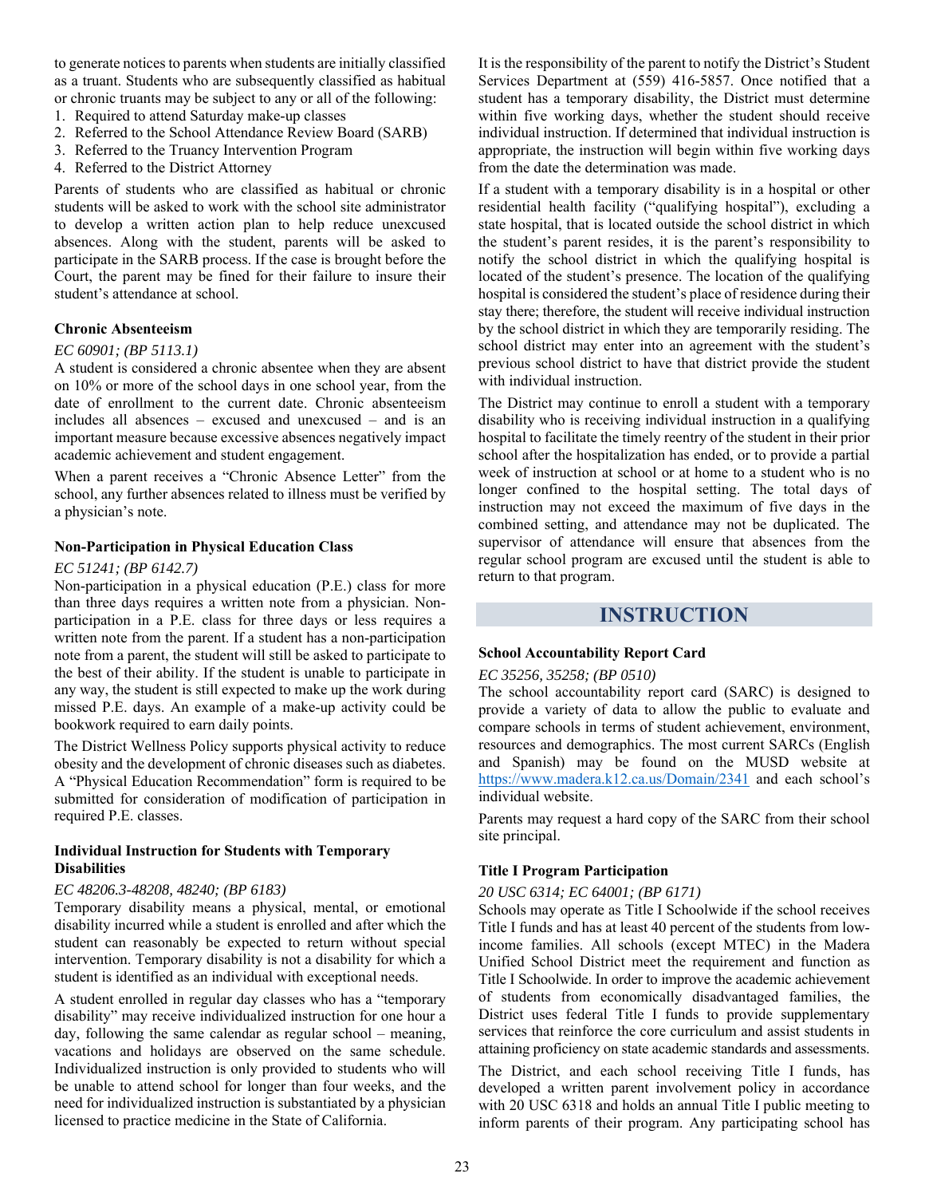to generate notices to parents when students are initially classified as a truant. Students who are subsequently classified as habitual or chronic truants may be subject to any or all of the following:

1. Required to attend Saturday make-up classes
2. Referred to the School Attendance Review Board (SARB)
3. Referred to the Truancy Intervention Program
4. Referred to the District Attorney

Parents of students who are classified as habitual or chronic students will be asked to work with the school site administrator to develop a written action plan to help reduce unexcused absences. Along with the student, parents will be asked to participate in the SARB process. If the case is brought before the Court, the parent may be fined for their failure to insure their student's attendance at school.

#### Chronic Absenteeism

*EC 60901; (BP 5113.1)*

A student is considered a chronic absentee when they are absent on 10% or more of the school days in one school year, from the date of enrollment to the current date. Chronic absenteeism includes all absences – excused and unexcused – and is an important measure because excessive absences negatively impact academic achievement and student engagement.

When a parent receives a "Chronic Absence Letter" from the school, any further absences related to illness must be verified by a physician's note.

#### Non-Participation in Physical Education Class

*EC 51241; (BP 6142.7)*

Non-participation in a physical education (P.E.) class for more than three days requires a written note from a physician. Non-participation in a P.E. class for three days or less requires a written note from the parent. If a student has a non-participation note from a parent, the student will still be asked to participate to the best of their ability. If the student is unable to participate in any way, the student is still expected to make up the work during missed P.E. days. An example of a make-up activity could be bookwork required to earn daily points.

The District Wellness Policy supports physical activity to reduce obesity and the development of chronic diseases such as diabetes. A "Physical Education Recommendation" form is required to be submitted for consideration of modification of participation in required P.E. classes.

#### Individual Instruction for Students with Temporary Disabilities

*EC 48206.3-48208, 48240; (BP 6183)*

Temporary disability means a physical, mental, or emotional disability incurred while a student is enrolled and after which the student can reasonably be expected to return without special intervention. Temporary disability is not a disability for which a student is identified as an individual with exceptional needs.

A student enrolled in regular day classes who has a "temporary disability" may receive individualized instruction for one hour a day, following the same calendar as regular school – meaning, vacations and holidays are observed on the same schedule. Individualized instruction is only provided to students who will be unable to attend school for longer than four weeks, and the need for individualized instruction is substantiated by a physician licensed to practice medicine in the State of California.

It is the responsibility of the parent to notify the District's Student Services Department at (559) 416-5857. Once notified that a student has a temporary disability, the District must determine within five working days, whether the student should receive individual instruction. If determined that individual instruction is appropriate, the instruction will begin within five working days from the date the determination was made.

If a student with a temporary disability is in a hospital or other residential health facility ("qualifying hospital"), excluding a state hospital, that is located outside the school district in which the student's parent resides, it is the parent's responsibility to notify the school district in which the qualifying hospital is located of the student's presence. The location of the qualifying hospital is considered the student's place of residence during their stay there; therefore, the student will receive individual instruction by the school district in which they are temporarily residing. The school district may enter into an agreement with the student's previous school district to have that district provide the student with individual instruction.

The District may continue to enroll a student with a temporary disability who is receiving individual instruction in a qualifying hospital to facilitate the timely reentry of the student in their prior school after the hospitalization has ended, or to provide a partial week of instruction at school or at home to a student who is no longer confined to the hospital setting. The total days of instruction may not exceed the maximum of five days in the combined setting, and attendance may not be duplicated. The supervisor of attendance will ensure that absences from the regular school program are excused until the student is able to return to that program.

## INSTRUCTION

#### School Accountability Report Card

*EC 35256, 35258; (BP 0510)*

The school accountability report card (SARC) is designed to provide a variety of data to allow the public to evaluate and compare schools in terms of student achievement, environment, resources and demographics. The most current SARCs (English and Spanish) may be found on the MUSD website at https://www.madera.k12.ca.us/Domain/2341 and each school's individual website.

Parents may request a hard copy of the SARC from their school site principal.

#### Title I Program Participation

*20 USC 6314; EC 64001; (BP 6171)*

Schools may operate as Title I Schoolwide if the school receives Title I funds and has at least 40 percent of the students from low-income families. All schools (except MTEC) in the Madera Unified School District meet the requirement and function as Title I Schoolwide. In order to improve the academic achievement of students from economically disadvantaged families, the District uses federal Title I funds to provide supplementary services that reinforce the core curriculum and assist students in attaining proficiency on state academic standards and assessments.

The District, and each school receiving Title I funds, has developed a written parent involvement policy in accordance with 20 USC 6318 and holds an annual Title I public meeting to inform parents of their program. Any participating school has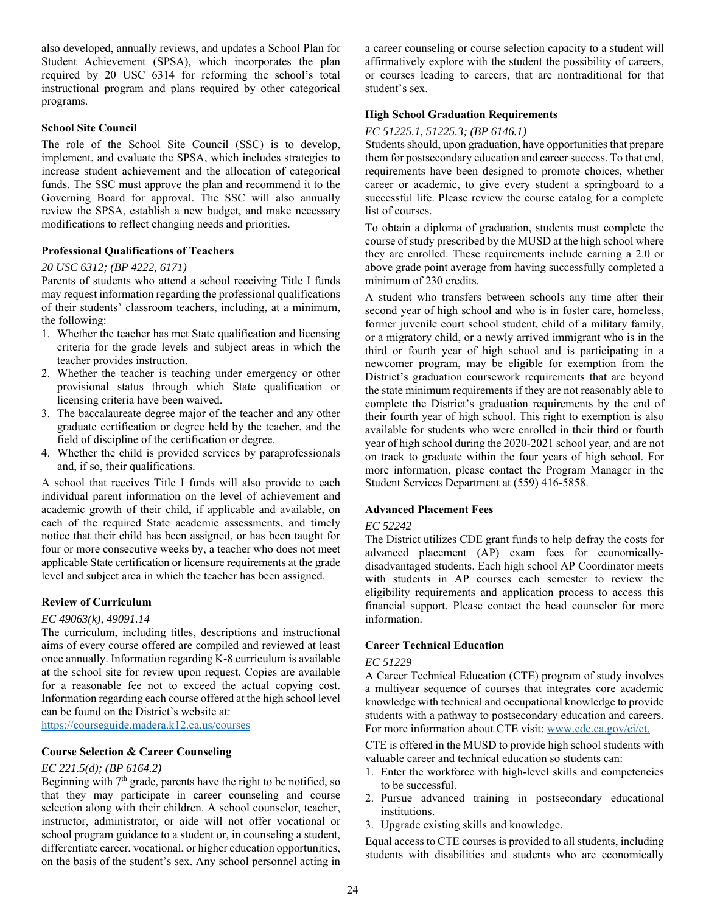also developed, annually reviews, and updates a School Plan for Student Achievement (SPSA), which incorporates the plan required by 20 USC 6314 for reforming the school's total instructional program and plans required by other categorical programs.

### School Site Council

The role of the School Site Council (SSC) is to develop, implement, and evaluate the SPSA, which includes strategies to increase student achievement and the allocation of categorical funds. The SSC must approve the plan and recommend it to the Governing Board for approval. The SSC will also annually review the SPSA, establish a new budget, and make necessary modifications to reflect changing needs and priorities.

### Professional Qualifications of Teachers

*20 USC 6312; (BP 4222, 6171)*

Parents of students who attend a school receiving Title I funds may request information regarding the professional qualifications of their students' classroom teachers, including, at a minimum, the following:

1. Whether the teacher has met State qualification and licensing criteria for the grade levels and subject areas in which the teacher provides instruction.
2. Whether the teacher is teaching under emergency or other provisional status through which State qualification or licensing criteria have been waived.
3. The baccalaureate degree major of the teacher and any other graduate certification or degree held by the teacher, and the field of discipline of the certification or degree.
4. Whether the child is provided services by paraprofessionals and, if so, their qualifications.

A school that receives Title I funds will also provide to each individual parent information on the level of achievement and academic growth of their child, if applicable and available, on each of the required State academic assessments, and timely notice that their child has been assigned, or has been taught for four or more consecutive weeks by, a teacher who does not meet applicable State certification or licensure requirements at the grade level and subject area in which the teacher has been assigned.

### Review of Curriculum

*EC 49063(k), 49091.14*

The curriculum, including titles, descriptions and instructional aims of every course offered are compiled and reviewed at least once annually. Information regarding K-8 curriculum is available at the school site for review upon request. Copies are available for a reasonable fee not to exceed the actual copying cost. Information regarding each course offered at the high school level can be found on the District's website at:
https://courseguide.madera.k12.ca.us/courses

### Course Selection & Career Counseling

*EC 221.5(d); (BP 6164.2)*

Beginning with 7th grade, parents have the right to be notified, so that they may participate in career counseling and course selection along with their children. A school counselor, teacher, instructor, administrator, or aide will not offer vocational or school program guidance to a student or, in counseling a student, differentiate career, vocational, or higher education opportunities, on the basis of the student's sex. Any school personnel acting in a career counseling or course selection capacity to a student will affirmatively explore with the student the possibility of careers, or courses leading to careers, that are nontraditional for that student's sex.

### High School Graduation Requirements

*EC 51225.1, 51225.3; (BP 6146.1)*

Students should, upon graduation, have opportunities that prepare them for postsecondary education and career success. To that end, requirements have been designed to promote choices, whether career or academic, to give every student a springboard to a successful life. Please review the course catalog for a complete list of courses.

To obtain a diploma of graduation, students must complete the course of study prescribed by the MUSD at the high school where they are enrolled. These requirements include earning a 2.0 or above grade point average from having successfully completed a minimum of 230 credits.

A student who transfers between schools any time after their second year of high school and who is in foster care, homeless, former juvenile court school student, child of a military family, or a migratory child, or a newly arrived immigrant who is in the third or fourth year of high school and is participating in a newcomer program, may be eligible for exemption from the District's graduation coursework requirements that are beyond the state minimum requirements if they are not reasonably able to complete the District's graduation requirements by the end of their fourth year of high school. This right to exemption is also available for students who were enrolled in their third or fourth year of high school during the 2020-2021 school year, and are not on track to graduate within the four years of high school. For more information, please contact the Program Manager in the Student Services Department at (559) 416-5858.

### Advanced Placement Fees

*EC 52242*

The District utilizes CDE grant funds to help defray the costs for advanced placement (AP) exam fees for economically-disadvantaged students. Each high school AP Coordinator meets with students in AP courses each semester to review the eligibility requirements and application process to access this financial support. Please contact the head counselor for more information.

### Career Technical Education

*EC 51229*

A Career Technical Education (CTE) program of study involves a multiyear sequence of courses that integrates core academic knowledge with technical and occupational knowledge to provide students with a pathway to postsecondary education and careers. For more information about CTE visit: www.cde.ca.gov/ci/ct.

CTE is offered in the MUSD to provide high school students with valuable career and technical education so students can:

1. Enter the workforce with high-level skills and competencies to be successful.
2. Pursue advanced training in postsecondary educational institutions.
3. Upgrade existing skills and knowledge.

Equal access to CTE courses is provided to all students, including students with disabilities and students who are economically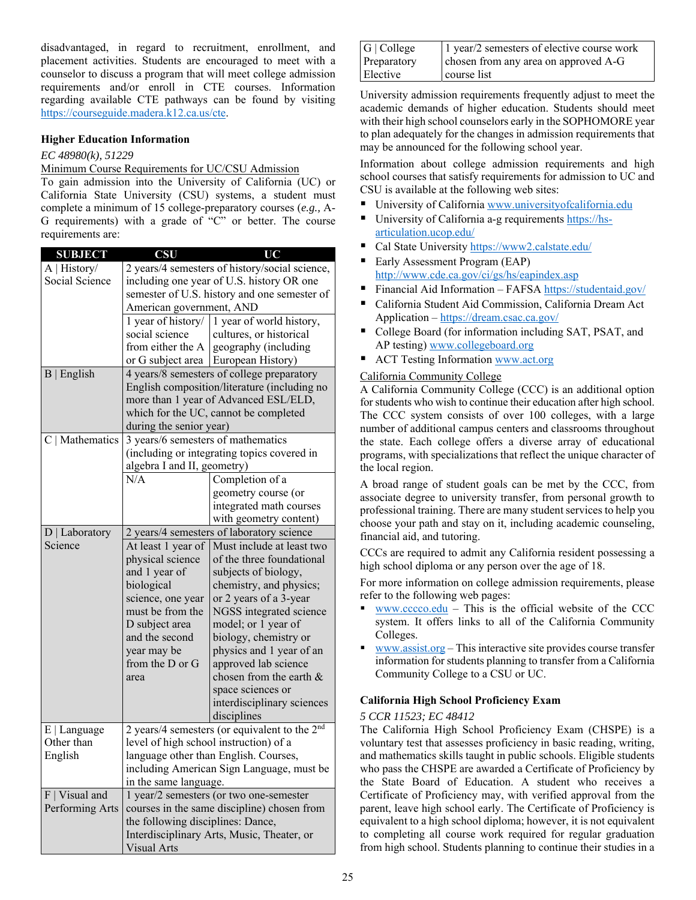disadvantaged, in regard to recruitment, enrollment, and placement activities. Students are encouraged to meet with a counselor to discuss a program that will meet college admission requirements and/or enroll in CTE courses. Information regarding available CTE pathways can be found by visiting https://courseguide.madera.k12.ca.us/cte.

### Higher Education Information

*EC 48980(k), 51229*

Minimum Course Requirements for UC/CSU Admission

To gain admission into the University of California (UC) or California State University (CSU) systems, a student must complete a minimum of 15 college-preparatory courses (*e.g.,* A-G requirements) with a grade of "C" or better. The course requirements are:

| SUBJECT | CSU | UC |
|---|---|---|
| A \| History/ Social Science | 2 years/4 semesters of history/social science, including one year of U.S. history OR one semester of U.S. history and one semester of American government, AND | |
| | 1 year of history/ social science from either the A or G subject area | 1 year of world history, cultures, or historical geography (including European History) |
| B \| English | 4 years/8 semesters of college preparatory English composition/literature (including no more than 1 year of Advanced ESL/ELD, which for the UC, cannot be completed during the senior year) | |
| C \| Mathematics | 3 years/6 semesters of mathematics (including or integrating topics covered in algebra I and II, geometry) | |
| | N/A | Completion of a geometry course (or integrated math courses with geometry content) |
| D \| Laboratory Science | 2 years/4 semesters of laboratory science | |
| | At least 1 year of physical science and 1 year of biological science, one year must be from the D subject area and the second year may be from the D or G area | Must include at least two of the three foundational subjects of biology, chemistry, and physics; or 2 years of a 3-year NGSS integrated science model; or 1 year of biology, chemistry or physics and 1 year of an approved lab science chosen from the earth & space sciences or interdisciplinary sciences disciplines |
| E \| Language Other than English | 2 years/4 semesters (or equivalent to the 2nd level of high school instruction) of a language other than English. Courses, including American Sign Language, must be in the same language. | |
| F \| Visual and Performing Arts | 1 year/2 semesters (or two one-semester courses in the same discipline) chosen from the following disciplines: Dance, Interdisciplinary Arts, Music, Theater, or Visual Arts | |
| G \| College Preparatory Elective | 1 year/2 semesters of elective course work chosen from any area on approved A-G course list | |

University admission requirements frequently adjust to meet the academic demands of higher education. Students should meet with their high school counselors early in the SOPHOMORE year to plan adequately for the changes in admission requirements that may be announced for the following school year.

Information about college admission requirements and high school courses that satisfy requirements for admission to UC and CSU is available at the following web sites:

- University of California www.universityofcalifornia.edu
- University of California a-g requirements https://hs-articulation.ucop.edu/
- Cal State University https://www2.calstate.edu/
- Early Assessment Program (EAP) http://www.cde.ca.gov/ci/gs/hs/eapindex.asp
- Financial Aid Information – FAFSA https://studentaid.gov/
- California Student Aid Commission, California Dream Act Application – https://dream.csac.ca.gov/
- College Board (for information including SAT, PSAT, and AP testing) www.collegeboard.org
- ACT Testing Information www.act.org

California Community College

A California Community College (CCC) is an additional option for students who wish to continue their education after high school. The CCC system consists of over 100 colleges, with a large number of additional campus centers and classrooms throughout the state. Each college offers a diverse array of educational programs, with specializations that reflect the unique character of the local region.

A broad range of student goals can be met by the CCC, from associate degree to university transfer, from personal growth to professional training. There are many student services to help you choose your path and stay on it, including academic counseling, financial aid, and tutoring.

CCCs are required to admit any California resident possessing a high school diploma or any person over the age of 18.

For more information on college admission requirements, please refer to the following web pages:

- www.cccco.edu – This is the official website of the CCC system. It offers links to all of the California Community Colleges.
- www.assist.org – This interactive site provides course transfer information for students planning to transfer from a California Community College to a CSU or UC.

### California High School Proficiency Exam

*5 CCR 11523; EC 48412*

The California High School Proficiency Exam (CHSPE) is a voluntary test that assesses proficiency in basic reading, writing, and mathematics skills taught in public schools. Eligible students who pass the CHSPE are awarded a Certificate of Proficiency by the State Board of Education. A student who receives a Certificate of Proficiency may, with verified approval from the parent, leave high school early. The Certificate of Proficiency is equivalent to a high school diploma; however, it is not equivalent to completing all course work required for regular graduation from high school. Students planning to continue their studies in a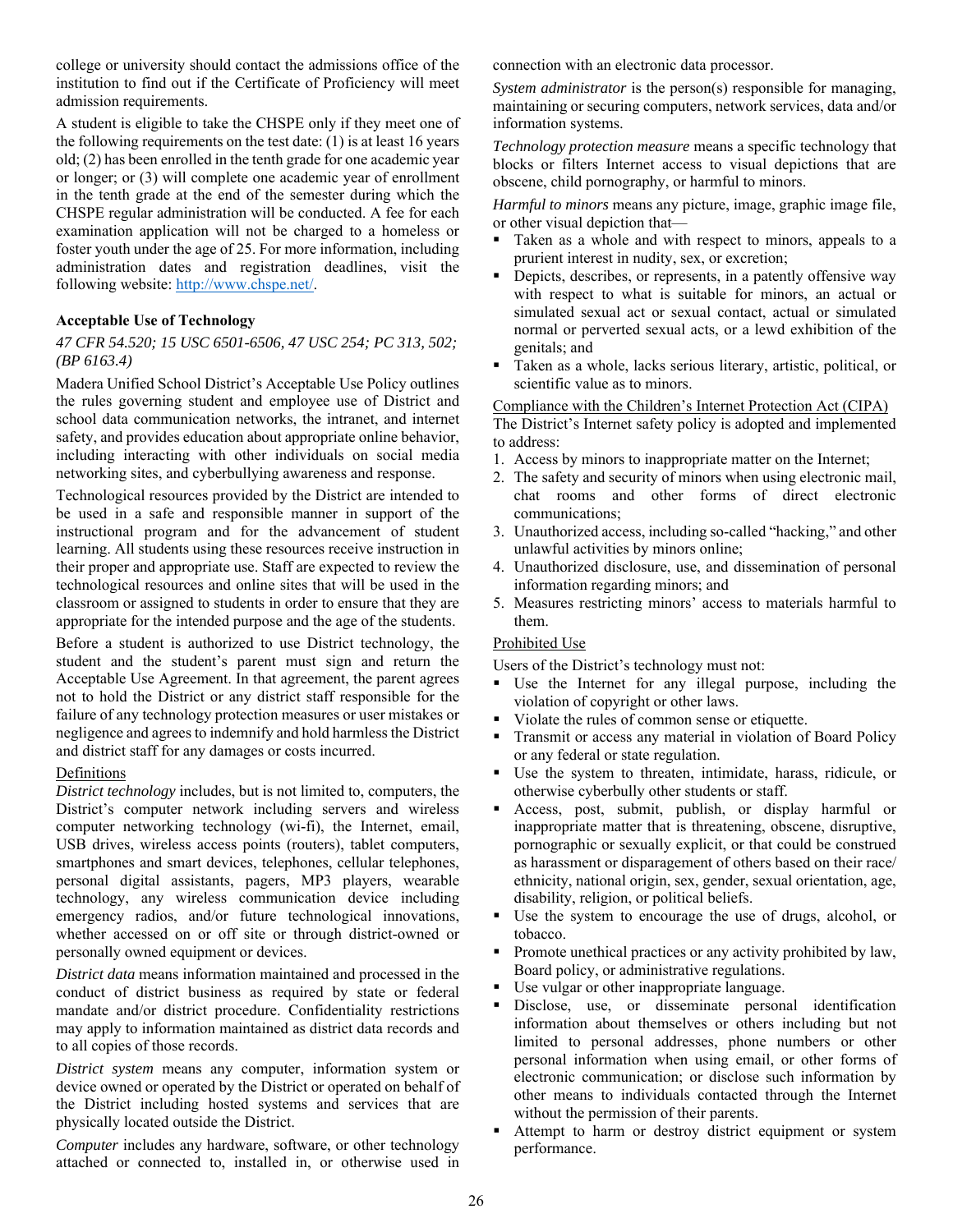college or university should contact the admissions office of the institution to find out if the Certificate of Proficiency will meet admission requirements.

A student is eligible to take the CHSPE only if they meet one of the following requirements on the test date: (1) is at least 16 years old; (2) has been enrolled in the tenth grade for one academic year or longer; or (3) will complete one academic year of enrollment in the tenth grade at the end of the semester during which the CHSPE regular administration will be conducted. A fee for each examination application will not be charged to a homeless or foster youth under the age of 25. For more information, including administration dates and registration deadlines, visit the following website: http://www.chspe.net/.

**Acceptable Use of Technology**

*47 CFR 54.520; 15 USC 6501-6506, 47 USC 254; PC 313, 502; (BP 6163.4)*

Madera Unified School District's Acceptable Use Policy outlines the rules governing student and employee use of District and school data communication networks, the intranet, and internet safety, and provides education about appropriate online behavior, including interacting with other individuals on social media networking sites, and cyberbullying awareness and response.

Technological resources provided by the District are intended to be used in a safe and responsible manner in support of the instructional program and for the advancement of student learning. All students using these resources receive instruction in their proper and appropriate use. Staff are expected to review the technological resources and online sites that will be used in the classroom or assigned to students in order to ensure that they are appropriate for the intended purpose and the age of the students.

Before a student is authorized to use District technology, the student and the student's parent must sign and return the Acceptable Use Agreement. In that agreement, the parent agrees not to hold the District or any district staff responsible for the failure of any technology protection measures or user mistakes or negligence and agrees to indemnify and hold harmless the District and district staff for any damages or costs incurred.

Definitions

*District technology* includes, but is not limited to, computers, the District's computer network including servers and wireless computer networking technology (wi-fi), the Internet, email, USB drives, wireless access points (routers), tablet computers, smartphones and smart devices, telephones, cellular telephones, personal digital assistants, pagers, MP3 players, wearable technology, any wireless communication device including emergency radios, and/or future technological innovations, whether accessed on or off site or through district-owned or personally owned equipment or devices.

*District data* means information maintained and processed in the conduct of district business as required by state or federal mandate and/or district procedure. Confidentiality restrictions may apply to information maintained as district data records and to all copies of those records.

*District system* means any computer, information system or device owned or operated by the District or operated on behalf of the District including hosted systems and services that are physically located outside the District.

*Computer* includes any hardware, software, or other technology attached or connected to, installed in, or otherwise used in connection with an electronic data processor.

*System administrator* is the person(s) responsible for managing, maintaining or securing computers, network services, data and/or information systems.

*Technology protection measure* means a specific technology that blocks or filters Internet access to visual depictions that are obscene, child pornography, or harmful to minors.

*Harmful to minors* means any picture, image, graphic image file, or other visual depiction that—

- Taken as a whole and with respect to minors, appeals to a prurient interest in nudity, sex, or excretion;
- Depicts, describes, or represents, in a patently offensive way with respect to what is suitable for minors, an actual or simulated sexual act or sexual contact, actual or simulated normal or perverted sexual acts, or a lewd exhibition of the genitals; and
- Taken as a whole, lacks serious literary, artistic, political, or scientific value as to minors.

Compliance with the Children's Internet Protection Act (CIPA)

The District's Internet safety policy is adopted and implemented to address:

1. Access by minors to inappropriate matter on the Internet;
2. The safety and security of minors when using electronic mail, chat rooms and other forms of direct electronic communications;
3. Unauthorized access, including so-called "hacking," and other unlawful activities by minors online;
4. Unauthorized disclosure, use, and dissemination of personal information regarding minors; and
5. Measures restricting minors' access to materials harmful to them.

Prohibited Use

Users of the District's technology must not:

- Use the Internet for any illegal purpose, including the violation of copyright or other laws.
- Violate the rules of common sense or etiquette.
- Transmit or access any material in violation of Board Policy or any federal or state regulation.
- Use the system to threaten, intimidate, harass, ridicule, or otherwise cyberbully other students or staff.
- Access, post, submit, publish, or display harmful or inappropriate matter that is threatening, obscene, disruptive, pornographic or sexually explicit, or that could be construed as harassment or disparagement of others based on their race/ ethnicity, national origin, sex, gender, sexual orientation, age, disability, religion, or political beliefs.
- Use the system to encourage the use of drugs, alcohol, or tobacco.
- Promote unethical practices or any activity prohibited by law, Board policy, or administrative regulations.
- Use vulgar or other inappropriate language.
- Disclose, use, or disseminate personal identification information about themselves or others including but not limited to personal addresses, phone numbers or other personal information when using email, or other forms of electronic communication; or disclose such information by other means to individuals contacted through the Internet without the permission of their parents.
- Attempt to harm or destroy district equipment or system performance.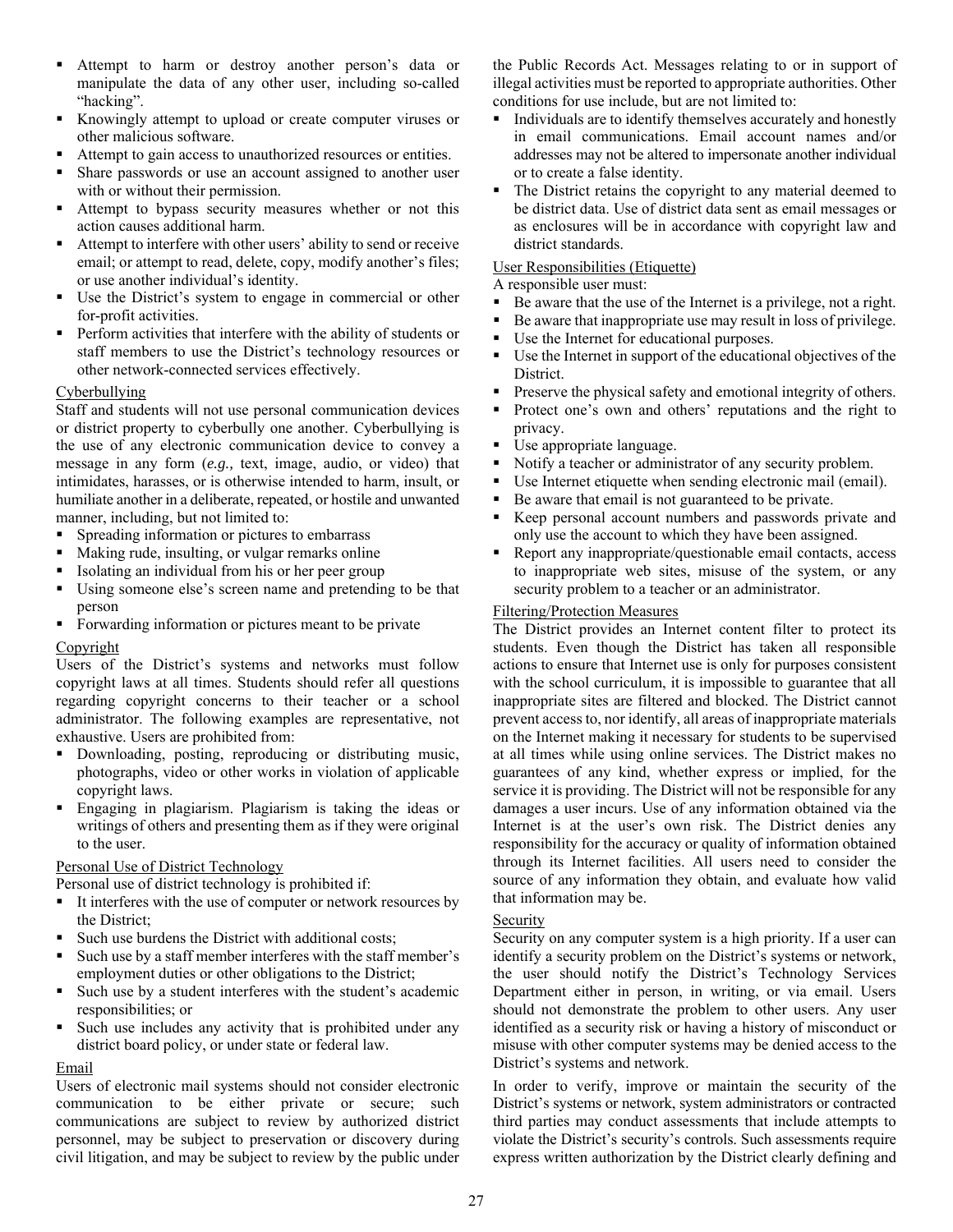- Attempt to harm or destroy another person's data or manipulate the data of any other user, including so-called "hacking".
- Knowingly attempt to upload or create computer viruses or other malicious software.
- Attempt to gain access to unauthorized resources or entities.
- Share passwords or use an account assigned to another user with or without their permission.
- Attempt to bypass security measures whether or not this action causes additional harm.
- Attempt to interfere with other users' ability to send or receive email; or attempt to read, delete, copy, modify another's files; or use another individual's identity.
- Use the District's system to engage in commercial or other for-profit activities.
- Perform activities that interfere with the ability of students or staff members to use the District's technology resources or other network-connected services effectively.

Cyberbullying

Staff and students will not use personal communication devices or district property to cyberbully one another. Cyberbullying is the use of any electronic communication device to convey a message in any form (*e.g.,* text, image, audio, or video) that intimidates, harasses, or is otherwise intended to harm, insult, or humiliate another in a deliberate, repeated, or hostile and unwanted manner, including, but not limited to:

- Spreading information or pictures to embarrass
- Making rude, insulting, or vulgar remarks online
- Isolating an individual from his or her peer group
- Using someone else's screen name and pretending to be that person
- Forwarding information or pictures meant to be private

Copyright

Users of the District's systems and networks must follow copyright laws at all times. Students should refer all questions regarding copyright concerns to their teacher or a school administrator. The following examples are representative, not exhaustive. Users are prohibited from:

- Downloading, posting, reproducing or distributing music, photographs, video or other works in violation of applicable copyright laws.
- Engaging in plagiarism. Plagiarism is taking the ideas or writings of others and presenting them as if they were original to the user.

Personal Use of District Technology

Personal use of district technology is prohibited if:

- It interferes with the use of computer or network resources by the District;
- Such use burdens the District with additional costs;
- Such use by a staff member interferes with the staff member's employment duties or other obligations to the District;
- Such use by a student interferes with the student's academic responsibilities; or
- Such use includes any activity that is prohibited under any district board policy, or under state or federal law.

Email

Users of electronic mail systems should not consider electronic communication to be either private or secure; such communications are subject to review by authorized district personnel, may be subject to preservation or discovery during civil litigation, and may be subject to review by the public under the Public Records Act. Messages relating to or in support of illegal activities must be reported to appropriate authorities. Other conditions for use include, but are not limited to:

- Individuals are to identify themselves accurately and honestly in email communications. Email account names and/or addresses may not be altered to impersonate another individual or to create a false identity.
- The District retains the copyright to any material deemed to be district data. Use of district data sent as email messages or as enclosures will be in accordance with copyright law and district standards.

User Responsibilities (Etiquette)

A responsible user must:

- Be aware that the use of the Internet is a privilege, not a right.
- Be aware that inappropriate use may result in loss of privilege.
- Use the Internet for educational purposes.
- Use the Internet in support of the educational objectives of the District.
- Preserve the physical safety and emotional integrity of others.
- Protect one's own and others' reputations and the right to privacy.
- Use appropriate language.
- Notify a teacher or administrator of any security problem.
- Use Internet etiquette when sending electronic mail (email).
- Be aware that email is not guaranteed to be private.
- Keep personal account numbers and passwords private and only use the account to which they have been assigned.
- Report any inappropriate/questionable email contacts, access to inappropriate web sites, misuse of the system, or any security problem to a teacher or an administrator.

Filtering/Protection Measures

The District provides an Internet content filter to protect its students. Even though the District has taken all responsible actions to ensure that Internet use is only for purposes consistent with the school curriculum, it is impossible to guarantee that all inappropriate sites are filtered and blocked. The District cannot prevent access to, nor identify, all areas of inappropriate materials on the Internet making it necessary for students to be supervised at all times while using online services. The District makes no guarantees of any kind, whether express or implied, for the service it is providing. The District will not be responsible for any damages a user incurs. Use of any information obtained via the Internet is at the user's own risk. The District denies any responsibility for the accuracy or quality of information obtained through its Internet facilities. All users need to consider the source of any information they obtain, and evaluate how valid that information may be.

Security

Security on any computer system is a high priority. If a user can identify a security problem on the District's systems or network, the user should notify the District's Technology Services Department either in person, in writing, or via email. Users should not demonstrate the problem to other users. Any user identified as a security risk or having a history of misconduct or misuse with other computer systems may be denied access to the District's systems and network.

In order to verify, improve or maintain the security of the District's systems or network, system administrators or contracted third parties may conduct assessments that include attempts to violate the District's security's controls. Such assessments require express written authorization by the District clearly defining and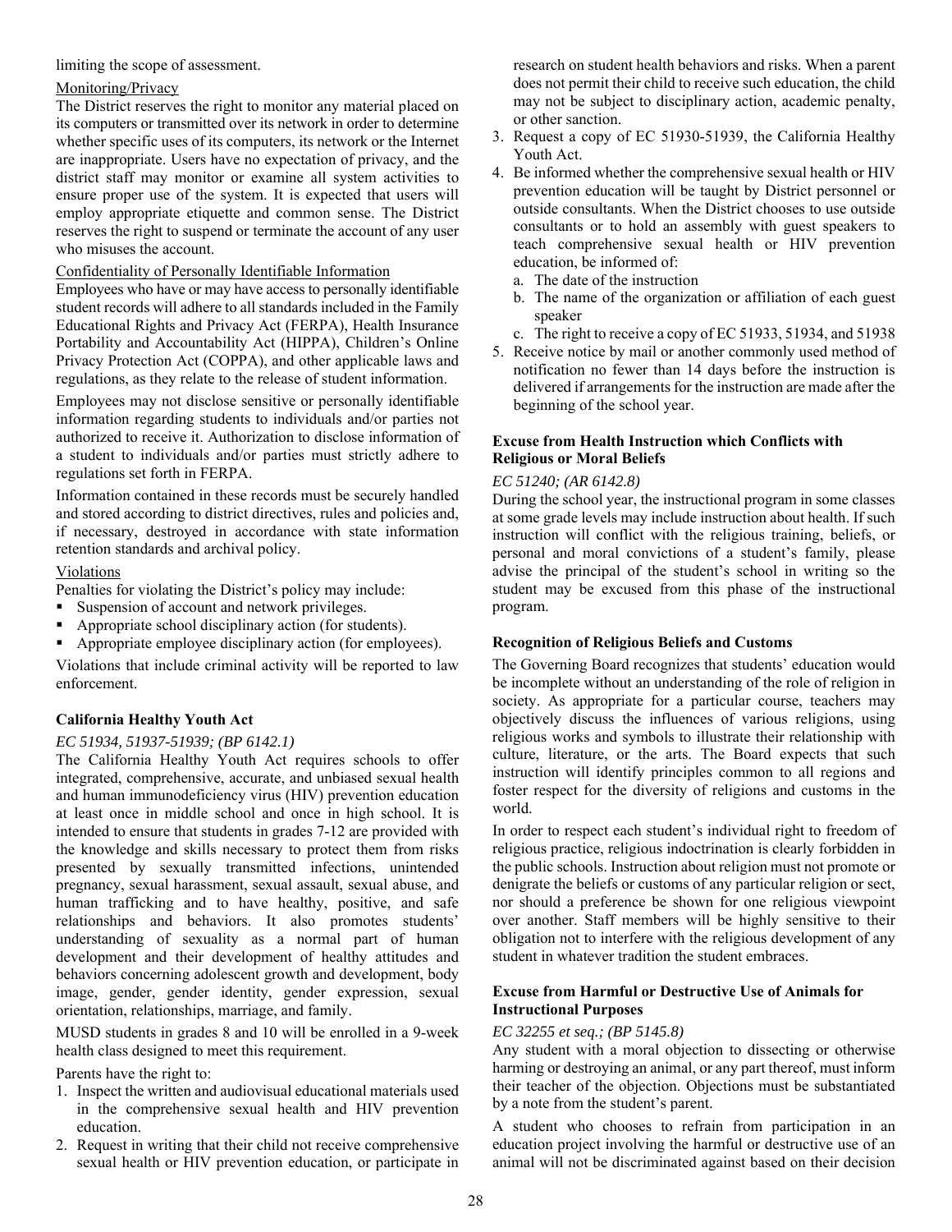limiting the scope of assessment.

Monitoring/Privacy

The District reserves the right to monitor any material placed on its computers or transmitted over its network in order to determine whether specific uses of its computers, its network or the Internet are inappropriate. Users have no expectation of privacy, and the district staff may monitor or examine all system activities to ensure proper use of the system. It is expected that users will employ appropriate etiquette and common sense. The District reserves the right to suspend or terminate the account of any user who misuses the account.

Confidentiality of Personally Identifiable Information

Employees who have or may have access to personally identifiable student records will adhere to all standards included in the Family Educational Rights and Privacy Act (FERPA), Health Insurance Portability and Accountability Act (HIPPA), Children's Online Privacy Protection Act (COPPA), and other applicable laws and regulations, as they relate to the release of student information.

Employees may not disclose sensitive or personally identifiable information regarding students to individuals and/or parties not authorized to receive it. Authorization to disclose information of a student to individuals and/or parties must strictly adhere to regulations set forth in FERPA.

Information contained in these records must be securely handled and stored according to district directives, rules and policies and, if necessary, destroyed in accordance with state information retention standards and archival policy.

Violations

Penalties for violating the District's policy may include:

- Suspension of account and network privileges.
- Appropriate school disciplinary action (for students).
- Appropriate employee disciplinary action (for employees).

Violations that include criminal activity will be reported to law enforcement.

### California Healthy Youth Act

*EC 51934, 51937-51939; (BP 6142.1)*

The California Healthy Youth Act requires schools to offer integrated, comprehensive, accurate, and unbiased sexual health and human immunodeficiency virus (HIV) prevention education at least once in middle school and once in high school. It is intended to ensure that students in grades 7-12 are provided with the knowledge and skills necessary to protect them from risks presented by sexually transmitted infections, unintended pregnancy, sexual harassment, sexual assault, sexual abuse, and human trafficking and to have healthy, positive, and safe relationships and behaviors. It also promotes students' understanding of sexuality as a normal part of human development and their development of healthy attitudes and behaviors concerning adolescent growth and development, body image, gender, gender identity, gender expression, sexual orientation, relationships, marriage, and family.

MUSD students in grades 8 and 10 will be enrolled in a 9-week health class designed to meet this requirement.

Parents have the right to:

1. Inspect the written and audiovisual educational materials used in the comprehensive sexual health and HIV prevention education.
2. Request in writing that their child not receive comprehensive sexual health or HIV prevention education, or participate in research on student health behaviors and risks. When a parent does not permit their child to receive such education, the child may not be subject to disciplinary action, academic penalty, or other sanction.
3. Request a copy of EC 51930-51939, the California Healthy Youth Act.
4. Be informed whether the comprehensive sexual health or HIV prevention education will be taught by District personnel or outside consultants. When the District chooses to use outside consultants or to hold an assembly with guest speakers to teach comprehensive sexual health or HIV prevention education, be informed of:
   a. The date of the instruction
   b. The name of the organization or affiliation of each guest speaker
   c. The right to receive a copy of EC 51933, 51934, and 51938
5. Receive notice by mail or another commonly used method of notification no fewer than 14 days before the instruction is delivered if arrangements for the instruction are made after the beginning of the school year.

### Excuse from Health Instruction which Conflicts with Religious or Moral Beliefs

*EC 51240; (AR 6142.8)*

During the school year, the instructional program in some classes at some grade levels may include instruction about health. If such instruction will conflict with the religious training, beliefs, or personal and moral convictions of a student's family, please advise the principal of the student's school in writing so the student may be excused from this phase of the instructional program.

### Recognition of Religious Beliefs and Customs

The Governing Board recognizes that students' education would be incomplete without an understanding of the role of religion in society. As appropriate for a particular course, teachers may objectively discuss the influences of various religions, using religious works and symbols to illustrate their relationship with culture, literature, or the arts. The Board expects that such instruction will identify principles common to all regions and foster respect for the diversity of religions and customs in the world.

In order to respect each student's individual right to freedom of religious practice, religious indoctrination is clearly forbidden in the public schools. Instruction about religion must not promote or denigrate the beliefs or customs of any particular religion or sect, nor should a preference be shown for one religious viewpoint over another. Staff members will be highly sensitive to their obligation not to interfere with the religious development of any student in whatever tradition the student embraces.

### Excuse from Harmful or Destructive Use of Animals for Instructional Purposes

*EC 32255 et seq.; (BP 5145.8)*

Any student with a moral objection to dissecting or otherwise harming or destroying an animal, or any part thereof, must inform their teacher of the objection. Objections must be substantiated by a note from the student's parent.

A student who chooses to refrain from participation in an education project involving the harmful or destructive use of an animal will not be discriminated against based on their decision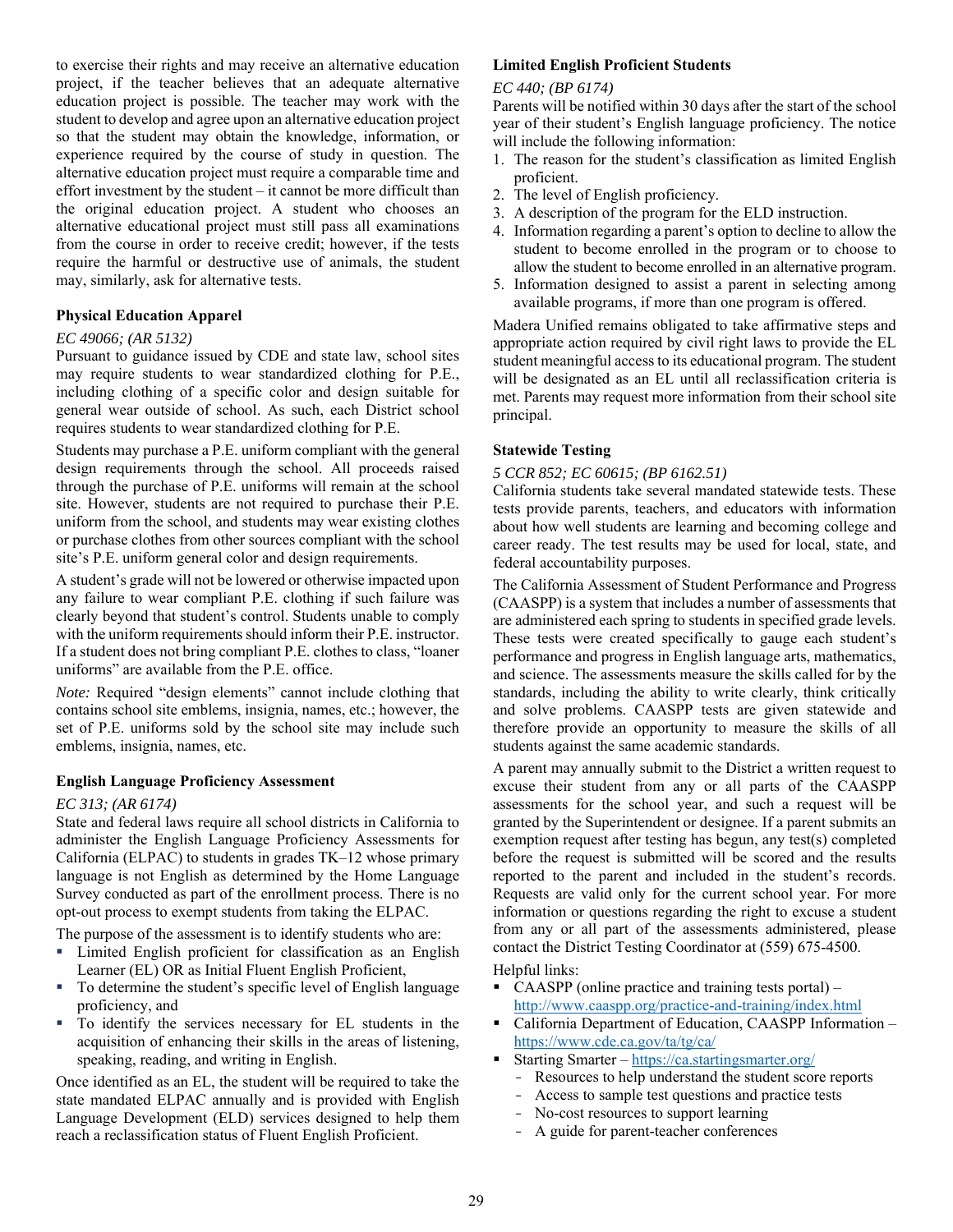to exercise their rights and may receive an alternative education project, if the teacher believes that an adequate alternative education project is possible. The teacher may work with the student to develop and agree upon an alternative education project so that the student may obtain the knowledge, information, or experience required by the course of study in question. The alternative education project must require a comparable time and effort investment by the student – it cannot be more difficult than the original education project. A student who chooses an alternative educational project must still pass all examinations from the course in order to receive credit; however, if the tests require the harmful or destructive use of animals, the student may, similarly, ask for alternative tests.

### Physical Education Apparel

*EC 49066; (AR 5132)*

Pursuant to guidance issued by CDE and state law, school sites may require students to wear standardized clothing for P.E., including clothing of a specific color and design suitable for general wear outside of school. As such, each District school requires students to wear standardized clothing for P.E.

Students may purchase a P.E. uniform compliant with the general design requirements through the school. All proceeds raised through the purchase of P.E. uniforms will remain at the school site. However, students are not required to purchase their P.E. uniform from the school, and students may wear existing clothes or purchase clothes from other sources compliant with the school site's P.E. uniform general color and design requirements.

A student's grade will not be lowered or otherwise impacted upon any failure to wear compliant P.E. clothing if such failure was clearly beyond that student's control. Students unable to comply with the uniform requirements should inform their P.E. instructor. If a student does not bring compliant P.E. clothes to class, "loaner uniforms" are available from the P.E. office.

*Note:* Required "design elements" cannot include clothing that contains school site emblems, insignia, names, etc.; however, the set of P.E. uniforms sold by the school site may include such emblems, insignia, names, etc.

### English Language Proficiency Assessment

*EC 313; (AR 6174)*

State and federal laws require all school districts in California to administer the English Language Proficiency Assessments for California (ELPAC) to students in grades TK–12 whose primary language is not English as determined by the Home Language Survey conducted as part of the enrollment process. There is no opt-out process to exempt students from taking the ELPAC.

The purpose of the assessment is to identify students who are:

- Limited English proficient for classification as an English Learner (EL) OR as Initial Fluent English Proficient,
- To determine the student's specific level of English language proficiency, and
- To identify the services necessary for EL students in the acquisition of enhancing their skills in the areas of listening, speaking, reading, and writing in English.

Once identified as an EL, the student will be required to take the state mandated ELPAC annually and is provided with English Language Development (ELD) services designed to help them reach a reclassification status of Fluent English Proficient.

### Limited English Proficient Students

*EC 440; (BP 6174)*

Parents will be notified within 30 days after the start of the school year of their student's English language proficiency. The notice will include the following information:

1. The reason for the student's classification as limited English proficient.
2. The level of English proficiency.
3. A description of the program for the ELD instruction.
4. Information regarding a parent's option to decline to allow the student to become enrolled in the program or to choose to allow the student to become enrolled in an alternative program.
5. Information designed to assist a parent in selecting among available programs, if more than one program is offered.

Madera Unified remains obligated to take affirmative steps and appropriate action required by civil right laws to provide the EL student meaningful access to its educational program. The student will be designated as an EL until all reclassification criteria is met. Parents may request more information from their school site principal.

### Statewide Testing

*5 CCR 852; EC 60615; (BP 6162.51)*

California students take several mandated statewide tests. These tests provide parents, teachers, and educators with information about how well students are learning and becoming college and career ready. The test results may be used for local, state, and federal accountability purposes.

The California Assessment of Student Performance and Progress (CAASPP) is a system that includes a number of assessments that are administered each spring to students in specified grade levels. These tests were created specifically to gauge each student's performance and progress in English language arts, mathematics, and science. The assessments measure the skills called for by the standards, including the ability to write clearly, think critically and solve problems. CAASPP tests are given statewide and therefore provide an opportunity to measure the skills of all students against the same academic standards.

A parent may annually submit to the District a written request to excuse their student from any or all parts of the CAASPP assessments for the school year, and such a request will be granted by the Superintendent or designee. If a parent submits an exemption request after testing has begun, any test(s) completed before the request is submitted will be scored and the results reported to the parent and included in the student's records. Requests are valid only for the current school year. For more information or questions regarding the right to excuse a student from any or all part of the assessments administered, please contact the District Testing Coordinator at (559) 675-4500.

Helpful links:

- CAASPP (online practice and training tests portal) – http://www.caaspp.org/practice-and-training/index.html
- California Department of Education, CAASPP Information – https://www.cde.ca.gov/ta/tg/ca/
- Starting Smarter – https://ca.startingsmarter.org/
  - Resources to help understand the student score reports
  - Access to sample test questions and practice tests
  - No-cost resources to support learning
  - A guide for parent-teacher conferences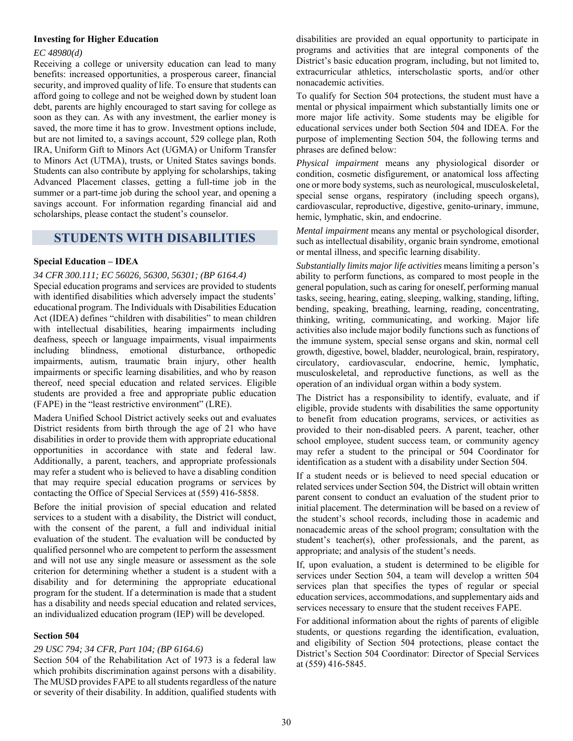### Investing for Higher Education

*EC 48980(d)*

Receiving a college or university education can lead to many benefits: increased opportunities, a prosperous career, financial security, and improved quality of life. To ensure that students can afford going to college and not be weighed down by student loan debt, parents are highly encouraged to start saving for college as soon as they can. As with any investment, the earlier money is saved, the more time it has to grow. Investment options include, but are not limited to, a savings account, 529 college plan, Roth IRA, Uniform Gift to Minors Act (UGMA) or Uniform Transfer to Minors Act (UTMA), trusts, or United States savings bonds. Students can also contribute by applying for scholarships, taking Advanced Placement classes, getting a full-time job in the summer or a part-time job during the school year, and opening a savings account. For information regarding financial aid and scholarships, please contact the student's counselor.

## STUDENTS WITH DISABILITIES

### Special Education – IDEA

*34 CFR 300.111; EC 56026, 56300, 56301; (BP 6164.4)*

Special education programs and services are provided to students with identified disabilities which adversely impact the students' educational program. The Individuals with Disabilities Education Act (IDEA) defines "children with disabilities" to mean children with intellectual disabilities, hearing impairments including deafness, speech or language impairments, visual impairments including blindness, emotional disturbance, orthopedic impairments, autism, traumatic brain injury, other health impairments or specific learning disabilities, and who by reason thereof, need special education and related services. Eligible students are provided a free and appropriate public education (FAPE) in the "least restrictive environment" (LRE).

Madera Unified School District actively seeks out and evaluates District residents from birth through the age of 21 who have disabilities in order to provide them with appropriate educational opportunities in accordance with state and federal law. Additionally, a parent, teachers, and appropriate professionals may refer a student who is believed to have a disabling condition that may require special education programs or services by contacting the Office of Special Services at (559) 416-5858.

Before the initial provision of special education and related services to a student with a disability, the District will conduct, with the consent of the parent, a full and individual initial evaluation of the student. The evaluation will be conducted by qualified personnel who are competent to perform the assessment and will not use any single measure or assessment as the sole criterion for determining whether a student is a student with a disability and for determining the appropriate educational program for the student. If a determination is made that a student has a disability and needs special education and related services, an individualized education program (IEP) will be developed.

### Section 504

*29 USC 794; 34 CFR, Part 104; (BP 6164.6)*

Section 504 of the Rehabilitation Act of 1973 is a federal law which prohibits discrimination against persons with a disability. The MUSD provides FAPE to all students regardless of the nature or severity of their disability. In addition, qualified students with disabilities are provided an equal opportunity to participate in programs and activities that are integral components of the District's basic education program, including, but not limited to, extracurricular athletics, interscholastic sports, and/or other nonacademic activities.

To qualify for Section 504 protections, the student must have a mental or physical impairment which substantially limits one or more major life activity. Some students may be eligible for educational services under both Section 504 and IDEA. For the purpose of implementing Section 504, the following terms and phrases are defined below:

*Physical impairment* means any physiological disorder or condition, cosmetic disfigurement, or anatomical loss affecting one or more body systems, such as neurological, musculoskeletal, special sense organs, respiratory (including speech organs), cardiovascular, reproductive, digestive, genito-urinary, immune, hemic, lymphatic, skin, and endocrine.

*Mental impairment* means any mental or psychological disorder, such as intellectual disability, organic brain syndrome, emotional or mental illness, and specific learning disability.

*Substantially limits major life activities* means limiting a person's ability to perform functions, as compared to most people in the general population, such as caring for oneself, performing manual tasks, seeing, hearing, eating, sleeping, walking, standing, lifting, bending, speaking, breathing, learning, reading, concentrating, thinking, writing, communicating, and working. Major life activities also include major bodily functions such as functions of the immune system, special sense organs and skin, normal cell growth, digestive, bowel, bladder, neurological, brain, respiratory, circulatory, cardiovascular, endocrine, hemic, lymphatic, musculoskeletal, and reproductive functions, as well as the operation of an individual organ within a body system.

The District has a responsibility to identify, evaluate, and if eligible, provide students with disabilities the same opportunity to benefit from education programs, services, or activities as provided to their non-disabled peers. A parent, teacher, other school employee, student success team, or community agency may refer a student to the principal or 504 Coordinator for identification as a student with a disability under Section 504.

If a student needs or is believed to need special education or related services under Section 504, the District will obtain written parent consent to conduct an evaluation of the student prior to initial placement. The determination will be based on a review of the student's school records, including those in academic and nonacademic areas of the school program; consultation with the student's teacher(s), other professionals, and the parent, as appropriate; and analysis of the student's needs.

If, upon evaluation, a student is determined to be eligible for services under Section 504, a team will develop a written 504 services plan that specifies the types of regular or special education services, accommodations, and supplementary aids and services necessary to ensure that the student receives FAPE.

For additional information about the rights of parents of eligible students, or questions regarding the identification, evaluation, and eligibility of Section 504 protections, please contact the District's Section 504 Coordinator: Director of Special Services at (559) 416-5845.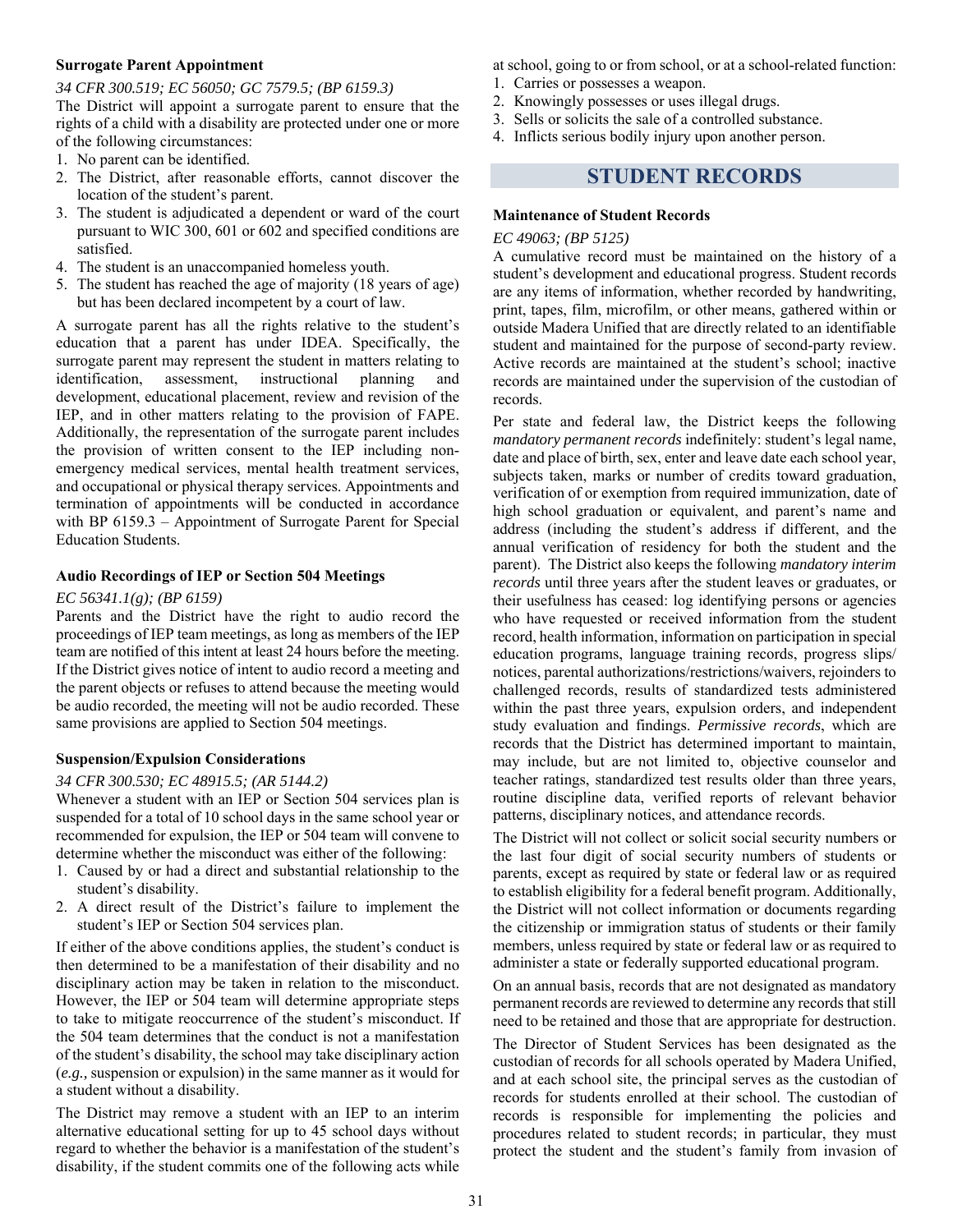### Surrogate Parent Appointment

*34 CFR 300.519; EC 56050; GC 7579.5; (BP 6159.3)*

The District will appoint a surrogate parent to ensure that the rights of a child with a disability are protected under one or more of the following circumstances:

1. No parent can be identified.
2. The District, after reasonable efforts, cannot discover the location of the student's parent.
3. The student is adjudicated a dependent or ward of the court pursuant to WIC 300, 601 or 602 and specified conditions are satisfied.
4. The student is an unaccompanied homeless youth.
5. The student has reached the age of majority (18 years of age) but has been declared incompetent by a court of law.

A surrogate parent has all the rights relative to the student's education that a parent has under IDEA. Specifically, the surrogate parent may represent the student in matters relating to identification, assessment, instructional planning and development, educational placement, review and revision of the IEP, and in other matters relating to the provision of FAPE. Additionally, the representation of the surrogate parent includes the provision of written consent to the IEP including non-emergency medical services, mental health treatment services, and occupational or physical therapy services. Appointments and termination of appointments will be conducted in accordance with BP 6159.3 – Appointment of Surrogate Parent for Special Education Students.

### Audio Recordings of IEP or Section 504 Meetings

*EC 56341.1(g); (BP 6159)*

Parents and the District have the right to audio record the proceedings of IEP team meetings, as long as members of the IEP team are notified of this intent at least 24 hours before the meeting. If the District gives notice of intent to audio record a meeting and the parent objects or refuses to attend because the meeting would be audio recorded, the meeting will not be audio recorded. These same provisions are applied to Section 504 meetings.

### Suspension/Expulsion Considerations

*34 CFR 300.530; EC 48915.5; (AR 5144.2)*

Whenever a student with an IEP or Section 504 services plan is suspended for a total of 10 school days in the same school year or recommended for expulsion, the IEP or 504 team will convene to determine whether the misconduct was either of the following:

1. Caused by or had a direct and substantial relationship to the student's disability.
2. A direct result of the District's failure to implement the student's IEP or Section 504 services plan.

If either of the above conditions applies, the student's conduct is then determined to be a manifestation of their disability and no disciplinary action may be taken in relation to the misconduct. However, the IEP or 504 team will determine appropriate steps to take to mitigate reoccurrence of the student's misconduct. If the 504 team determines that the conduct is not a manifestation of the student's disability, the school may take disciplinary action (*e.g.,* suspension or expulsion) in the same manner as it would for a student without a disability.

The District may remove a student with an IEP to an interim alternative educational setting for up to 45 school days without regard to whether the behavior is a manifestation of the student's disability, if the student commits one of the following acts while at school, going to or from school, or at a school-related function:

1. Carries or possesses a weapon.
2. Knowingly possesses or uses illegal drugs.
3. Sells or solicits the sale of a controlled substance.
4. Inflicts serious bodily injury upon another person.

## STUDENT RECORDS

### Maintenance of Student Records

*EC 49063; (BP 5125)*

A cumulative record must be maintained on the history of a student's development and educational progress. Student records are any items of information, whether recorded by handwriting, print, tapes, film, microfilm, or other means, gathered within or outside Madera Unified that are directly related to an identifiable student and maintained for the purpose of second-party review. Active records are maintained at the student's school; inactive records are maintained under the supervision of the custodian of records.

Per state and federal law, the District keeps the following *mandatory permanent records* indefinitely: student's legal name, date and place of birth, sex, enter and leave date each school year, subjects taken, marks or number of credits toward graduation, verification of or exemption from required immunization, date of high school graduation or equivalent, and parent's name and address (including the student's address if different, and the annual verification of residency for both the student and the parent). The District also keeps the following *mandatory interim records* until three years after the student leaves or graduates, or their usefulness has ceased: log identifying persons or agencies who have requested or received information from the student record, health information, information on participation in special education programs, language training records, progress slips/ notices, parental authorizations/restrictions/waivers, rejoinders to challenged records, results of standardized tests administered within the past three years, expulsion orders, and independent study evaluation and findings. *Permissive records*, which are records that the District has determined important to maintain, may include, but are not limited to, objective counselor and teacher ratings, standardized test results older than three years, routine discipline data, verified reports of relevant behavior patterns, disciplinary notices, and attendance records.

The District will not collect or solicit social security numbers or the last four digit of social security numbers of students or parents, except as required by state or federal law or as required to establish eligibility for a federal benefit program. Additionally, the District will not collect information or documents regarding the citizenship or immigration status of students or their family members, unless required by state or federal law or as required to administer a state or federally supported educational program.

On an annual basis, records that are not designated as mandatory permanent records are reviewed to determine any records that still need to be retained and those that are appropriate for destruction.

The Director of Student Services has been designated as the custodian of records for all schools operated by Madera Unified, and at each school site, the principal serves as the custodian of records for students enrolled at their school. The custodian of records is responsible for implementing the policies and procedures related to student records; in particular, they must protect the student and the student's family from invasion of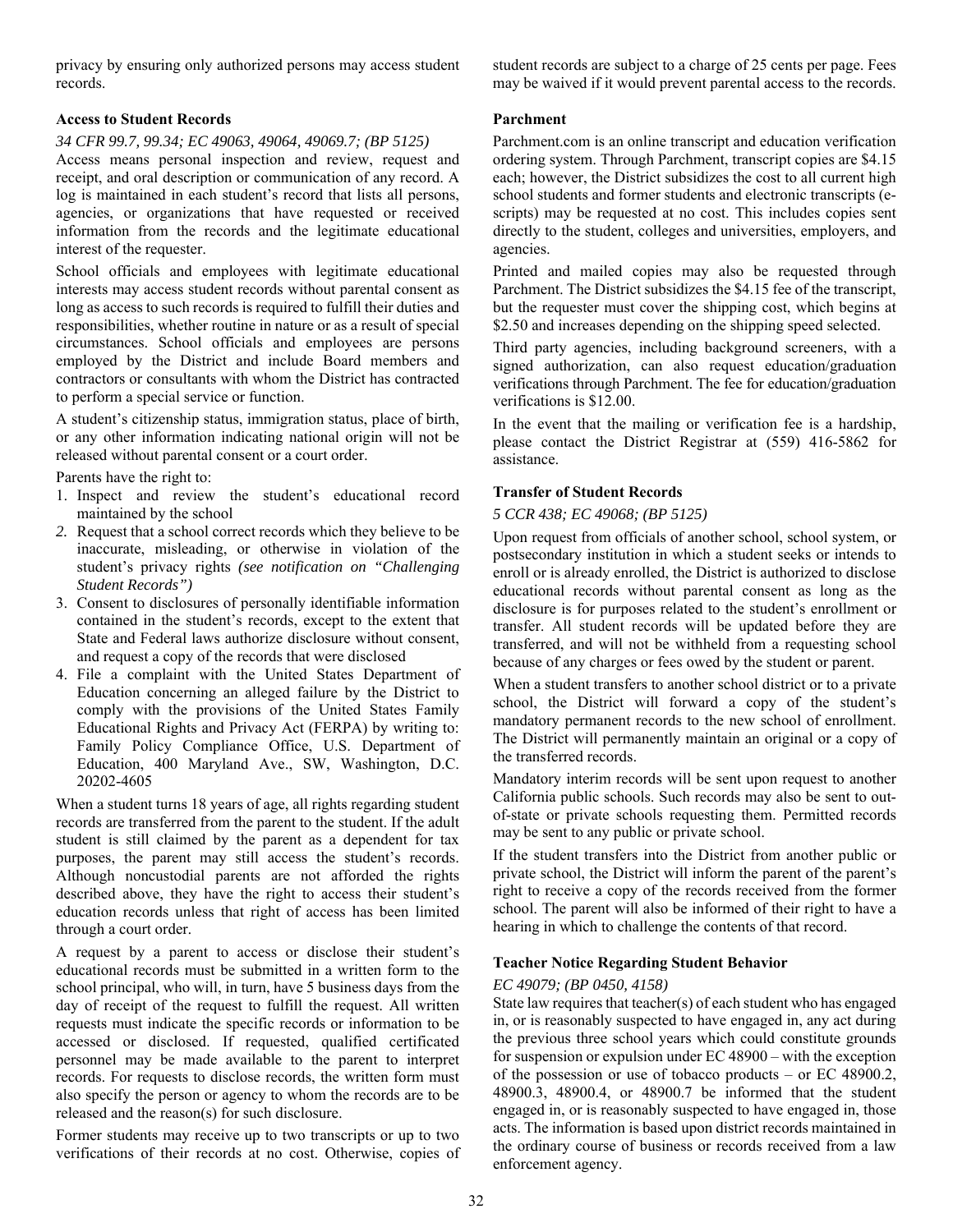privacy by ensuring only authorized persons may access student records.

**Access to Student Records**

*34 CFR 99.7, 99.34; EC 49063, 49064, 49069.7; (BP 5125)*

Access means personal inspection and review, request and receipt, and oral description or communication of any record. A log is maintained in each student's record that lists all persons, agencies, or organizations that have requested or received information from the records and the legitimate educational interest of the requester.

School officials and employees with legitimate educational interests may access student records without parental consent as long as access to such records is required to fulfill their duties and responsibilities, whether routine in nature or as a result of special circumstances. School officials and employees are persons employed by the District and include Board members and contractors or consultants with whom the District has contracted to perform a special service or function.

A student's citizenship status, immigration status, place of birth, or any other information indicating national origin will not be released without parental consent or a court order.

Parents have the right to:

1. Inspect and review the student's educational record maintained by the school
2. Request that a school correct records which they believe to be inaccurate, misleading, or otherwise in violation of the student's privacy rights *(see notification on "Challenging Student Records")*
3. Consent to disclosures of personally identifiable information contained in the student's records, except to the extent that State and Federal laws authorize disclosure without consent, and request a copy of the records that were disclosed
4. File a complaint with the United States Department of Education concerning an alleged failure by the District to comply with the provisions of the United States Family Educational Rights and Privacy Act (FERPA) by writing to: Family Policy Compliance Office, U.S. Department of Education, 400 Maryland Ave., SW, Washington, D.C. 20202-4605

When a student turns 18 years of age, all rights regarding student records are transferred from the parent to the student. If the adult student is still claimed by the parent as a dependent for tax purposes, the parent may still access the student's records. Although noncustodial parents are not afforded the rights described above, they have the right to access their student's education records unless that right of access has been limited through a court order.

A request by a parent to access or disclose their student's educational records must be submitted in a written form to the school principal, who will, in turn, have 5 business days from the day of receipt of the request to fulfill the request. All written requests must indicate the specific records or information to be accessed or disclosed. If requested, qualified certificated personnel may be made available to the parent to interpret records. For requests to disclose records, the written form must also specify the person or agency to whom the records are to be released and the reason(s) for such disclosure.

Former students may receive up to two transcripts or up to two verifications of their records at no cost. Otherwise, copies of student records are subject to a charge of 25 cents per page. Fees may be waived if it would prevent parental access to the records.

**Parchment**

Parchment.com is an online transcript and education verification ordering system. Through Parchment, transcript copies are $4.15 each; however, the District subsidizes the cost to all current high school students and former students and electronic transcripts (e-scripts) may be requested at no cost. This includes copies sent directly to the student, colleges and universities, employers, and agencies.

Printed and mailed copies may also be requested through Parchment. The District subsidizes the $4.15 fee of the transcript, but the requester must cover the shipping cost, which begins at $2.50 and increases depending on the shipping speed selected.

Third party agencies, including background screeners, with a signed authorization, can also request education/graduation verifications through Parchment. The fee for education/graduation verifications is $12.00.

In the event that the mailing or verification fee is a hardship, please contact the District Registrar at (559) 416-5862 for assistance.

**Transfer of Student Records**

*5 CCR 438; EC 49068; (BP 5125)*

Upon request from officials of another school, school system, or postsecondary institution in which a student seeks or intends to enroll or is already enrolled, the District is authorized to disclose educational records without parental consent as long as the disclosure is for purposes related to the student's enrollment or transfer. All student records will be updated before they are transferred, and will not be withheld from a requesting school because of any charges or fees owed by the student or parent.

When a student transfers to another school district or to a private school, the District will forward a copy of the student's mandatory permanent records to the new school of enrollment. The District will permanently maintain an original or a copy of the transferred records.

Mandatory interim records will be sent upon request to another California public schools. Such records may also be sent to out-of-state or private schools requesting them. Permitted records may be sent to any public or private school.

If the student transfers into the District from another public or private school, the District will inform the parent of the parent's right to receive a copy of the records received from the former school. The parent will also be informed of their right to have a hearing in which to challenge the contents of that record.

**Teacher Notice Regarding Student Behavior**

*EC 49079; (BP 0450, 4158)*

State law requires that teacher(s) of each student who has engaged in, or is reasonably suspected to have engaged in, any act during the previous three school years which could constitute grounds for suspension or expulsion under EC 48900 – with the exception of the possession or use of tobacco products – or EC 48900.2, 48900.3, 48900.4, or 48900.7 be informed that the student engaged in, or is reasonably suspected to have engaged in, those acts. The information is based upon district records maintained in the ordinary course of business or records received from a law enforcement agency.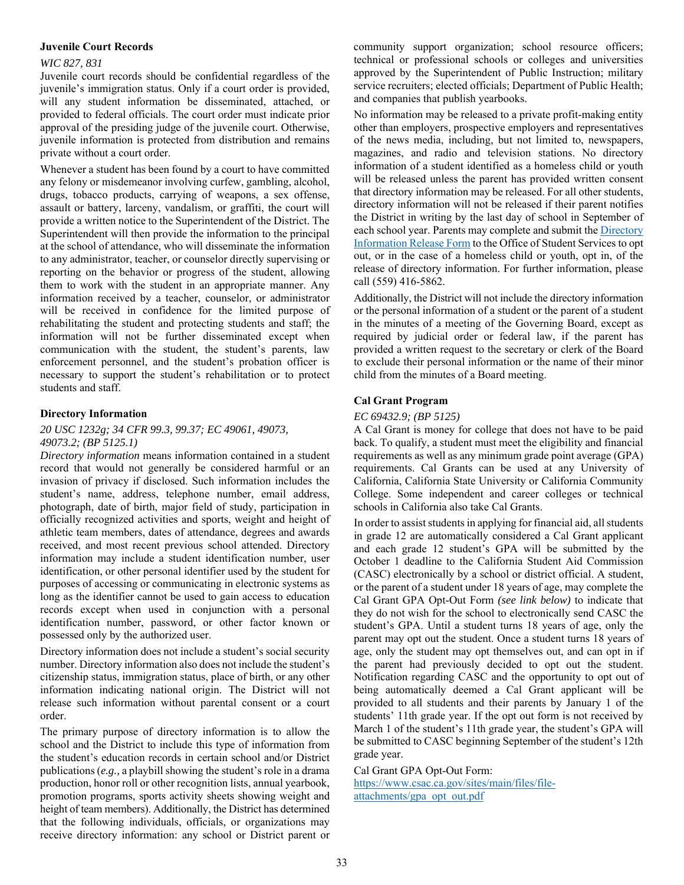### Juvenile Court Records

*WIC 827, 831*

Juvenile court records should be confidential regardless of the juvenile's immigration status. Only if a court order is provided, will any student information be disseminated, attached, or provided to federal officials. The court order must indicate prior approval of the presiding judge of the juvenile court. Otherwise, juvenile information is protected from distribution and remains private without a court order.

Whenever a student has been found by a court to have committed any felony or misdemeanor involving curfew, gambling, alcohol, drugs, tobacco products, carrying of weapons, a sex offense, assault or battery, larceny, vandalism, or graffiti, the court will provide a written notice to the Superintendent of the District. The Superintendent will then provide the information to the principal at the school of attendance, who will disseminate the information to any administrator, teacher, or counselor directly supervising or reporting on the behavior or progress of the student, allowing them to work with the student in an appropriate manner. Any information received by a teacher, counselor, or administrator will be received in confidence for the limited purpose of rehabilitating the student and protecting students and staff; the information will not be further disseminated except when communication with the student, the student's parents, law enforcement personnel, and the student's probation officer is necessary to support the student's rehabilitation or to protect students and staff.

### Directory Information

*20 USC 1232g; 34 CFR 99.3, 99.37; EC 49061, 49073, 49073.2; (BP 5125.1)*

*Directory information* means information contained in a student record that would not generally be considered harmful or an invasion of privacy if disclosed. Such information includes the student's name, address, telephone number, email address, photograph, date of birth, major field of study, participation in officially recognized activities and sports, weight and height of athletic team members, dates of attendance, degrees and awards received, and most recent previous school attended. Directory information may include a student identification number, user identification, or other personal identifier used by the student for purposes of accessing or communicating in electronic systems as long as the identifier cannot be used to gain access to education records except when used in conjunction with a personal identification number, password, or other factor known or possessed only by the authorized user.

Directory information does not include a student's social security number. Directory information also does not include the student's citizenship status, immigration status, place of birth, or any other information indicating national origin. The District will not release such information without parental consent or a court order.

The primary purpose of directory information is to allow the school and the District to include this type of information from the student's education records in certain school and/or District publications (*e.g.,* a playbill showing the student's role in a drama production, honor roll or other recognition lists, annual yearbook, promotion programs, sports activity sheets showing weight and height of team members). Additionally, the District has determined that the following individuals, officials, or organizations may receive directory information: any school or District parent or community support organization; school resource officers; technical or professional schools or colleges and universities approved by the Superintendent of Public Instruction; military service recruiters; elected officials; Department of Public Health; and companies that publish yearbooks.

No information may be released to a private profit-making entity other than employers, prospective employers and representatives of the news media, including, but not limited to, newspapers, magazines, and radio and television stations. No directory information of a student identified as a homeless child or youth will be released unless the parent has provided written consent that directory information may be released. For all other students, directory information will not be released if their parent notifies the District in writing by the last day of school in September of each school year. Parents may complete and submit the [Directory Information Release Form]() to the Office of Student Services to opt out, or in the case of a homeless child or youth, opt in, of the release of directory information. For further information, please call (559) 416-5862.

Additionally, the District will not include the directory information or the personal information of a student or the parent of a student in the minutes of a meeting of the Governing Board, except as required by judicial order or federal law, if the parent has provided a written request to the secretary or clerk of the Board to exclude their personal information or the name of their minor child from the minutes of a Board meeting.

### Cal Grant Program

*EC 69432.9; (BP 5125)*

A Cal Grant is money for college that does not have to be paid back. To qualify, a student must meet the eligibility and financial requirements as well as any minimum grade point average (GPA) requirements. Cal Grants can be used at any University of California, California State University or California Community College. Some independent and career colleges or technical schools in California also take Cal Grants.

In order to assist students in applying for financial aid, all students in grade 12 are automatically considered a Cal Grant applicant and each grade 12 student's GPA will be submitted by the October 1 deadline to the California Student Aid Commission (CASC) electronically by a school or district official. A student, or the parent of a student under 18 years of age, may complete the Cal Grant GPA Opt-Out Form *(see link below)* to indicate that they do not wish for the school to electronically send CASC the student's GPA. Until a student turns 18 years of age, only the parent may opt out the student. Once a student turns 18 years of age, only the student may opt themselves out, and can opt in if the parent had previously decided to opt out the student. Notification regarding CASC and the opportunity to opt out of being automatically deemed a Cal Grant applicant will be provided to all students and their parents by January 1 of the students' 11th grade year. If the opt out form is not received by March 1 of the student's 11th grade year, the student's GPA will be submitted to CASC beginning September of the student's 12th grade year.

Cal Grant GPA Opt-Out Form:
[https://www.csac.ca.gov/sites/main/files/file-attachments/gpa_opt_out.pdf](https://www.csac.ca.gov/sites/main/files/file-attachments/gpa_opt_out.pdf)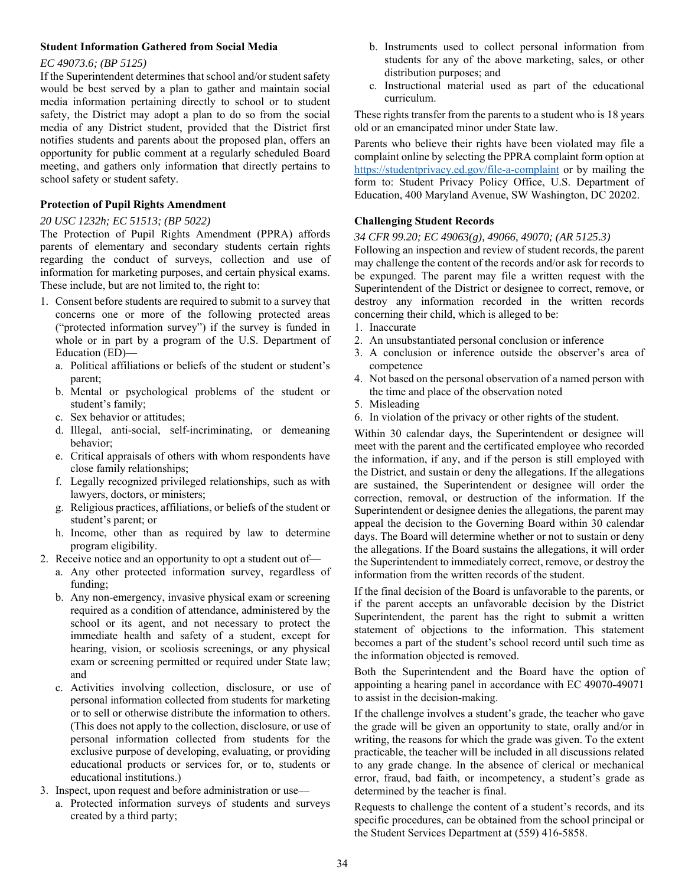**Student Information Gathered from Social Media**

*EC 49073.6; (BP 5125)*

If the Superintendent determines that school and/or student safety would be best served by a plan to gather and maintain social media information pertaining directly to school or to student safety, the District may adopt a plan to do so from the social media of any District student, provided that the District first notifies students and parents about the proposed plan, offers an opportunity for public comment at a regularly scheduled Board meeting, and gathers only information that directly pertains to school safety or student safety.

**Protection of Pupil Rights Amendment**

*20 USC 1232h; EC 51513; (BP 5022)*

The Protection of Pupil Rights Amendment (PPRA) affords parents of elementary and secondary students certain rights regarding the conduct of surveys, collection and use of information for marketing purposes, and certain physical exams. These include, but are not limited to, the right to:

1. Consent before students are required to submit to a survey that concerns one or more of the following protected areas ("protected information survey") if the survey is funded in whole or in part by a program of the U.S. Department of Education (ED)—
   a. Political affiliations or beliefs of the student or student's parent;
   b. Mental or psychological problems of the student or student's family;
   c. Sex behavior or attitudes;
   d. Illegal, anti-social, self-incriminating, or demeaning behavior;
   e. Critical appraisals of others with whom respondents have close family relationships;
   f. Legally recognized privileged relationships, such as with lawyers, doctors, or ministers;
   g. Religious practices, affiliations, or beliefs of the student or student's parent; or
   h. Income, other than as required by law to determine program eligibility.
2. Receive notice and an opportunity to opt a student out of—
   a. Any other protected information survey, regardless of funding;
   b. Any non-emergency, invasive physical exam or screening required as a condition of attendance, administered by the school or its agent, and not necessary to protect the immediate health and safety of a student, except for hearing, vision, or scoliosis screenings, or any physical exam or screening permitted or required under State law; and
   c. Activities involving collection, disclosure, or use of personal information collected from students for marketing or to sell or otherwise distribute the information to others. (This does not apply to the collection, disclosure, or use of personal information collected from students for the exclusive purpose of developing, evaluating, or providing educational products or services for, or to, students or educational institutions.)
3. Inspect, upon request and before administration or use—
   a. Protected information surveys of students and surveys created by a third party;
   b. Instruments used to collect personal information from students for any of the above marketing, sales, or other distribution purposes; and
   c. Instructional material used as part of the educational curriculum.

These rights transfer from the parents to a student who is 18 years old or an emancipated minor under State law.

Parents who believe their rights have been violated may file a complaint online by selecting the PPRA complaint form option at https://studentprivacy.ed.gov/file-a-complaint or by mailing the form to: Student Privacy Policy Office, U.S. Department of Education, 400 Maryland Avenue, SW Washington, DC 20202.

**Challenging Student Records**

*34 CFR 99.20; EC 49063(g), 49066, 49070; (AR 5125.3)*

Following an inspection and review of student records, the parent may challenge the content of the records and/or ask for records to be expunged. The parent may file a written request with the Superintendent of the District or designee to correct, remove, or destroy any information recorded in the written records concerning their child, which is alleged to be:

1. Inaccurate
2. An unsubstantiated personal conclusion or inference
3. A conclusion or inference outside the observer's area of competence
4. Not based on the personal observation of a named person with the time and place of the observation noted
5. Misleading
6. In violation of the privacy or other rights of the student.

Within 30 calendar days, the Superintendent or designee will meet with the parent and the certificated employee who recorded the information, if any, and if the person is still employed with the District, and sustain or deny the allegations. If the allegations are sustained, the Superintendent or designee will order the correction, removal, or destruction of the information. If the Superintendent or designee denies the allegations, the parent may appeal the decision to the Governing Board within 30 calendar days. The Board will determine whether or not to sustain or deny the allegations. If the Board sustains the allegations, it will order the Superintendent to immediately correct, remove, or destroy the information from the written records of the student.

If the final decision of the Board is unfavorable to the parents, or if the parent accepts an unfavorable decision by the District Superintendent, the parent has the right to submit a written statement of objections to the information. This statement becomes a part of the student's school record until such time as the information objected is removed.

Both the Superintendent and the Board have the option of appointing a hearing panel in accordance with EC 49070-49071 to assist in the decision-making.

If the challenge involves a student's grade, the teacher who gave the grade will be given an opportunity to state, orally and/or in writing, the reasons for which the grade was given. To the extent practicable, the teacher will be included in all discussions related to any grade change. In the absence of clerical or mechanical error, fraud, bad faith, or incompetency, a student's grade as determined by the teacher is final.

Requests to challenge the content of a student's records, and its specific procedures, can be obtained from the school principal or the Student Services Department at (559) 416-5858.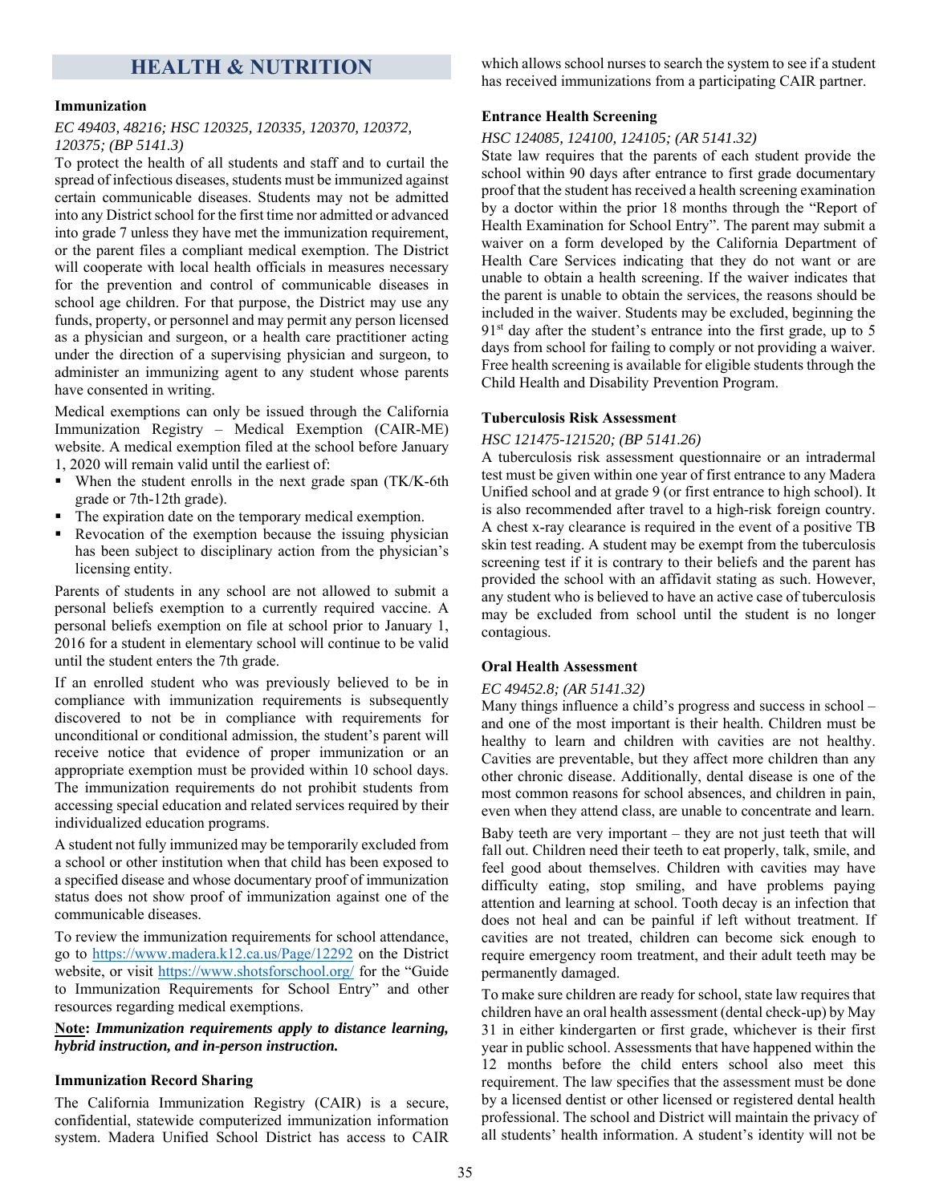# HEALTH & NUTRITION

### Immunization

*EC 49403, 48216; HSC 120325, 120335, 120370, 120372, 120375; (BP 5141.3)*

To protect the health of all students and staff and to curtail the spread of infectious diseases, students must be immunized against certain communicable diseases. Students may not be admitted into any District school for the first time nor admitted or advanced into grade 7 unless they have met the immunization requirement, or the parent files a compliant medical exemption. The District will cooperate with local health officials in measures necessary for the prevention and control of communicable diseases in school age children. For that purpose, the District may use any funds, property, or personnel and may permit any person licensed as a physician and surgeon, or a health care practitioner acting under the direction of a supervising physician and surgeon, to administer an immunizing agent to any student whose parents have consented in writing.

Medical exemptions can only be issued through the California Immunization Registry – Medical Exemption (CAIR-ME) website. A medical exemption filed at the school before January 1, 2020 will remain valid until the earliest of:

- When the student enrolls in the next grade span (TK/K-6th grade or 7th-12th grade).
- The expiration date on the temporary medical exemption.
- Revocation of the exemption because the issuing physician has been subject to disciplinary action from the physician's licensing entity.

Parents of students in any school are not allowed to submit a personal beliefs exemption to a currently required vaccine. A personal beliefs exemption on file at school prior to January 1, 2016 for a student in elementary school will continue to be valid until the student enters the 7th grade.

If an enrolled student who was previously believed to be in compliance with immunization requirements is subsequently discovered to not be in compliance with requirements for unconditional or conditional admission, the student's parent will receive notice that evidence of proper immunization or an appropriate exemption must be provided within 10 school days. The immunization requirements do not prohibit students from accessing special education and related services required by their individualized education programs.

A student not fully immunized may be temporarily excluded from a school or other institution when that child has been exposed to a specified disease and whose documentary proof of immunization status does not show proof of immunization against one of the communicable diseases.

To review the immunization requirements for school attendance, go to https://www.madera.k12.ca.us/Page/12292 on the District website, or visit https://www.shotsforschool.org/ for the "Guide to Immunization Requirements for School Entry" and other resources regarding medical exemptions.

**Note**: ***Immunization requirements apply to distance learning, hybrid instruction, and in-person instruction.***

### Immunization Record Sharing

The California Immunization Registry (CAIR) is a secure, confidential, statewide computerized immunization information system. Madera Unified School District has access to CAIR which allows school nurses to search the system to see if a student has received immunizations from a participating CAIR partner.

### Entrance Health Screening

*HSC 124085, 124100, 124105; (AR 5141.32)*

State law requires that the parents of each student provide the school within 90 days after entrance to first grade documentary proof that the student has received a health screening examination by a doctor within the prior 18 months through the "Report of Health Examination for School Entry". The parent may submit a waiver on a form developed by the California Department of Health Care Services indicating that they do not want or are unable to obtain a health screening. If the waiver indicates that the parent is unable to obtain the services, the reasons should be included in the waiver. Students may be excluded, beginning the 91st day after the student's entrance into the first grade, up to 5 days from school for failing to comply or not providing a waiver. Free health screening is available for eligible students through the Child Health and Disability Prevention Program.

### Tuberculosis Risk Assessment

*HSC 121475-121520; (BP 5141.26)*

A tuberculosis risk assessment questionnaire or an intradermal test must be given within one year of first entrance to any Madera Unified school and at grade 9 (or first entrance to high school). It is also recommended after travel to a high-risk foreign country. A chest x-ray clearance is required in the event of a positive TB skin test reading. A student may be exempt from the tuberculosis screening test if it is contrary to their beliefs and the parent has provided the school with an affidavit stating as such. However, any student who is believed to have an active case of tuberculosis may be excluded from school until the student is no longer contagious.

### Oral Health Assessment

*EC 49452.8; (AR 5141.32)*

Many things influence a child's progress and success in school – and one of the most important is their health. Children must be healthy to learn and children with cavities are not healthy. Cavities are preventable, but they affect more children than any other chronic disease. Additionally, dental disease is one of the most common reasons for school absences, and children in pain, even when they attend class, are unable to concentrate and learn.

Baby teeth are very important – they are not just teeth that will fall out. Children need their teeth to eat properly, talk, smile, and feel good about themselves. Children with cavities may have difficulty eating, stop smiling, and have problems paying attention and learning at school. Tooth decay is an infection that does not heal and can be painful if left without treatment. If cavities are not treated, children can become sick enough to require emergency room treatment, and their adult teeth may be permanently damaged.

To make sure children are ready for school, state law requires that children have an oral health assessment (dental check-up) by May 31 in either kindergarten or first grade, whichever is their first year in public school. Assessments that have happened within the 12 months before the child enters school also meet this requirement. The law specifies that the assessment must be done by a licensed dentist or other licensed or registered dental health professional. The school and District will maintain the privacy of all students' health information. A student's identity will not be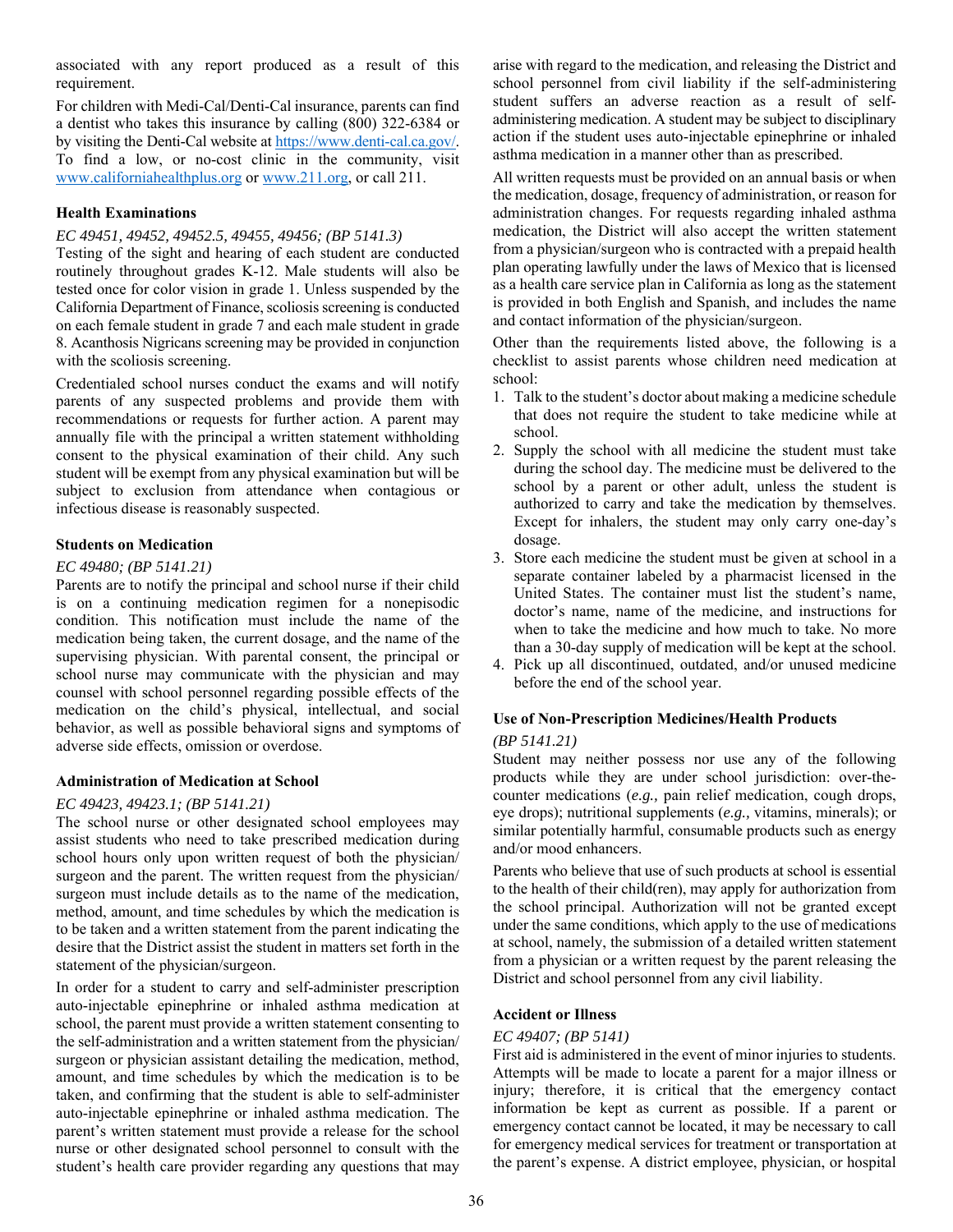associated with any report produced as a result of this requirement.

For children with Medi-Cal/Denti-Cal insurance, parents can find a dentist who takes this insurance by calling (800) 322-6384 or by visiting the Denti-Cal website at https://www.denti-cal.ca.gov/. To find a low, or no-cost clinic in the community, visit www.californiahealthplus.org or www.211.org, or call 211.

### Health Examinations

*EC 49451, 49452, 49452.5, 49455, 49456; (BP 5141.3)*

Testing of the sight and hearing of each student are conducted routinely throughout grades K-12. Male students will also be tested once for color vision in grade 1. Unless suspended by the California Department of Finance, scoliosis screening is conducted on each female student in grade 7 and each male student in grade 8. Acanthosis Nigricans screening may be provided in conjunction with the scoliosis screening.

Credentialed school nurses conduct the exams and will notify parents of any suspected problems and provide them with recommendations or requests for further action. A parent may annually file with the principal a written statement withholding consent to the physical examination of their child. Any such student will be exempt from any physical examination but will be subject to exclusion from attendance when contagious or infectious disease is reasonably suspected.

### Students on Medication

*EC 49480; (BP 5141.21)*

Parents are to notify the principal and school nurse if their child is on a continuing medication regimen for a nonepisodic condition. This notification must include the name of the medication being taken, the current dosage, and the name of the supervising physician. With parental consent, the principal or school nurse may communicate with the physician and may counsel with school personnel regarding possible effects of the medication on the child's physical, intellectual, and social behavior, as well as possible behavioral signs and symptoms of adverse side effects, omission or overdose.

### Administration of Medication at School

*EC 49423, 49423.1; (BP 5141.21)*

The school nurse or other designated school employees may assist students who need to take prescribed medication during school hours only upon written request of both the physician/surgeon and the parent. The written request from the physician/surgeon must include details as to the name of the medication, method, amount, and time schedules by which the medication is to be taken and a written statement from the parent indicating the desire that the District assist the student in matters set forth in the statement of the physician/surgeon.

In order for a student to carry and self-administer prescription auto-injectable epinephrine or inhaled asthma medication at school, the parent must provide a written statement consenting to the self-administration and a written statement from the physician/surgeon or physician assistant detailing the medication, method, amount, and time schedules by which the medication is to be taken, and confirming that the student is able to self-administer auto-injectable epinephrine or inhaled asthma medication. The parent's written statement must provide a release for the school nurse or other designated school personnel to consult with the student's health care provider regarding any questions that may arise with regard to the medication, and releasing the District and school personnel from civil liability if the self-administering student suffers an adverse reaction as a result of self-administering medication. A student may be subject to disciplinary action if the student uses auto-injectable epinephrine or inhaled asthma medication in a manner other than as prescribed.

All written requests must be provided on an annual basis or when the medication, dosage, frequency of administration, or reason for administration changes. For requests regarding inhaled asthma medication, the District will also accept the written statement from a physician/surgeon who is contracted with a prepaid health plan operating lawfully under the laws of Mexico that is licensed as a health care service plan in California as long as the statement is provided in both English and Spanish, and includes the name and contact information of the physician/surgeon.

Other than the requirements listed above, the following is a checklist to assist parents whose children need medication at school:

1. Talk to the student's doctor about making a medicine schedule that does not require the student to take medicine while at school.
2. Supply the school with all medicine the student must take during the school day. The medicine must be delivered to the school by a parent or other adult, unless the student is authorized to carry and take the medication by themselves. Except for inhalers, the student may only carry one-day's dosage.
3. Store each medicine the student must be given at school in a separate container labeled by a pharmacist licensed in the United States. The container must list the student's name, doctor's name, name of the medicine, and instructions for when to take the medicine and how much to take. No more than a 30-day supply of medication will be kept at the school.
4. Pick up all discontinued, outdated, and/or unused medicine before the end of the school year.

### Use of Non-Prescription Medicines/Health Products

*(BP 5141.21)*

Student may neither possess nor use any of the following products while they are under school jurisdiction: over-the-counter medications (*e.g.,* pain relief medication, cough drops, eye drops); nutritional supplements (*e.g.,* vitamins, minerals); or similar potentially harmful, consumable products such as energy and/or mood enhancers.

Parents who believe that use of such products at school is essential to the health of their child(ren), may apply for authorization from the school principal. Authorization will not be granted except under the same conditions, which apply to the use of medications at school, namely, the submission of a detailed written statement from a physician or a written request by the parent releasing the District and school personnel from any civil liability.

### Accident or Illness

*EC 49407; (BP 5141)*

First aid is administered in the event of minor injuries to students. Attempts will be made to locate a parent for a major illness or injury; therefore, it is critical that the emergency contact information be kept as current as possible. If a parent or emergency contact cannot be located, it may be necessary to call for emergency medical services for treatment or transportation at the parent's expense. A district employee, physician, or hospital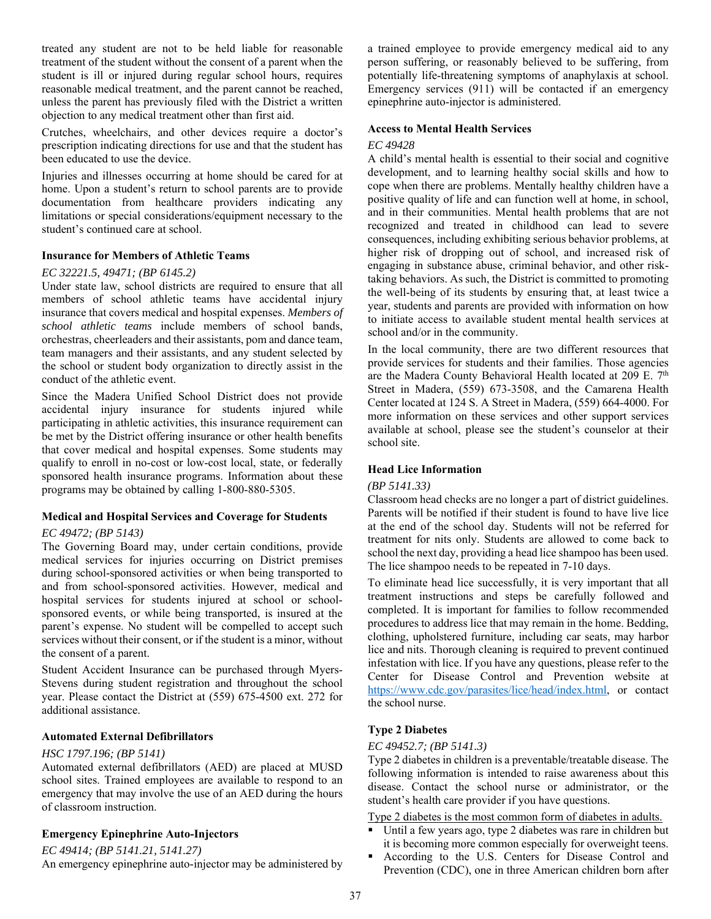treated any student are not to be held liable for reasonable treatment of the student without the consent of a parent when the student is ill or injured during regular school hours, requires reasonable medical treatment, and the parent cannot be reached, unless the parent has previously filed with the District a written objection to any medical treatment other than first aid.

Crutches, wheelchairs, and other devices require a doctor's prescription indicating directions for use and that the student has been educated to use the device.

Injuries and illnesses occurring at home should be cared for at home. Upon a student's return to school parents are to provide documentation from healthcare providers indicating any limitations or special considerations/equipment necessary to the student's continued care at school.

### Insurance for Members of Athletic Teams

*EC 32221.5, 49471; (BP 6145.2)*

Under state law, school districts are required to ensure that all members of school athletic teams have accidental injury insurance that covers medical and hospital expenses. *Members of school athletic teams* include members of school bands, orchestras, cheerleaders and their assistants, pom and dance team, team managers and their assistants, and any student selected by the school or student body organization to directly assist in the conduct of the athletic event.

Since the Madera Unified School District does not provide accidental injury insurance for students injured while participating in athletic activities, this insurance requirement can be met by the District offering insurance or other health benefits that cover medical and hospital expenses. Some students may qualify to enroll in no-cost or low-cost local, state, or federally sponsored health insurance programs. Information about these programs may be obtained by calling 1-800-880-5305.

### Medical and Hospital Services and Coverage for Students

*EC 49472; (BP 5143)*

The Governing Board may, under certain conditions, provide medical services for injuries occurring on District premises during school-sponsored activities or when being transported to and from school-sponsored activities. However, medical and hospital services for students injured at school or school-sponsored events, or while being transported, is insured at the parent's expense. No student will be compelled to accept such services without their consent, or if the student is a minor, without the consent of a parent.

Student Accident Insurance can be purchased through Myers-Stevens during student registration and throughout the school year. Please contact the District at (559) 675-4500 ext. 272 for additional assistance.

### Automated External Defibrillators

*HSC 1797.196; (BP 5141)*

Automated external defibrillators (AED) are placed at MUSD school sites. Trained employees are available to respond to an emergency that may involve the use of an AED during the hours of classroom instruction.

### Emergency Epinephrine Auto-Injectors

*EC 49414; (BP 5141.21, 5141.27)*

An emergency epinephrine auto-injector may be administered by a trained employee to provide emergency medical aid to any person suffering, or reasonably believed to be suffering, from potentially life-threatening symptoms of anaphylaxis at school. Emergency services (911) will be contacted if an emergency epinephrine auto-injector is administered.

### Access to Mental Health Services

*EC 49428*

A child's mental health is essential to their social and cognitive development, and to learning healthy social skills and how to cope when there are problems. Mentally healthy children have a positive quality of life and can function well at home, in school, and in their communities. Mental health problems that are not recognized and treated in childhood can lead to severe consequences, including exhibiting serious behavior problems, at higher risk of dropping out of school, and increased risk of engaging in substance abuse, criminal behavior, and other risk-taking behaviors. As such, the District is committed to promoting the well-being of its students by ensuring that, at least twice a year, students and parents are provided with information on how to initiate access to available student mental health services at school and/or in the community.

In the local community, there are two different resources that provide services for students and their families. Those agencies are the Madera County Behavioral Health located at 209 E. 7th Street in Madera, (559) 673-3508, and the Camarena Health Center located at 124 S. A Street in Madera, (559) 664-4000. For more information on these services and other support services available at school, please see the student's counselor at their school site.

### Head Lice Information

*(BP 5141.33)*

Classroom head checks are no longer a part of district guidelines. Parents will be notified if their student is found to have live lice at the end of the school day. Students will not be referred for treatment for nits only. Students are allowed to come back to school the next day, providing a head lice shampoo has been used. The lice shampoo needs to be repeated in 7-10 days.

To eliminate head lice successfully, it is very important that all treatment instructions and steps be carefully followed and completed. It is important for families to follow recommended procedures to address lice that may remain in the home. Bedding, clothing, upholstered furniture, including car seats, may harbor lice and nits. Thorough cleaning is required to prevent continued infestation with lice. If you have any questions, please refer to the Center for Disease Control and Prevention website at https://www.cdc.gov/parasites/lice/head/index.html, or contact the school nurse.

### Type 2 Diabetes

*EC 49452.7; (BP 5141.3)*

Type 2 diabetes in children is a preventable/treatable disease. The following information is intended to raise awareness about this disease. Contact the school nurse or administrator, or the student's health care provider if you have questions.

<u>Type 2 diabetes is the most common form of diabetes in adults.</u>

- Until a few years ago, type 2 diabetes was rare in children but it is becoming more common especially for overweight teens.
- According to the U.S. Centers for Disease Control and Prevention (CDC), one in three American children born after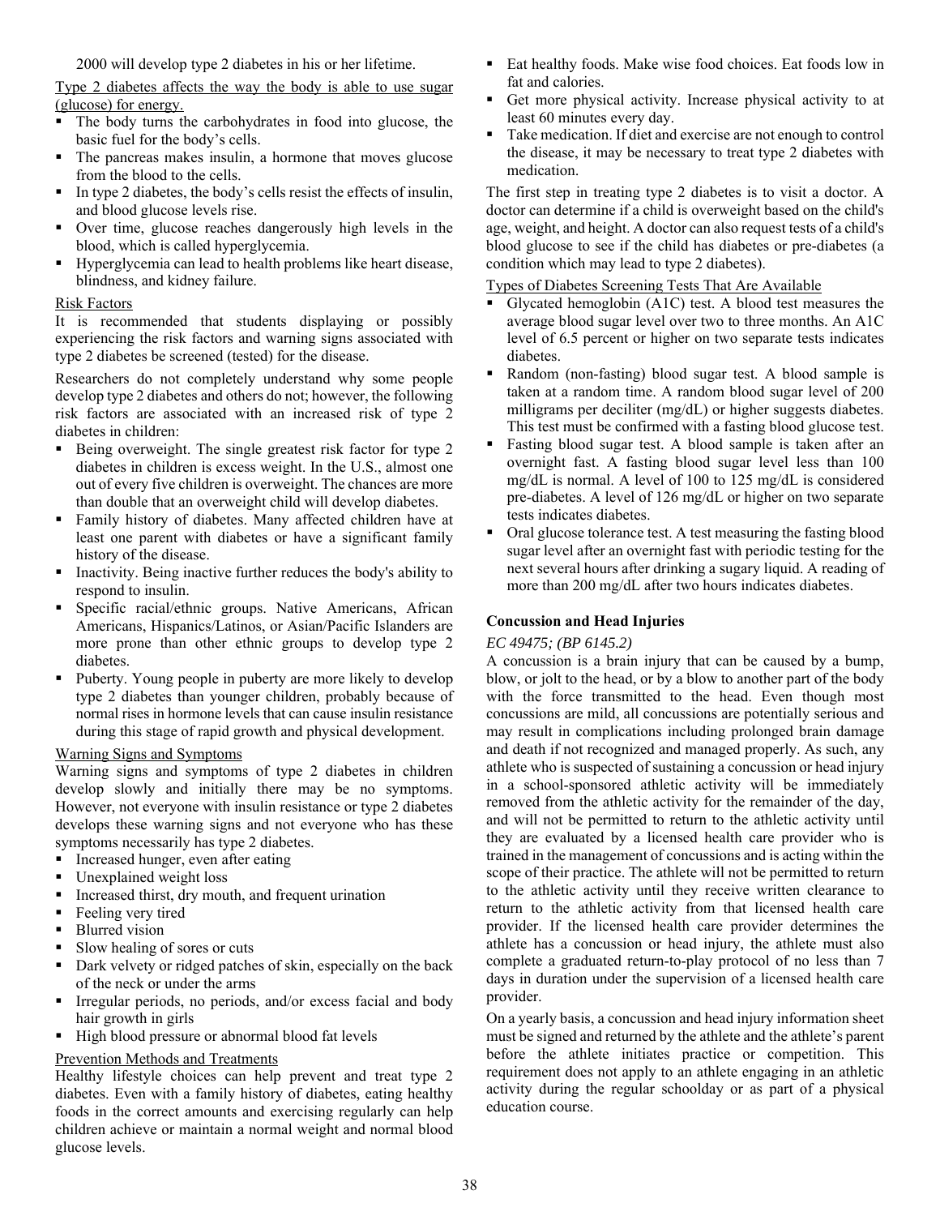2000 will develop type 2 diabetes in his or her lifetime.

Type 2 diabetes affects the way the body is able to use sugar (glucose) for energy.

- The body turns the carbohydrates in food into glucose, the basic fuel for the body's cells.
- The pancreas makes insulin, a hormone that moves glucose from the blood to the cells.
- In type 2 diabetes, the body's cells resist the effects of insulin, and blood glucose levels rise.
- Over time, glucose reaches dangerously high levels in the blood, which is called hyperglycemia.
- Hyperglycemia can lead to health problems like heart disease, blindness, and kidney failure.

Risk Factors

It is recommended that students displaying or possibly experiencing the risk factors and warning signs associated with type 2 diabetes be screened (tested) for the disease.

Researchers do not completely understand why some people develop type 2 diabetes and others do not; however, the following risk factors are associated with an increased risk of type 2 diabetes in children:

- Being overweight. The single greatest risk factor for type 2 diabetes in children is excess weight. In the U.S., almost one out of every five children is overweight. The chances are more than double that an overweight child will develop diabetes.
- Family history of diabetes. Many affected children have at least one parent with diabetes or have a significant family history of the disease.
- Inactivity. Being inactive further reduces the body's ability to respond to insulin.
- Specific racial/ethnic groups. Native Americans, African Americans, Hispanics/Latinos, or Asian/Pacific Islanders are more prone than other ethnic groups to develop type 2 diabetes.
- Puberty. Young people in puberty are more likely to develop type 2 diabetes than younger children, probably because of normal rises in hormone levels that can cause insulin resistance during this stage of rapid growth and physical development.

Warning Signs and Symptoms

Warning signs and symptoms of type 2 diabetes in children develop slowly and initially there may be no symptoms. However, not everyone with insulin resistance or type 2 diabetes develops these warning signs and not everyone who has these symptoms necessarily has type 2 diabetes.

- Increased hunger, even after eating
- Unexplained weight loss
- Increased thirst, dry mouth, and frequent urination
- Feeling very tired
- Blurred vision
- Slow healing of sores or cuts
- Dark velvety or ridged patches of skin, especially on the back of the neck or under the arms
- Irregular periods, no periods, and/or excess facial and body hair growth in girls
- High blood pressure or abnormal blood fat levels

Prevention Methods and Treatments

Healthy lifestyle choices can help prevent and treat type 2 diabetes. Even with a family history of diabetes, eating healthy foods in the correct amounts and exercising regularly can help children achieve or maintain a normal weight and normal blood glucose levels.

- Eat healthy foods. Make wise food choices. Eat foods low in fat and calories.
- Get more physical activity. Increase physical activity to at least 60 minutes every day.
- Take medication. If diet and exercise are not enough to control the disease, it may be necessary to treat type 2 diabetes with medication.

The first step in treating type 2 diabetes is to visit a doctor. A doctor can determine if a child is overweight based on the child's age, weight, and height. A doctor can also request tests of a child's blood glucose to see if the child has diabetes or pre-diabetes (a condition which may lead to type 2 diabetes).

Types of Diabetes Screening Tests That Are Available

- Glycated hemoglobin (A1C) test. A blood test measures the average blood sugar level over two to three months. An A1C level of 6.5 percent or higher on two separate tests indicates diabetes.
- Random (non-fasting) blood sugar test. A blood sample is taken at a random time. A random blood sugar level of 200 milligrams per deciliter (mg/dL) or higher suggests diabetes. This test must be confirmed with a fasting blood glucose test.
- Fasting blood sugar test. A blood sample is taken after an overnight fast. A fasting blood sugar level less than 100 mg/dL is normal. A level of 100 to 125 mg/dL is considered pre-diabetes. A level of 126 mg/dL or higher on two separate tests indicates diabetes.
- Oral glucose tolerance test. A test measuring the fasting blood sugar level after an overnight fast with periodic testing for the next several hours after drinking a sugary liquid. A reading of more than 200 mg/dL after two hours indicates diabetes.

### Concussion and Head Injuries

*EC 49475; (BP 6145.2)*

A concussion is a brain injury that can be caused by a bump, blow, or jolt to the head, or by a blow to another part of the body with the force transmitted to the head. Even though most concussions are mild, all concussions are potentially serious and may result in complications including prolonged brain damage and death if not recognized and managed properly. As such, any athlete who is suspected of sustaining a concussion or head injury in a school-sponsored athletic activity will be immediately removed from the athletic activity for the remainder of the day, and will not be permitted to return to the athletic activity until they are evaluated by a licensed health care provider who is trained in the management of concussions and is acting within the scope of their practice. The athlete will not be permitted to return to the athletic activity until they receive written clearance to return to the athletic activity from that licensed health care provider. If the licensed health care provider determines the athlete has a concussion or head injury, the athlete must also complete a graduated return-to-play protocol of no less than 7 days in duration under the supervision of a licensed health care provider.

On a yearly basis, a concussion and head injury information sheet must be signed and returned by the athlete and the athlete's parent before the athlete initiates practice or competition. This requirement does not apply to an athlete engaging in an athletic activity during the regular schoolday or as part of a physical education course.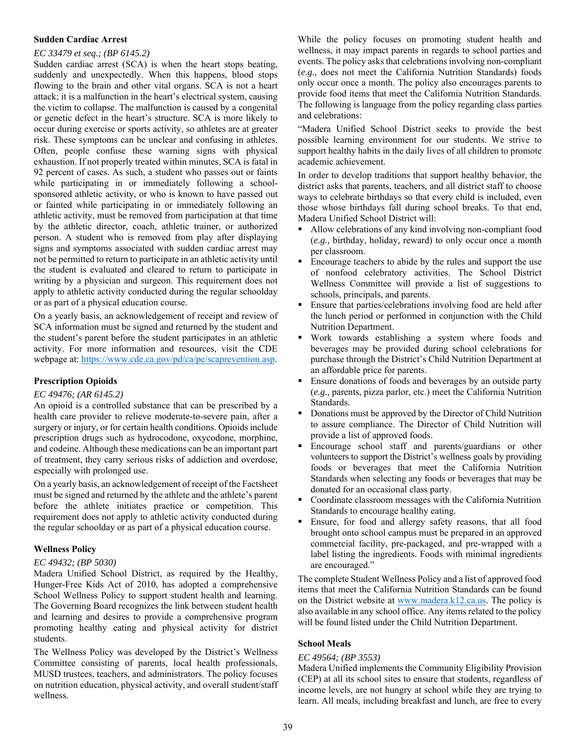### Sudden Cardiac Arrest

*EC 33479 et seq.; (BP 6145.2)*

Sudden cardiac arrest (SCA) is when the heart stops beating, suddenly and unexpectedly. When this happens, blood stops flowing to the brain and other vital organs. SCA is not a heart attack; it is a malfunction in the heart's electrical system, causing the victim to collapse. The malfunction is caused by a congenital or genetic defect in the heart's structure. SCA is more likely to occur during exercise or sports activity, so athletes are at greater risk. These symptoms can be unclear and confusing in athletes. Often, people confuse these warning signs with physical exhaustion. If not properly treated within minutes, SCA is fatal in 92 percent of cases. As such, a student who passes out or faints while participating in or immediately following a school-sponsored athletic activity, or who is known to have passed out or fainted while participating in or immediately following an athletic activity, must be removed from participation at that time by the athletic director, coach, athletic trainer, or authorized person. A student who is removed from play after displaying signs and symptoms associated with sudden cardiac arrest may not be permitted to return to participate in an athletic activity until the student is evaluated and cleared to return to participate in writing by a physician and surgeon. This requirement does not apply to athletic activity conducted during the regular schoolday or as part of a physical education course.

On a yearly basis, an acknowledgement of receipt and review of SCA information must be signed and returned by the student and the student's parent before the student participates in an athletic activity. For more information and resources, visit the CDE webpage at: https://www.cde.ca.gov/pd/ca/pe/scaprevention.asp.

### Prescription Opioids

*EC 49476; (AR 6145.2)*

An opioid is a controlled substance that can be prescribed by a health care provider to relieve moderate-to-severe pain, after a surgery or injury, or for certain health conditions. Opioids include prescription drugs such as hydrocodone, oxycodone, morphine, and codeine. Although these medications can be an important part of treatment, they carry serious risks of addiction and overdose, especially with prolonged use.

On a yearly basis, an acknowledgement of receipt of the Factsheet must be signed and returned by the athlete and the athlete's parent before the athlete initiates practice or competition. This requirement does not apply to athletic activity conducted during the regular schoolday or as part of a physical education course.

### Wellness Policy

*EC 49432; (BP 5030)*

Madera Unified School District, as required by the Healthy, Hunger-Free Kids Act of 2010, has adopted a comprehensive School Wellness Policy to support student health and learning. The Governing Board recognizes the link between student health and learning and desires to provide a comprehensive program promoting healthy eating and physical activity for district students.

The Wellness Policy was developed by the District's Wellness Committee consisting of parents, local health professionals, MUSD trustees, teachers, and administrators. The policy focuses on nutrition education, physical activity, and overall student/staff wellness.

While the policy focuses on promoting student health and wellness, it may impact parents in regards to school parties and events. The policy asks that celebrations involving non-compliant (*e.g.,* does not meet the California Nutrition Standards) foods only occur once a month. The policy also encourages parents to provide food items that meet the California Nutrition Standards. The following is language from the policy regarding class parties and celebrations:

"Madera Unified School District seeks to provide the best possible learning environment for our students. We strive to support healthy habits in the daily lives of all children to promote academic achievement.

In order to develop traditions that support healthy behavior, the district asks that parents, teachers, and all district staff to choose ways to celebrate birthdays so that every child is included, even those whose birthdays fall during school breaks. To that end, Madera Unified School District will:

- Allow celebrations of any kind involving non-compliant food (*e.g.,* birthday, holiday, reward) to only occur once a month per classroom.
- Encourage teachers to abide by the rules and support the use of nonfood celebratory activities. The School District Wellness Committee will provide a list of suggestions to schools, principals, and parents.
- Ensure that parties/celebrations involving food are held after the lunch period or performed in conjunction with the Child Nutrition Department.
- Work towards establishing a system where foods and beverages may be provided during school celebrations for purchase through the District's Child Nutrition Department at an affordable price for parents.
- Ensure donations of foods and beverages by an outside party (*e.g.,* parents, pizza parlor, etc.) meet the California Nutrition Standards.
- Donations must be approved by the Director of Child Nutrition to assure compliance. The Director of Child Nutrition will provide a list of approved foods.
- Encourage school staff and parents/guardians or other volunteers to support the District's wellness goals by providing foods or beverages that meet the California Nutrition Standards when selecting any foods or beverages that may be donated for an occasional class party.
- Coordinate classroom messages with the California Nutrition Standards to encourage healthy eating.
- Ensure, for food and allergy safety reasons, that all food brought onto school campus must be prepared in an approved commercial facility, pre-packaged, and pre-wrapped with a label listing the ingredients. Foods with minimal ingredients are encouraged."

The complete Student Wellness Policy and a list of approved food items that meet the California Nutrition Standards can be found on the District website at www.madera.k12.ca.us. The policy is also available in any school office. Any items related to the policy will be found listed under the Child Nutrition Department.

### School Meals

*EC 49564; (BP 3553)*

Madera Unified implements the Community Eligibility Provision (CEP) at all its school sites to ensure that students, regardless of income levels, are not hungry at school while they are trying to learn. All meals, including breakfast and lunch, are free to every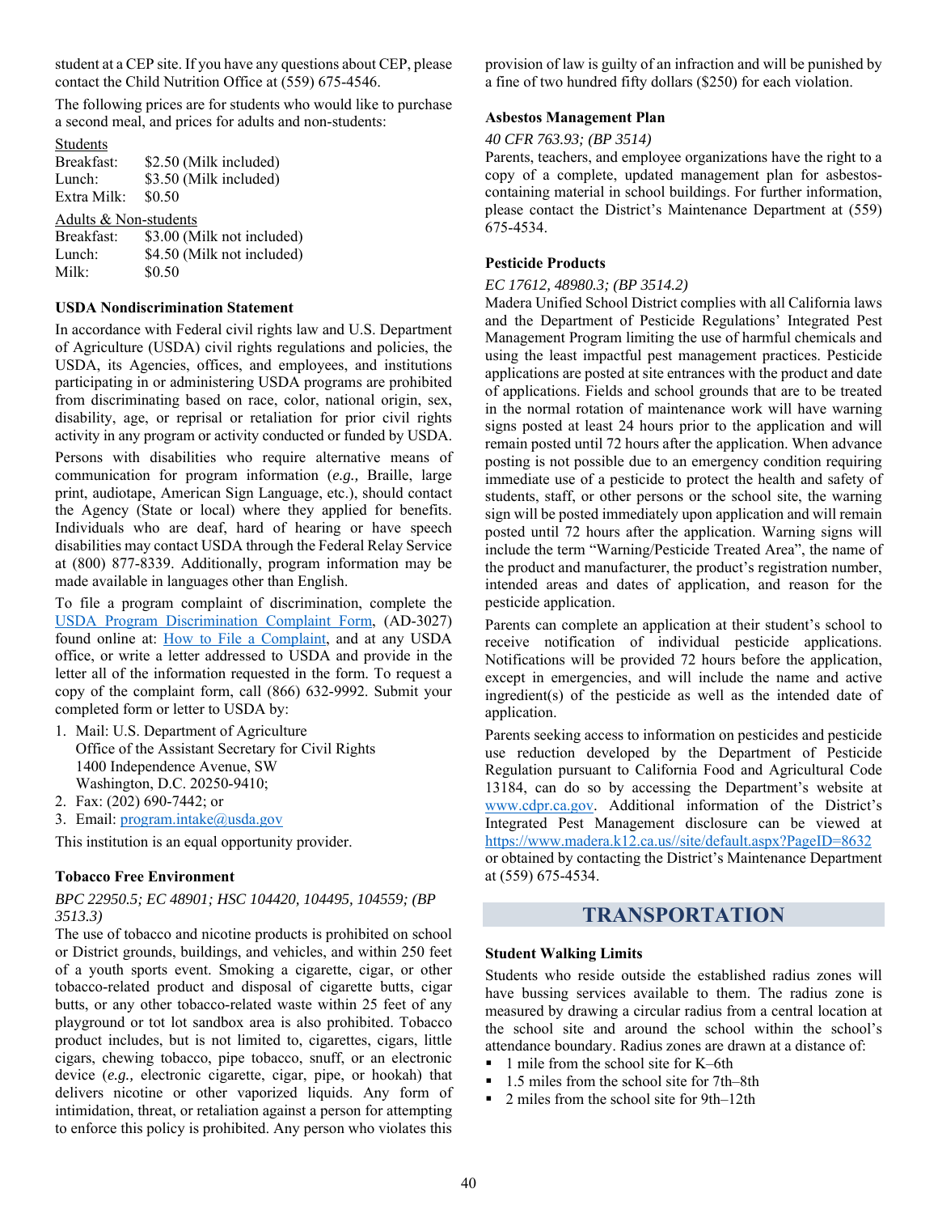student at a CEP site. If you have any questions about CEP, please contact the Child Nutrition Office at (559) 675-4546.

The following prices are for students who would like to purchase a second meal, and prices for adults and non-students:

Students

| | |
|---|---|
| Breakfast: | $2.50 (Milk included) |
| Lunch: | $3.50 (Milk included) |
| Extra Milk: | $0.50 |

Adults & Non-students

| | |
|---|---|
| Breakfast: | $3.00 (Milk not included) |
| Lunch: | $4.50 (Milk not included) |
| Milk: | $0.50 |

### USDA Nondiscrimination Statement

In accordance with Federal civil rights law and U.S. Department of Agriculture (USDA) civil rights regulations and policies, the USDA, its Agencies, offices, and employees, and institutions participating in or administering USDA programs are prohibited from discriminating based on race, color, national origin, sex, disability, age, or reprisal or retaliation for prior civil rights activity in any program or activity conducted or funded by USDA.

Persons with disabilities who require alternative means of communication for program information (*e.g.,* Braille, large print, audiotape, American Sign Language, etc.), should contact the Agency (State or local) where they applied for benefits. Individuals who are deaf, hard of hearing or have speech disabilities may contact USDA through the Federal Relay Service at (800) 877-8339. Additionally, program information may be made available in languages other than English.

To file a program complaint of discrimination, complete the USDA Program Discrimination Complaint Form, (AD-3027) found online at: How to File a Complaint, and at any USDA office, or write a letter addressed to USDA and provide in the letter all of the information requested in the form. To request a copy of the complaint form, call (866) 632-9992. Submit your completed form or letter to USDA by:

1. Mail: U.S. Department of Agriculture
   Office of the Assistant Secretary for Civil Rights
   1400 Independence Avenue, SW
   Washington, D.C. 20250-9410;
2. Fax: (202) 690-7442; or
3. Email: program.intake@usda.gov

This institution is an equal opportunity provider.

### Tobacco Free Environment

*BPC 22950.5; EC 48901; HSC 104420, 104495, 104559; (BP 3513.3)*

The use of tobacco and nicotine products is prohibited on school or District grounds, buildings, and vehicles, and within 250 feet of a youth sports event. Smoking a cigarette, cigar, or other tobacco-related product and disposal of cigarette butts, cigar butts, or any other tobacco-related waste within 25 feet of any playground or tot lot sandbox area is also prohibited. Tobacco product includes, but is not limited to, cigarettes, cigars, little cigars, chewing tobacco, pipe tobacco, snuff, or an electronic device (*e.g.,* electronic cigarette, cigar, pipe, or hookah) that delivers nicotine or other vaporized liquids. Any form of intimidation, threat, or retaliation against a person for attempting to enforce this policy is prohibited. Any person who violates this provision of law is guilty of an infraction and will be punished by a fine of two hundred fifty dollars ($250) for each violation.

### Asbestos Management Plan

*40 CFR 763.93; (BP 3514)*

Parents, teachers, and employee organizations have the right to a copy of a complete, updated management plan for asbestos-containing material in school buildings. For further information, please contact the District's Maintenance Department at (559) 675-4534.

### Pesticide Products

*EC 17612, 48980.3; (BP 3514.2)*

Madera Unified School District complies with all California laws and the Department of Pesticide Regulations' Integrated Pest Management Program limiting the use of harmful chemicals and using the least impactful pest management practices. Pesticide applications are posted at site entrances with the product and date of applications. Fields and school grounds that are to be treated in the normal rotation of maintenance work will have warning signs posted at least 24 hours prior to the application and will remain posted until 72 hours after the application. When advance posting is not possible due to an emergency condition requiring immediate use of a pesticide to protect the health and safety of students, staff, or other persons or the school site, the warning sign will be posted immediately upon application and will remain posted until 72 hours after the application. Warning signs will include the term "Warning/Pesticide Treated Area", the name of the product and manufacturer, the product's registration number, intended areas and dates of application, and reason for the pesticide application.

Parents can complete an application at their student's school to receive notification of individual pesticide applications. Notifications will be provided 72 hours before the application, except in emergencies, and will include the name and active ingredient(s) of the pesticide as well as the intended date of application.

Parents seeking access to information on pesticides and pesticide use reduction developed by the Department of Pesticide Regulation pursuant to California Food and Agricultural Code 13184, can do so by accessing the Department's website at www.cdpr.ca.gov. Additional information of the District's Integrated Pest Management disclosure can be viewed at https://www.madera.k12.ca.us//site/default.aspx?PageID=8632 or obtained by contacting the District's Maintenance Department at (559) 675-4534.

## TRANSPORTATION

### Student Walking Limits

Students who reside outside the established radius zones will have bussing services available to them. The radius zone is measured by drawing a circular radius from a central location at the school site and around the school within the school's attendance boundary. Radius zones are drawn at a distance of:

- 1 mile from the school site for K–6th
- 1.5 miles from the school site for 7th–8th
- 2 miles from the school site for 9th–12th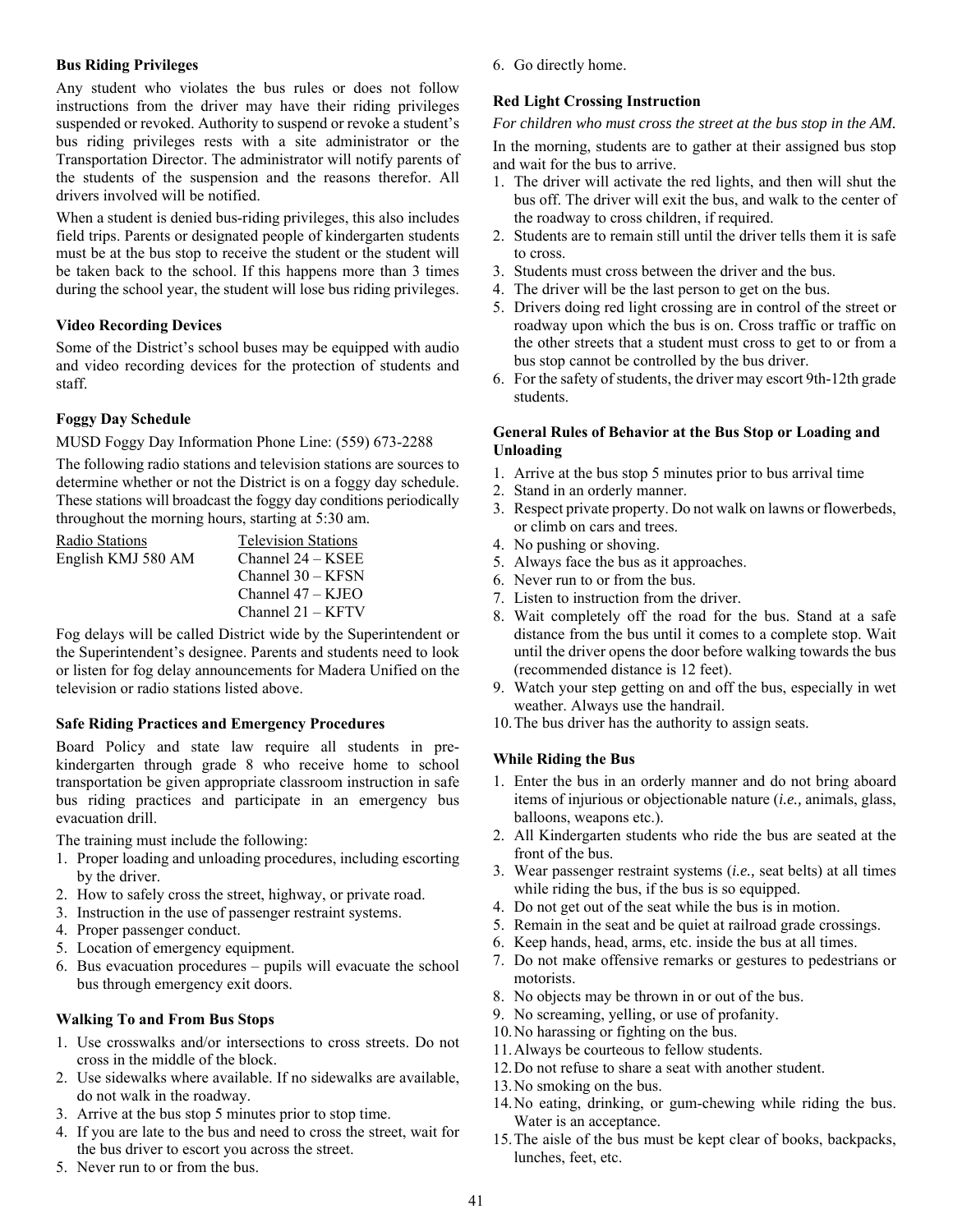### Bus Riding Privileges

Any student who violates the bus rules or does not follow instructions from the driver may have their riding privileges suspended or revoked. Authority to suspend or revoke a student's bus riding privileges rests with a site administrator or the Transportation Director. The administrator will notify parents of the students of the suspension and the reasons therefor. All drivers involved will be notified.

When a student is denied bus-riding privileges, this also includes field trips. Parents or designated people of kindergarten students must be at the bus stop to receive the student or the student will be taken back to the school. If this happens more than 3 times during the school year, the student will lose bus riding privileges.

### Video Recording Devices

Some of the District's school buses may be equipped with audio and video recording devices for the protection of students and staff.

### Foggy Day Schedule

MUSD Foggy Day Information Phone Line: (559) 673-2288

The following radio stations and television stations are sources to determine whether or not the District is on a foggy day schedule. These stations will broadcast the foggy day conditions periodically throughout the morning hours, starting at 5:30 am.

| Radio Stations | Television Stations |
|---|---|
| English KMJ 580 AM | Channel 24 – KSEE |
| | Channel 30 – KFSN |
| | Channel 47 – KJEO |
| | Channel 21 – KFTV |

Fog delays will be called District wide by the Superintendent or the Superintendent's designee. Parents and students need to look or listen for fog delay announcements for Madera Unified on the television or radio stations listed above.

### Safe Riding Practices and Emergency Procedures

Board Policy and state law require all students in pre-kindergarten through grade 8 who receive home to school transportation be given appropriate classroom instruction in safe bus riding practices and participate in an emergency bus evacuation drill.

The training must include the following:

1. Proper loading and unloading procedures, including escorting by the driver.
2. How to safely cross the street, highway, or private road.
3. Instruction in the use of passenger restraint systems.
4. Proper passenger conduct.
5. Location of emergency equipment.
6. Bus evacuation procedures – pupils will evacuate the school bus through emergency exit doors.

### Walking To and From Bus Stops

1. Use crosswalks and/or intersections to cross streets. Do not cross in the middle of the block.
2. Use sidewalks where available. If no sidewalks are available, do not walk in the roadway.
3. Arrive at the bus stop 5 minutes prior to stop time.
4. If you are late to the bus and need to cross the street, wait for the bus driver to escort you across the street.
5. Never run to or from the bus.
6. Go directly home.

### Red Light Crossing Instruction

*For children who must cross the street at the bus stop in the AM.*

In the morning, students are to gather at their assigned bus stop and wait for the bus to arrive.

1. The driver will activate the red lights, and then will shut the bus off. The driver will exit the bus, and walk to the center of the roadway to cross children, if required.
2. Students are to remain still until the driver tells them it is safe to cross.
3. Students must cross between the driver and the bus.
4. The driver will be the last person to get on the bus.
5. Drivers doing red light crossing are in control of the street or roadway upon which the bus is on. Cross traffic or traffic on the other streets that a student must cross to get to or from a bus stop cannot be controlled by the bus driver.
6. For the safety of students, the driver may escort 9th-12th grade students.

### General Rules of Behavior at the Bus Stop or Loading and Unloading

1. Arrive at the bus stop 5 minutes prior to bus arrival time
2. Stand in an orderly manner.
3. Respect private property. Do not walk on lawns or flowerbeds, or climb on cars and trees.
4. No pushing or shoving.
5. Always face the bus as it approaches.
6. Never run to or from the bus.
7. Listen to instruction from the driver.
8. Wait completely off the road for the bus. Stand at a safe distance from the bus until it comes to a complete stop. Wait until the driver opens the door before walking towards the bus (recommended distance is 12 feet).
9. Watch your step getting on and off the bus, especially in wet weather. Always use the handrail.
10. The bus driver has the authority to assign seats.

### While Riding the Bus

1. Enter the bus in an orderly manner and do not bring aboard items of injurious or objectionable nature (*i.e.,* animals, glass, balloons, weapons etc.).
2. All Kindergarten students who ride the bus are seated at the front of the bus.
3. Wear passenger restraint systems (*i.e.,* seat belts) at all times while riding the bus, if the bus is so equipped.
4. Do not get out of the seat while the bus is in motion.
5. Remain in the seat and be quiet at railroad grade crossings.
6. Keep hands, head, arms, etc. inside the bus at all times.
7. Do not make offensive remarks or gestures to pedestrians or motorists.
8. No objects may be thrown in or out of the bus.
9. No screaming, yelling, or use of profanity.
10. No harassing or fighting on the bus.
11. Always be courteous to fellow students.
12. Do not refuse to share a seat with another student.
13. No smoking on the bus.
14. No eating, drinking, or gum-chewing while riding the bus. Water is an acceptance.
15. The aisle of the bus must be kept clear of books, backpacks, lunches, feet, etc.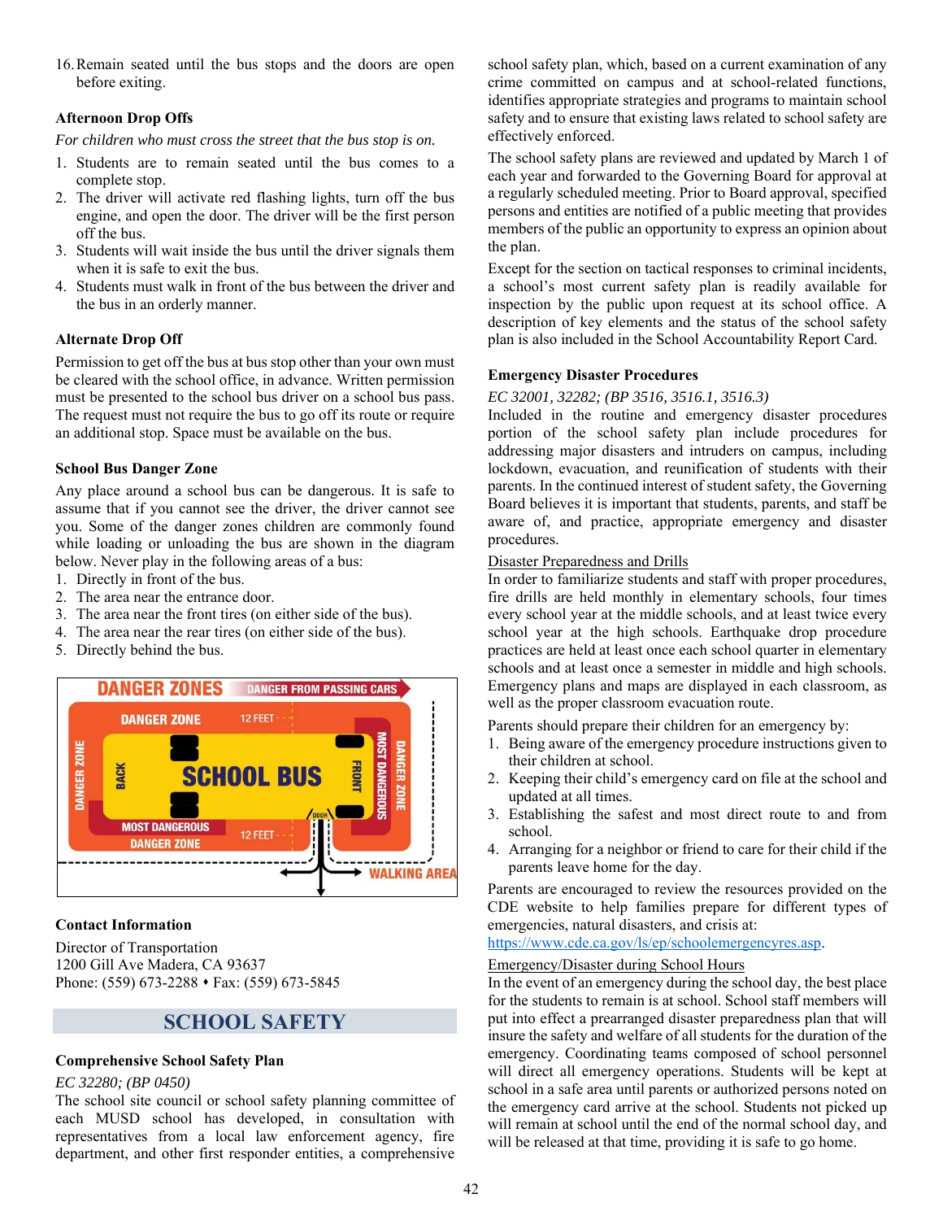16. Remain seated until the bus stops and the doors are open before exiting.

### Afternoon Drop Offs

*For children who must cross the street that the bus stop is on.*

1. Students are to remain seated until the bus comes to a complete stop.
2. The driver will activate red flashing lights, turn off the bus engine, and open the door. The driver will be the first person off the bus.
3. Students will wait inside the bus until the driver signals them when it is safe to exit the bus.
4. Students must walk in front of the bus between the driver and the bus in an orderly manner.

### Alternate Drop Off

Permission to get off the bus at bus stop other than your own must be cleared with the school office, in advance. Written permission must be presented to the school bus driver on a school bus pass. The request must not require the bus to go off its route or require an additional stop. Space must be available on the bus.

### School Bus Danger Zone

Any place around a school bus can be dangerous. It is safe to assume that if you cannot see the driver, the driver cannot see you. Some of the danger zones children are commonly found while loading or unloading the bus are shown in the diagram below. Never play in the following areas of a bus:

1. Directly in front of the bus.
2. The area near the entrance door.
3. The area near the front tires (on either side of the bus).
4. The area near the rear tires (on either side of the bus).
5. Directly behind the bus.

DANGER ZONES — DANGER FROM PASSING CARS — DANGER ZONE — 12 FEET — SCHOOL BUS — BACK — FRONT — MOST DANGEROUS — DANGER ZONE — DOOR — WALKING AREA

### Contact Information

Director of Transportation
1200 Gill Ave Madera, CA 93637
Phone: (559) 673-2288 • Fax: (559) 673-5845

## SCHOOL SAFETY

### Comprehensive School Safety Plan

*EC 32280; (BP 0450)*

The school site council or school safety planning committee of each MUSD school has developed, in consultation with representatives from a local law enforcement agency, fire department, and other first responder entities, a comprehensive school safety plan, which, based on a current examination of any crime committed on campus and at school-related functions, identifies appropriate strategies and programs to maintain school safety and to ensure that existing laws related to school safety are effectively enforced.

The school safety plans are reviewed and updated by March 1 of each year and forwarded to the Governing Board for approval at a regularly scheduled meeting. Prior to Board approval, specified persons and entities are notified of a public meeting that provides members of the public an opportunity to express an opinion about the plan.

Except for the section on tactical responses to criminal incidents, a school's most current safety plan is readily available for inspection by the public upon request at its school office. A description of key elements and the status of the school safety plan is also included in the School Accountability Report Card.

### Emergency Disaster Procedures

*EC 32001, 32282; (BP 3516, 3516.1, 3516.3)*

Included in the routine and emergency disaster procedures portion of the school safety plan include procedures for addressing major disasters and intruders on campus, including lockdown, evacuation, and reunification of students with their parents. In the continued interest of student safety, the Governing Board believes it is important that students, parents, and staff be aware of, and practice, appropriate emergency and disaster procedures.

Disaster Preparedness and Drills

In order to familiarize students and staff with proper procedures, fire drills are held monthly in elementary schools, four times every school year at the middle schools, and at least twice every school year at the high schools. Earthquake drop procedure practices are held at least once each school quarter in elementary schools and at least once a semester in middle and high schools. Emergency plans and maps are displayed in each classroom, as well as the proper classroom evacuation route.

Parents should prepare their children for an emergency by:

1. Being aware of the emergency procedure instructions given to their children at school.
2. Keeping their child's emergency card on file at the school and updated at all times.
3. Establishing the safest and most direct route to and from school.
4. Arranging for a neighbor or friend to care for their child if the parents leave home for the day.

Parents are encouraged to review the resources provided on the CDE website to help families prepare for different types of emergencies, natural disasters, and crisis at: https://www.cde.ca.gov/ls/ep/schoolemergencyres.asp.

Emergency/Disaster during School Hours

In the event of an emergency during the school day, the best place for the students to remain is at school. School staff members will put into effect a prearranged disaster preparedness plan that will insure the safety and welfare of all students for the duration of the emergency. Coordinating teams composed of school personnel will direct all emergency operations. Students will be kept at school in a safe area until parents or authorized persons noted on the emergency card arrive at the school. Students not picked up will remain at school until the end of the normal school day, and will be released at that time, providing it is safe to go home.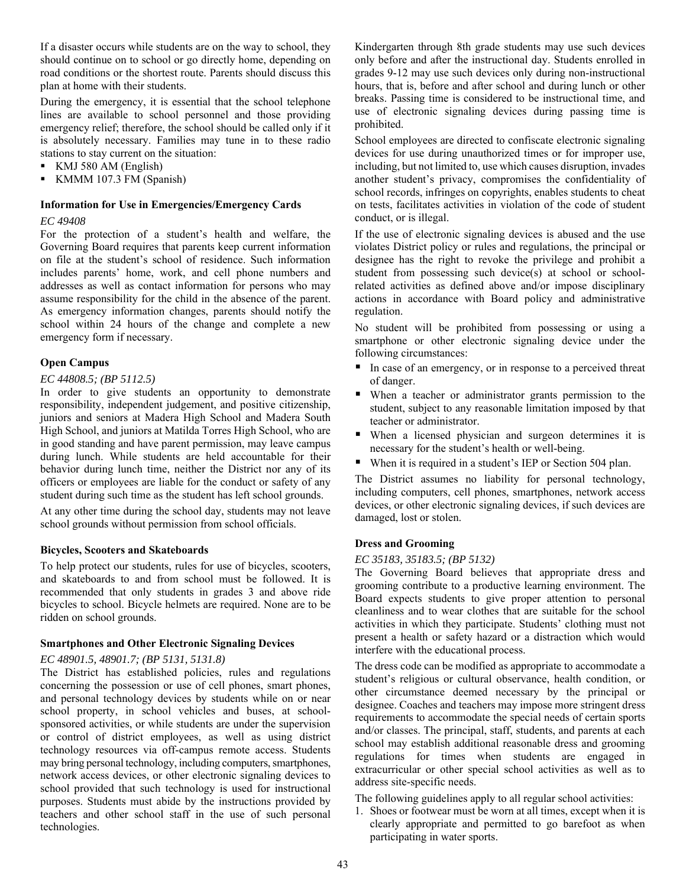If a disaster occurs while students are on the way to school, they should continue on to school or go directly home, depending on road conditions or the shortest route. Parents should discuss this plan at home with their students.

During the emergency, it is essential that the school telephone lines are available to school personnel and those providing emergency relief; therefore, the school should be called only if it is absolutely necessary. Families may tune in to these radio stations to stay current on the situation:

- KMJ 580 AM (English)
- KMMM 107.3 FM (Spanish)

### Information for Use in Emergencies/Emergency Cards

*EC 49408*

For the protection of a student's health and welfare, the Governing Board requires that parents keep current information on file at the student's school of residence. Such information includes parents' home, work, and cell phone numbers and addresses as well as contact information for persons who may assume responsibility for the child in the absence of the parent. As emergency information changes, parents should notify the school within 24 hours of the change and complete a new emergency form if necessary.

### Open Campus

*EC 44808.5; (BP 5112.5)*

In order to give students an opportunity to demonstrate responsibility, independent judgement, and positive citizenship, juniors and seniors at Madera High School and Madera South High School, and juniors at Matilda Torres High School, who are in good standing and have parent permission, may leave campus during lunch. While students are held accountable for their behavior during lunch time, neither the District nor any of its officers or employees are liable for the conduct or safety of any student during such time as the student has left school grounds.

At any other time during the school day, students may not leave school grounds without permission from school officials.

### Bicycles, Scooters and Skateboards

To help protect our students, rules for use of bicycles, scooters, and skateboards to and from school must be followed. It is recommended that only students in grades 3 and above ride bicycles to school. Bicycle helmets are required. None are to be ridden on school grounds.

### Smartphones and Other Electronic Signaling Devices

*EC 48901.5, 48901.7; (BP 5131, 5131.8)*

The District has established policies, rules and regulations concerning the possession or use of cell phones, smart phones, and personal technology devices by students while on or near school property, in school vehicles and buses, at school-sponsored activities, or while students are under the supervision or control of district employees, as well as using district technology resources via off-campus remote access. Students may bring personal technology, including computers, smartphones, network access devices, or other electronic signaling devices to school provided that such technology is used for instructional purposes. Students must abide by the instructions provided by teachers and other school staff in the use of such personal technologies.

Kindergarten through 8th grade students may use such devices only before and after the instructional day. Students enrolled in grades 9-12 may use such devices only during non-instructional hours, that is, before and after school and during lunch or other breaks. Passing time is considered to be instructional time, and use of electronic signaling devices during passing time is prohibited.

School employees are directed to confiscate electronic signaling devices for use during unauthorized times or for improper use, including, but not limited to, use which causes disruption, invades another student's privacy, compromises the confidentiality of school records, infringes on copyrights, enables students to cheat on tests, facilitates activities in violation of the code of student conduct, or is illegal.

If the use of electronic signaling devices is abused and the use violates District policy or rules and regulations, the principal or designee has the right to revoke the privilege and prohibit a student from possessing such device(s) at school or school-related activities as defined above and/or impose disciplinary actions in accordance with Board policy and administrative regulation.

No student will be prohibited from possessing or using a smartphone or other electronic signaling device under the following circumstances:

- In case of an emergency, or in response to a perceived threat of danger.
- When a teacher or administrator grants permission to the student, subject to any reasonable limitation imposed by that teacher or administrator.
- When a licensed physician and surgeon determines it is necessary for the student's health or well-being.
- When it is required in a student's IEP or Section 504 plan.

The District assumes no liability for personal technology, including computers, cell phones, smartphones, network access devices, or other electronic signaling devices, if such devices are damaged, lost or stolen.

### Dress and Grooming

*EC 35183, 35183.5; (BP 5132)*

The Governing Board believes that appropriate dress and grooming contribute to a productive learning environment. The Board expects students to give proper attention to personal cleanliness and to wear clothes that are suitable for the school activities in which they participate. Students' clothing must not present a health or safety hazard or a distraction which would interfere with the educational process.

The dress code can be modified as appropriate to accommodate a student's religious or cultural observance, health condition, or other circumstance deemed necessary by the principal or designee. Coaches and teachers may impose more stringent dress requirements to accommodate the special needs of certain sports and/or classes. The principal, staff, students, and parents at each school may establish additional reasonable dress and grooming regulations for times when students are engaged in extracurricular or other special school activities as well as to address site-specific needs.

The following guidelines apply to all regular school activities:

1. Shoes or footwear must be worn at all times, except when it is clearly appropriate and permitted to go barefoot as when participating in water sports.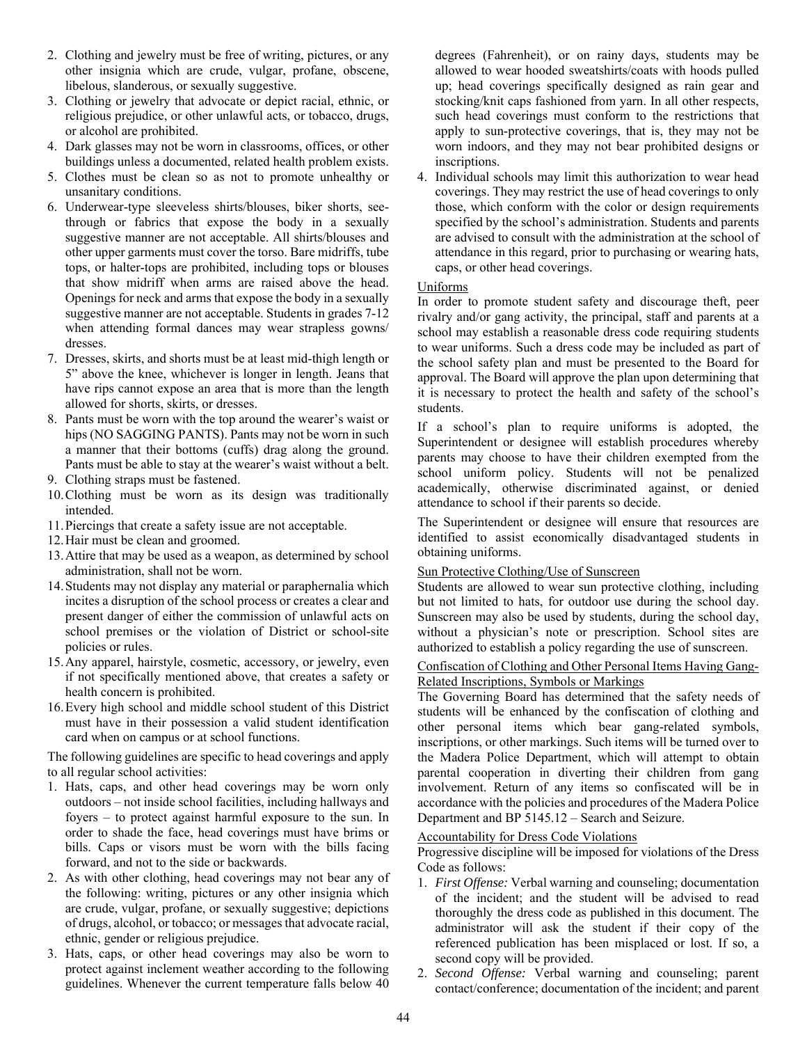2. Clothing and jewelry must be free of writing, pictures, or any other insignia which are crude, vulgar, profane, obscene, libelous, slanderous, or sexually suggestive.
3. Clothing or jewelry that advocate or depict racial, ethnic, or religious prejudice, or other unlawful acts, or tobacco, drugs, or alcohol are prohibited.
4. Dark glasses may not be worn in classrooms, offices, or other buildings unless a documented, related health problem exists.
5. Clothes must be clean so as not to promote unhealthy or unsanitary conditions.
6. Underwear-type sleeveless shirts/blouses, biker shorts, see-through or fabrics that expose the body in a sexually suggestive manner are not acceptable. All shirts/blouses and other upper garments must cover the torso. Bare midriffs, tube tops, or halter-tops are prohibited, including tops or blouses that show midriff when arms are raised above the head. Openings for neck and arms that expose the body in a sexually suggestive manner are not acceptable. Students in grades 7-12 when attending formal dances may wear strapless gowns/ dresses.
7. Dresses, skirts, and shorts must be at least mid-thigh length or 5" above the knee, whichever is longer in length. Jeans that have rips cannot expose an area that is more than the length allowed for shorts, skirts, or dresses.
8. Pants must be worn with the top around the wearer's waist or hips (NO SAGGING PANTS). Pants may not be worn in such a manner that their bottoms (cuffs) drag along the ground. Pants must be able to stay at the wearer's waist without a belt.
9. Clothing straps must be fastened.
10. Clothing must be worn as its design was traditionally intended.
11. Piercings that create a safety issue are not acceptable.
12. Hair must be clean and groomed.
13. Attire that may be used as a weapon, as determined by school administration, shall not be worn.
14. Students may not display any material or paraphernalia which incites a disruption of the school process or creates a clear and present danger of either the commission of unlawful acts on school premises or the violation of District or school-site policies or rules.
15. Any apparel, hairstyle, cosmetic, accessory, or jewelry, even if not specifically mentioned above, that creates a safety or health concern is prohibited.
16. Every high school and middle school student of this District must have in their possession a valid student identification card when on campus or at school functions.

The following guidelines are specific to head coverings and apply to all regular school activities:

1. Hats, caps, and other head coverings may be worn only outdoors – not inside school facilities, including hallways and foyers – to protect against harmful exposure to the sun. In order to shade the face, head coverings must have brims or bills. Caps or visors must be worn with the bills facing forward, and not to the side or backwards.
2. As with other clothing, head coverings may not bear any of the following: writing, pictures or any other insignia which are crude, vulgar, profane, or sexually suggestive; depictions of drugs, alcohol, or tobacco; or messages that advocate racial, ethnic, gender or religious prejudice.
3. Hats, caps, or other head coverings may also be worn to protect against inclement weather according to the following guidelines. Whenever the current temperature falls below 40 degrees (Fahrenheit), or on rainy days, students may be allowed to wear hooded sweatshirts/coats with hoods pulled up; head coverings specifically designed as rain gear and stocking/knit caps fashioned from yarn. In all other respects, such head coverings must conform to the restrictions that apply to sun-protective coverings, that is, they may not be worn indoors, and they may not bear prohibited designs or inscriptions.
4. Individual schools may limit this authorization to wear head coverings. They may restrict the use of head coverings to only those, which conform with the color or design requirements specified by the school's administration. Students and parents are advised to consult with the administration at the school of attendance in this regard, prior to purchasing or wearing hats, caps, or other head coverings.

### Uniforms

In order to promote student safety and discourage theft, peer rivalry and/or gang activity, the principal, staff and parents at a school may establish a reasonable dress code requiring students to wear uniforms. Such a dress code may be included as part of the school safety plan and must be presented to the Board for approval. The Board will approve the plan upon determining that it is necessary to protect the health and safety of the school's students.

If a school's plan to require uniforms is adopted, the Superintendent or designee will establish procedures whereby parents may choose to have their children exempted from the school uniform policy. Students will not be penalized academically, otherwise discriminated against, or denied attendance to school if their parents so decide.

The Superintendent or designee will ensure that resources are identified to assist economically disadvantaged students in obtaining uniforms.

### Sun Protective Clothing/Use of Sunscreen

Students are allowed to wear sun protective clothing, including but not limited to hats, for outdoor use during the school day. Sunscreen may also be used by students, during the school day, without a physician's note or prescription. School sites are authorized to establish a policy regarding the use of sunscreen.

### Confiscation of Clothing and Other Personal Items Having Gang-Related Inscriptions, Symbols or Markings

The Governing Board has determined that the safety needs of students will be enhanced by the confiscation of clothing and other personal items which bear gang-related symbols, inscriptions, or other markings. Such items will be turned over to the Madera Police Department, which will attempt to obtain parental cooperation in diverting their children from gang involvement. Return of any items so confiscated will be in accordance with the policies and procedures of the Madera Police Department and BP 5145.12 – Search and Seizure.

### Accountability for Dress Code Violations

Progressive discipline will be imposed for violations of the Dress Code as follows:

1. *First Offense:* Verbal warning and counseling; documentation of the incident; and the student will be advised to read thoroughly the dress code as published in this document. The administrator will ask the student if their copy of the referenced publication has been misplaced or lost. If so, a second copy will be provided.
2. *Second Offense:* Verbal warning and counseling; parent contact/conference; documentation of the incident; and parent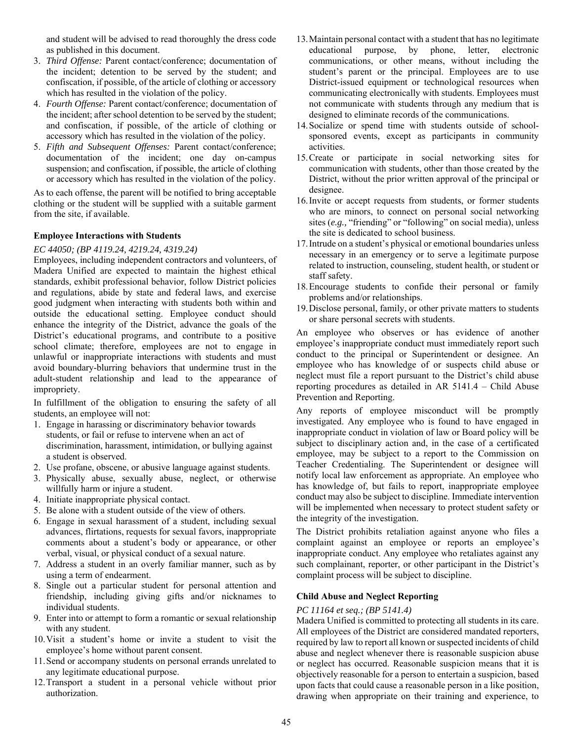and student will be advised to read thoroughly the dress code as published in this document.

3. *Third Offense:* Parent contact/conference; documentation of the incident; detention to be served by the student; and confiscation, if possible, of the article of clothing or accessory which has resulted in the violation of the policy.
4. *Fourth Offense:* Parent contact/conference; documentation of the incident; after school detention to be served by the student; and confiscation, if possible, of the article of clothing or accessory which has resulted in the violation of the policy.
5. *Fifth and Subsequent Offenses:* Parent contact/conference; documentation of the incident; one day on-campus suspension; and confiscation, if possible, the article of clothing or accessory which has resulted in the violation of the policy.

As to each offense, the parent will be notified to bring acceptable clothing or the student will be supplied with a suitable garment from the site, if available.

**Employee Interactions with Students**

*EC 44050; (BP 4119.24, 4219.24, 4319.24)*

Employees, including independent contractors and volunteers, of Madera Unified are expected to maintain the highest ethical standards, exhibit professional behavior, follow District policies and regulations, abide by state and federal laws, and exercise good judgment when interacting with students both within and outside the educational setting. Employee conduct should enhance the integrity of the District, advance the goals of the District's educational programs, and contribute to a positive school climate; therefore, employees are not to engage in unlawful or inappropriate interactions with students and must avoid boundary-blurring behaviors that undermine trust in the adult-student relationship and lead to the appearance of impropriety.

In fulfillment of the obligation to ensuring the safety of all students, an employee will not:

1. Engage in harassing or discriminatory behavior towards students, or fail or refuse to intervene when an act of discrimination, harassment, intimidation, or bullying against a student is observed.
2. Use profane, obscene, or abusive language against students.
3. Physically abuse, sexually abuse, neglect, or otherwise willfully harm or injure a student.
4. Initiate inappropriate physical contact.
5. Be alone with a student outside of the view of others.
6. Engage in sexual harassment of a student, including sexual advances, flirtations, requests for sexual favors, inappropriate comments about a student's body or appearance, or other verbal, visual, or physical conduct of a sexual nature.
7. Address a student in an overly familiar manner, such as by using a term of endearment.
8. Single out a particular student for personal attention and friendship, including giving gifts and/or nicknames to individual students.
9. Enter into or attempt to form a romantic or sexual relationship with any student.
10. Visit a student's home or invite a student to visit the employee's home without parent consent.
11. Send or accompany students on personal errands unrelated to any legitimate educational purpose.
12. Transport a student in a personal vehicle without prior authorization.
13. Maintain personal contact with a student that has no legitimate educational purpose, by phone, letter, electronic communications, or other means, without including the student's parent or the principal. Employees are to use District-issued equipment or technological resources when communicating electronically with students. Employees must not communicate with students through any medium that is designed to eliminate records of the communications.
14. Socialize or spend time with students outside of school-sponsored events, except as participants in community activities.
15. Create or participate in social networking sites for communication with students, other than those created by the District, without the prior written approval of the principal or designee.
16. Invite or accept requests from students, or former students who are minors, to connect on personal social networking sites (*e.g.,* "friending" or "following" on social media), unless the site is dedicated to school business.
17. Intrude on a student's physical or emotional boundaries unless necessary in an emergency or to serve a legitimate purpose related to instruction, counseling, student health, or student or staff safety.
18. Encourage students to confide their personal or family problems and/or relationships.
19. Disclose personal, family, or other private matters to students or share personal secrets with students.

An employee who observes or has evidence of another employee's inappropriate conduct must immediately report such conduct to the principal or Superintendent or designee. An employee who has knowledge of or suspects child abuse or neglect must file a report pursuant to the District's child abuse reporting procedures as detailed in AR 5141.4 – Child Abuse Prevention and Reporting.

Any reports of employee misconduct will be promptly investigated. Any employee who is found to have engaged in inappropriate conduct in violation of law or Board policy will be subject to disciplinary action and, in the case of a certificated employee, may be subject to a report to the Commission on Teacher Credentialing. The Superintendent or designee will notify local law enforcement as appropriate. An employee who has knowledge of, but fails to report, inappropriate employee conduct may also be subject to discipline. Immediate intervention will be implemented when necessary to protect student safety or the integrity of the investigation.

The District prohibits retaliation against anyone who files a complaint against an employee or reports an employee's inappropriate conduct. Any employee who retaliates against any such complainant, reporter, or other participant in the District's complaint process will be subject to discipline.

**Child Abuse and Neglect Reporting**

*PC 11164 et seq.; (BP 5141.4)*

Madera Unified is committed to protecting all students in its care. All employees of the District are considered mandated reporters, required by law to report all known or suspected incidents of child abuse and neglect whenever there is reasonable suspicion abuse or neglect has occurred. Reasonable suspicion means that it is objectively reasonable for a person to entertain a suspicion, based upon facts that could cause a reasonable person in a like position, drawing when appropriate on their training and experience, to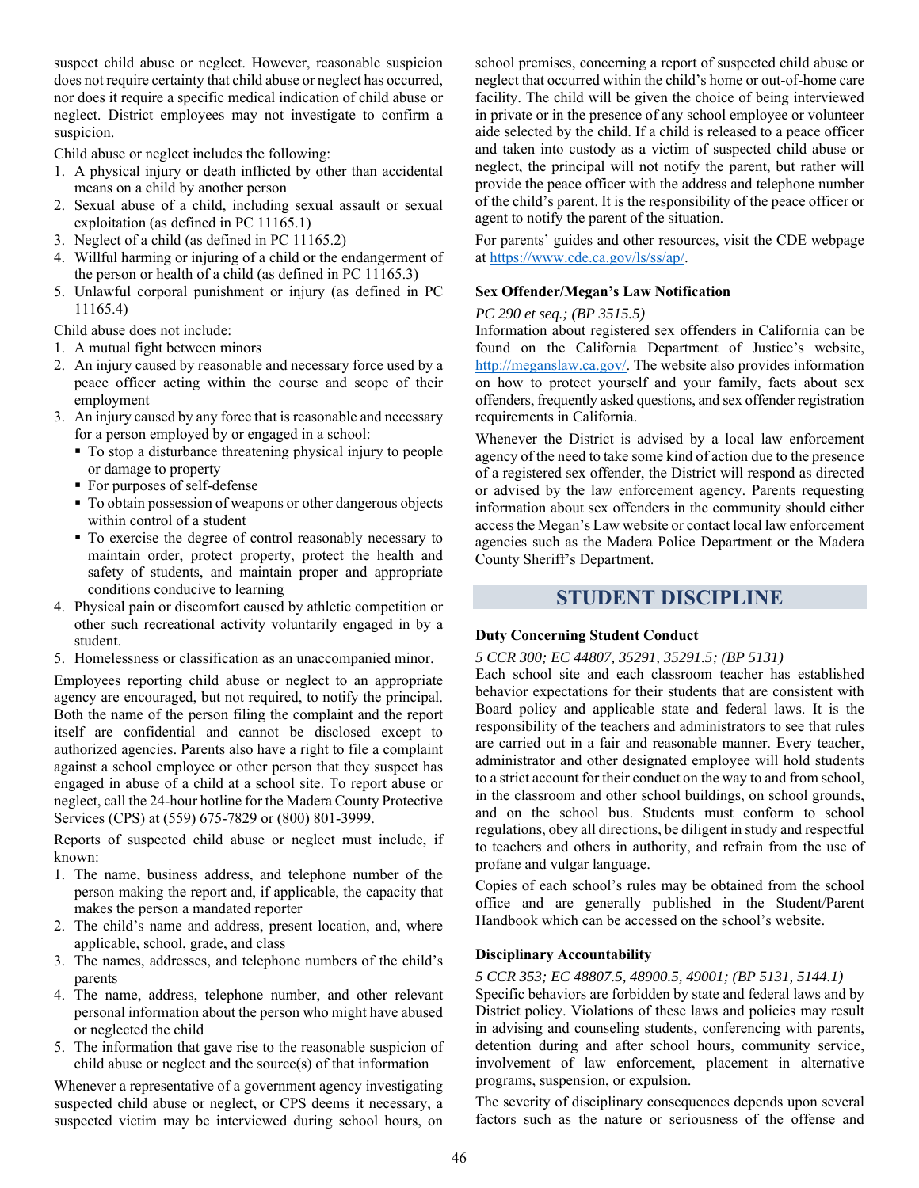suspect child abuse or neglect. However, reasonable suspicion does not require certainty that child abuse or neglect has occurred, nor does it require a specific medical indication of child abuse or neglect. District employees may not investigate to confirm a suspicion.

Child abuse or neglect includes the following:

1. A physical injury or death inflicted by other than accidental means on a child by another person
2. Sexual abuse of a child, including sexual assault or sexual exploitation (as defined in PC 11165.1)
3. Neglect of a child (as defined in PC 11165.2)
4. Willful harming or injuring of a child or the endangerment of the person or health of a child (as defined in PC 11165.3)
5. Unlawful corporal punishment or injury (as defined in PC 11165.4)

Child abuse does not include:

1. A mutual fight between minors
2. An injury caused by reasonable and necessary force used by a peace officer acting within the course and scope of their employment
3. An injury caused by any force that is reasonable and necessary for a person employed by or engaged in a school:
   - To stop a disturbance threatening physical injury to people or damage to property
   - For purposes of self-defense
   - To obtain possession of weapons or other dangerous objects within control of a student
   - To exercise the degree of control reasonably necessary to maintain order, protect property, protect the health and safety of students, and maintain proper and appropriate conditions conducive to learning
4. Physical pain or discomfort caused by athletic competition or other such recreational activity voluntarily engaged in by a student.
5. Homelessness or classification as an unaccompanied minor.

Employees reporting child abuse or neglect to an appropriate agency are encouraged, but not required, to notify the principal. Both the name of the person filing the complaint and the report itself are confidential and cannot be disclosed except to authorized agencies. Parents also have a right to file a complaint against a school employee or other person that they suspect has engaged in abuse of a child at a school site. To report abuse or neglect, call the 24-hour hotline for the Madera County Protective Services (CPS) at (559) 675-7829 or (800) 801-3999.

Reports of suspected child abuse or neglect must include, if known:

1. The name, business address, and telephone number of the person making the report and, if applicable, the capacity that makes the person a mandated reporter
2. The child's name and address, present location, and, where applicable, school, grade, and class
3. The names, addresses, and telephone numbers of the child's parents
4. The name, address, telephone number, and other relevant personal information about the person who might have abused or neglected the child
5. The information that gave rise to the reasonable suspicion of child abuse or neglect and the source(s) of that information

Whenever a representative of a government agency investigating suspected child abuse or neglect, or CPS deems it necessary, a suspected victim may be interviewed during school hours, on school premises, concerning a report of suspected child abuse or neglect that occurred within the child's home or out-of-home care facility. The child will be given the choice of being interviewed in private or in the presence of any school employee or volunteer aide selected by the child. If a child is released to a peace officer and taken into custody as a victim of suspected child abuse or neglect, the principal will not notify the parent, but rather will provide the peace officer with the address and telephone number of the child's parent. It is the responsibility of the peace officer or agent to notify the parent of the situation.

For parents' guides and other resources, visit the CDE webpage at https://www.cde.ca.gov/ls/ss/ap/.

### Sex Offender/Megan's Law Notification

*PC 290 et seq.; (BP 3515.5)*

Information about registered sex offenders in California can be found on the California Department of Justice's website, http://meganslaw.ca.gov/. The website also provides information on how to protect yourself and your family, facts about sex offenders, frequently asked questions, and sex offender registration requirements in California.

Whenever the District is advised by a local law enforcement agency of the need to take some kind of action due to the presence of a registered sex offender, the District will respond as directed or advised by the law enforcement agency. Parents requesting information about sex offenders in the community should either access the Megan's Law website or contact local law enforcement agencies such as the Madera Police Department or the Madera County Sheriff's Department.

## STUDENT DISCIPLINE

### Duty Concerning Student Conduct

*5 CCR 300; EC 44807, 35291, 35291.5; (BP 5131)*

Each school site and each classroom teacher has established behavior expectations for their students that are consistent with Board policy and applicable state and federal laws. It is the responsibility of the teachers and administrators to see that rules are carried out in a fair and reasonable manner. Every teacher, administrator and other designated employee will hold students to a strict account for their conduct on the way to and from school, in the classroom and other school buildings, on school grounds, and on the school bus. Students must conform to school regulations, obey all directions, be diligent in study and respectful to teachers and others in authority, and refrain from the use of profane and vulgar language.

Copies of each school's rules may be obtained from the school office and are generally published in the Student/Parent Handbook which can be accessed on the school's website.

### Disciplinary Accountability

*5 CCR 353; EC 48807.5, 48900.5, 49001; (BP 5131, 5144.1)*

Specific behaviors are forbidden by state and federal laws and by District policy. Violations of these laws and policies may result in advising and counseling students, conferencing with parents, detention during and after school hours, community service, involvement of law enforcement, placement in alternative programs, suspension, or expulsion.

The severity of disciplinary consequences depends upon several factors such as the nature or seriousness of the offense and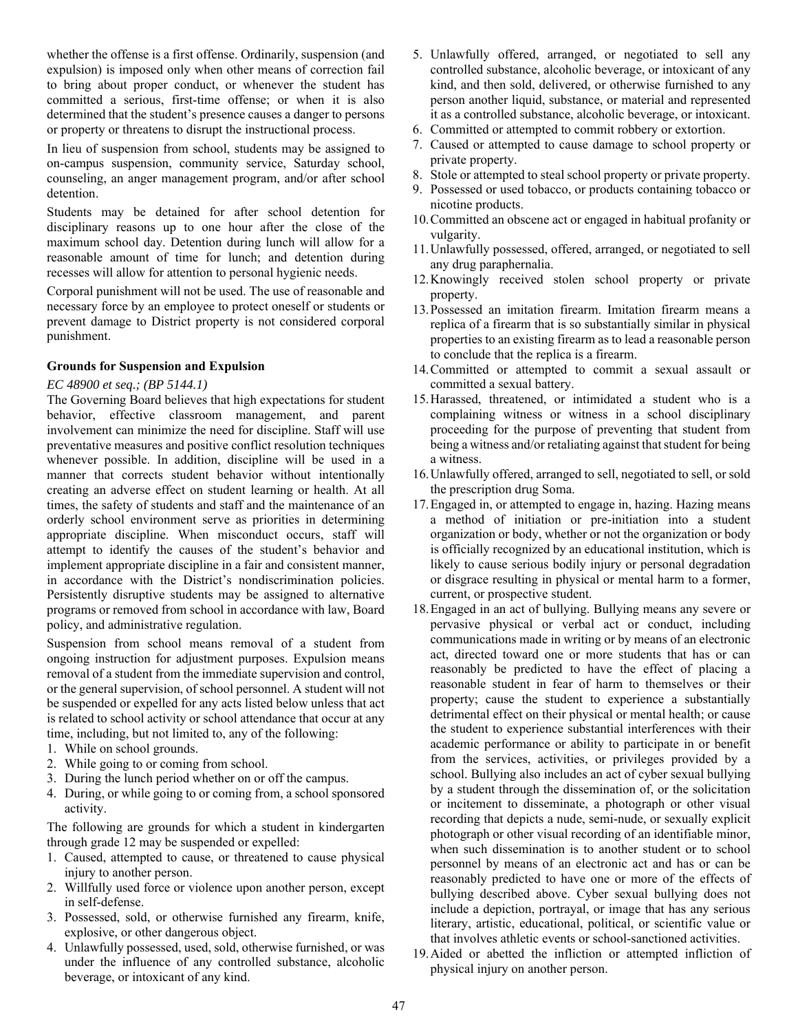whether the offense is a first offense. Ordinarily, suspension (and expulsion) is imposed only when other means of correction fail to bring about proper conduct, or whenever the student has committed a serious, first-time offense; or when it is also determined that the student's presence causes a danger to persons or property or threatens to disrupt the instructional process.

In lieu of suspension from school, students may be assigned to on-campus suspension, community service, Saturday school, counseling, an anger management program, and/or after school detention.

Students may be detained for after school detention for disciplinary reasons up to one hour after the close of the maximum school day. Detention during lunch will allow for a reasonable amount of time for lunch; and detention during recesses will allow for attention to personal hygienic needs.

Corporal punishment will not be used. The use of reasonable and necessary force by an employee to protect oneself or students or prevent damage to District property is not considered corporal punishment.

**Grounds for Suspension and Expulsion**

*EC 48900 et seq.; (BP 5144.1)*

The Governing Board believes that high expectations for student behavior, effective classroom management, and parent involvement can minimize the need for discipline. Staff will use preventative measures and positive conflict resolution techniques whenever possible. In addition, discipline will be used in a manner that corrects student behavior without intentionally creating an adverse effect on student learning or health. At all times, the safety of students and staff and the maintenance of an orderly school environment serve as priorities in determining appropriate discipline. When misconduct occurs, staff will attempt to identify the causes of the student's behavior and implement appropriate discipline in a fair and consistent manner, in accordance with the District's nondiscrimination policies. Persistently disruptive students may be assigned to alternative programs or removed from school in accordance with law, Board policy, and administrative regulation.

Suspension from school means removal of a student from ongoing instruction for adjustment purposes. Expulsion means removal of a student from the immediate supervision and control, or the general supervision, of school personnel. A student will not be suspended or expelled for any acts listed below unless that act is related to school activity or school attendance that occur at any time, including, but not limited to, any of the following:

1. While on school grounds.
2. While going to or coming from school.
3. During the lunch period whether on or off the campus.
4. During, or while going to or coming from, a school sponsored activity.

The following are grounds for which a student in kindergarten through grade 12 may be suspended or expelled:

1. Caused, attempted to cause, or threatened to cause physical injury to another person.
2. Willfully used force or violence upon another person, except in self-defense.
3. Possessed, sold, or otherwise furnished any firearm, knife, explosive, or other dangerous object.
4. Unlawfully possessed, used, sold, otherwise furnished, or was under the influence of any controlled substance, alcoholic beverage, or intoxicant of any kind.
5. Unlawfully offered, arranged, or negotiated to sell any controlled substance, alcoholic beverage, or intoxicant of any kind, and then sold, delivered, or otherwise furnished to any person another liquid, substance, or material and represented it as a controlled substance, alcoholic beverage, or intoxicant.
6. Committed or attempted to commit robbery or extortion.
7. Caused or attempted to cause damage to school property or private property.
8. Stole or attempted to steal school property or private property.
9. Possessed or used tobacco, or products containing tobacco or nicotine products.
10. Committed an obscene act or engaged in habitual profanity or vulgarity.
11. Unlawfully possessed, offered, arranged, or negotiated to sell any drug paraphernalia.
12. Knowingly received stolen school property or private property.
13. Possessed an imitation firearm. Imitation firearm means a replica of a firearm that is so substantially similar in physical properties to an existing firearm as to lead a reasonable person to conclude that the replica is a firearm.
14. Committed or attempted to commit a sexual assault or committed a sexual battery.
15. Harassed, threatened, or intimidated a student who is a complaining witness or witness in a school disciplinary proceeding for the purpose of preventing that student from being a witness and/or retaliating against that student for being a witness.
16. Unlawfully offered, arranged to sell, negotiated to sell, or sold the prescription drug Soma.
17. Engaged in, or attempted to engage in, hazing. Hazing means a method of initiation or pre-initiation into a student organization or body, whether or not the organization or body is officially recognized by an educational institution, which is likely to cause serious bodily injury or personal degradation or disgrace resulting in physical or mental harm to a former, current, or prospective student.
18. Engaged in an act of bullying. Bullying means any severe or pervasive physical or verbal act or conduct, including communications made in writing or by means of an electronic act, directed toward one or more students that has or can reasonably be predicted to have the effect of placing a reasonable student in fear of harm to themselves or their property; cause the student to experience a substantially detrimental effect on their physical or mental health; or cause the student to experience substantial interferences with their academic performance or ability to participate in or benefit from the services, activities, or privileges provided by a school. Bullying also includes an act of cyber sexual bullying by a student through the dissemination of, or the solicitation or incitement to disseminate, a photograph or other visual recording that depicts a nude, semi-nude, or sexually explicit photograph or other visual recording of an identifiable minor, when such dissemination is to another student or to school personnel by means of an electronic act and has or can be reasonably predicted to have one or more of the effects of bullying described above. Cyber sexual bullying does not include a depiction, portrayal, or image that has any serious literary, artistic, educational, political, or scientific value or that involves athletic events or school-sanctioned activities.
19. Aided or abetted the infliction or attempted infliction of physical injury on another person.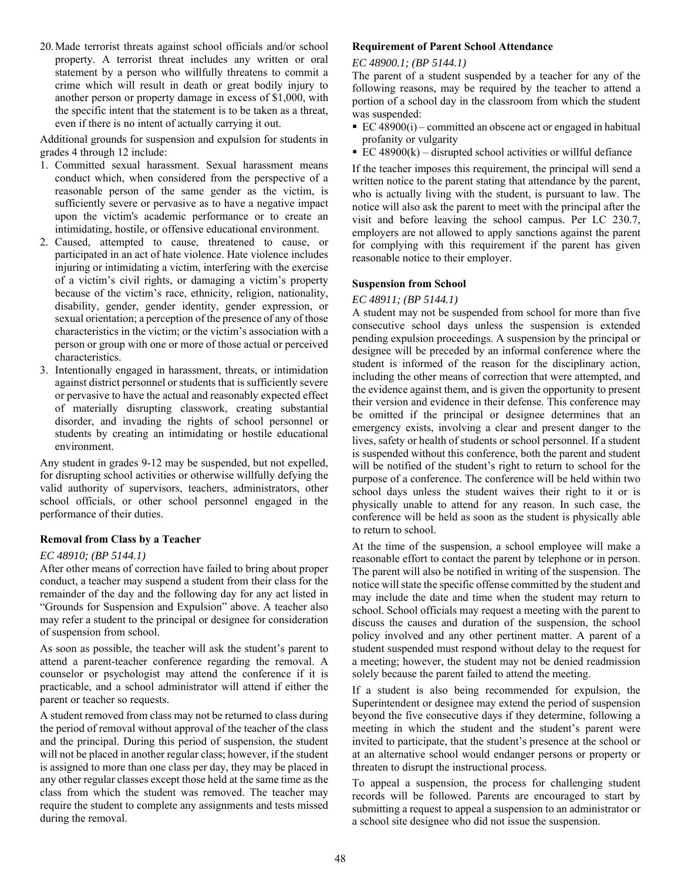20. Made terrorist threats against school officials and/or school property. A terrorist threat includes any written or oral statement by a person who willfully threatens to commit a crime which will result in death or great bodily injury to another person or property damage in excess of $1,000, with the specific intent that the statement is to be taken as a threat, even if there is no intent of actually carrying it out.

Additional grounds for suspension and expulsion for students in grades 4 through 12 include:

1. Committed sexual harassment. Sexual harassment means conduct which, when considered from the perspective of a reasonable person of the same gender as the victim, is sufficiently severe or pervasive as to have a negative impact upon the victim's academic performance or to create an intimidating, hostile, or offensive educational environment.
2. Caused, attempted to cause, threatened to cause, or participated in an act of hate violence. Hate violence includes injuring or intimidating a victim, interfering with the exercise of a victim's civil rights, or damaging a victim's property because of the victim's race, ethnicity, religion, nationality, disability, gender, gender identity, gender expression, or sexual orientation; a perception of the presence of any of those characteristics in the victim; or the victim's association with a person or group with one or more of those actual or perceived characteristics.
3. Intentionally engaged in harassment, threats, or intimidation against district personnel or students that is sufficiently severe or pervasive to have the actual and reasonably expected effect of materially disrupting classwork, creating substantial disorder, and invading the rights of school personnel or students by creating an intimidating or hostile educational environment.

Any student in grades 9-12 may be suspended, but not expelled, for disrupting school activities or otherwise willfully defying the valid authority of supervisors, teachers, administrators, other school officials, or other school personnel engaged in the performance of their duties.

#### Removal from Class by a Teacher

*EC 48910; (BP 5144.1)*

After other means of correction have failed to bring about proper conduct, a teacher may suspend a student from their class for the remainder of the day and the following day for any act listed in "Grounds for Suspension and Expulsion" above. A teacher also may refer a student to the principal or designee for consideration of suspension from school.

As soon as possible, the teacher will ask the student's parent to attend a parent-teacher conference regarding the removal. A counselor or psychologist may attend the conference if it is practicable, and a school administrator will attend if either the parent or teacher so requests.

A student removed from class may not be returned to class during the period of removal without approval of the teacher of the class and the principal. During this period of suspension, the student will not be placed in another regular class; however, if the student is assigned to more than one class per day, they may be placed in any other regular classes except those held at the same time as the class from which the student was removed. The teacher may require the student to complete any assignments and tests missed during the removal.

#### Requirement of Parent School Attendance

*EC 48900.1; (BP 5144.1)*

The parent of a student suspended by a teacher for any of the following reasons, may be required by the teacher to attend a portion of a school day in the classroom from which the student was suspended:

- EC 48900(i) – committed an obscene act or engaged in habitual profanity or vulgarity
- EC 48900(k) – disrupted school activities or willful defiance

If the teacher imposes this requirement, the principal will send a written notice to the parent stating that attendance by the parent, who is actually living with the student, is pursuant to law. The notice will also ask the parent to meet with the principal after the visit and before leaving the school campus. Per LC 230.7, employers are not allowed to apply sanctions against the parent for complying with this requirement if the parent has given reasonable notice to their employer.

#### Suspension from School

*EC 48911; (BP 5144.1)*

A student may not be suspended from school for more than five consecutive school days unless the suspension is extended pending expulsion proceedings. A suspension by the principal or designee will be preceded by an informal conference where the student is informed of the reason for the disciplinary action, including the other means of correction that were attempted, and the evidence against them, and is given the opportunity to present their version and evidence in their defense. This conference may be omitted if the principal or designee determines that an emergency exists, involving a clear and present danger to the lives, safety or health of students or school personnel. If a student is suspended without this conference, both the parent and student will be notified of the student's right to return to school for the purpose of a conference. The conference will be held within two school days unless the student waives their right to it or is physically unable to attend for any reason. In such case, the conference will be held as soon as the student is physically able to return to school.

At the time of the suspension, a school employee will make a reasonable effort to contact the parent by telephone or in person. The parent will also be notified in writing of the suspension. The notice will state the specific offense committed by the student and may include the date and time when the student may return to school. School officials may request a meeting with the parent to discuss the causes and duration of the suspension, the school policy involved and any other pertinent matter. A parent of a student suspended must respond without delay to the request for a meeting; however, the student may not be denied readmission solely because the parent failed to attend the meeting.

If a student is also being recommended for expulsion, the Superintendent or designee may extend the period of suspension beyond the five consecutive days if they determine, following a meeting in which the student and the student's parent were invited to participate, that the student's presence at the school or at an alternative school would endanger persons or property or threaten to disrupt the instructional process.

To appeal a suspension, the process for challenging student records will be followed. Parents are encouraged to start by submitting a request to appeal a suspension to an administrator or a school site designee who did not issue the suspension.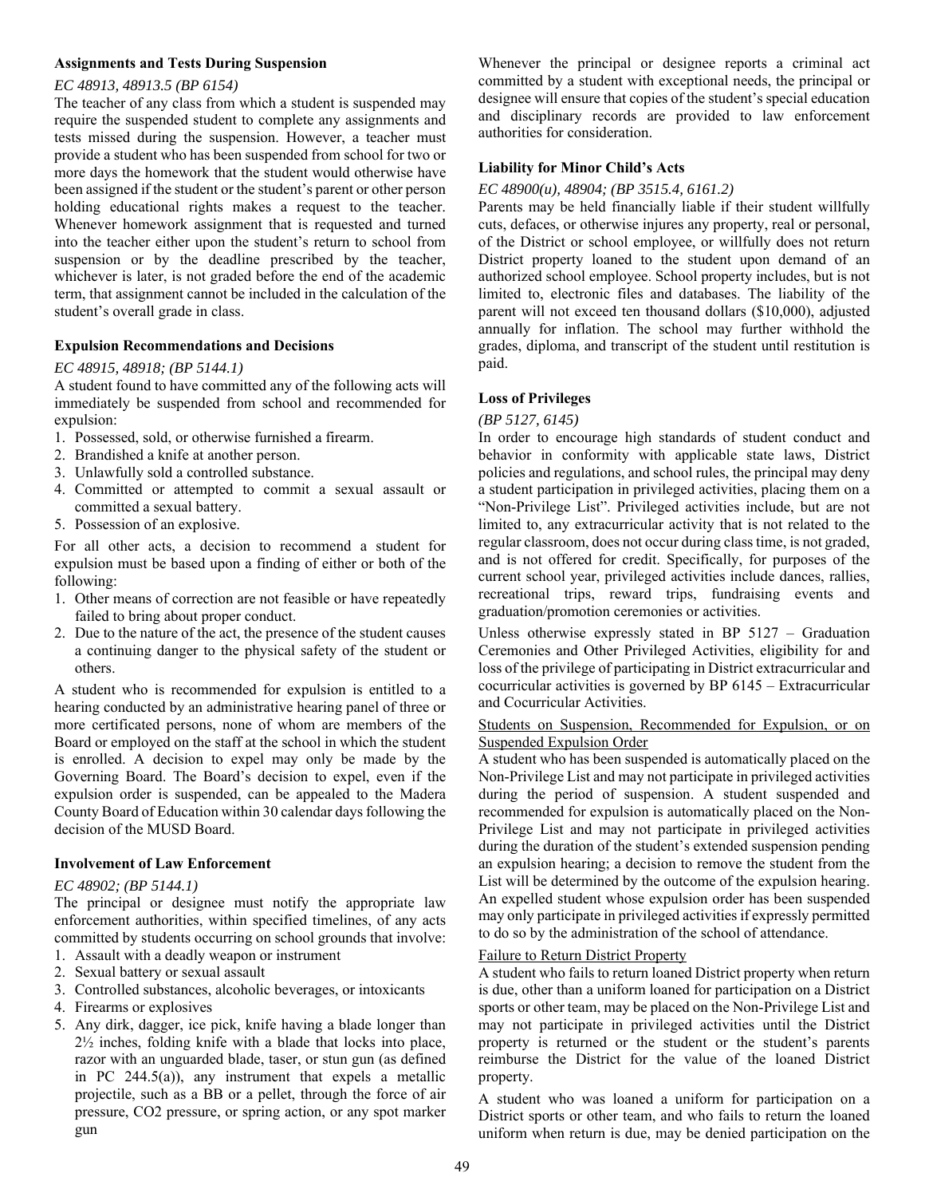### Assignments and Tests During Suspension

*EC 48913, 48913.5 (BP 6154)*

The teacher of any class from which a student is suspended may require the suspended student to complete any assignments and tests missed during the suspension. However, a teacher must provide a student who has been suspended from school for two or more days the homework that the student would otherwise have been assigned if the student or the student's parent or other person holding educational rights makes a request to the teacher. Whenever homework assignment that is requested and turned into the teacher either upon the student's return to school from suspension or by the deadline prescribed by the teacher, whichever is later, is not graded before the end of the academic term, that assignment cannot be included in the calculation of the student's overall grade in class.

### Expulsion Recommendations and Decisions

*EC 48915, 48918; (BP 5144.1)*

A student found to have committed any of the following acts will immediately be suspended from school and recommended for expulsion:

1. Possessed, sold, or otherwise furnished a firearm.
2. Brandished a knife at another person.
3. Unlawfully sold a controlled substance.
4. Committed or attempted to commit a sexual assault or committed a sexual battery.
5. Possession of an explosive.

For all other acts, a decision to recommend a student for expulsion must be based upon a finding of either or both of the following:

1. Other means of correction are not feasible or have repeatedly failed to bring about proper conduct.
2. Due to the nature of the act, the presence of the student causes a continuing danger to the physical safety of the student or others.

A student who is recommended for expulsion is entitled to a hearing conducted by an administrative hearing panel of three or more certificated persons, none of whom are members of the Board or employed on the staff at the school in which the student is enrolled. A decision to expel may only be made by the Governing Board. The Board's decision to expel, even if the expulsion order is suspended, can be appealed to the Madera County Board of Education within 30 calendar days following the decision of the MUSD Board.

### Involvement of Law Enforcement

*EC 48902; (BP 5144.1)*

The principal or designee must notify the appropriate law enforcement authorities, within specified timelines, of any acts committed by students occurring on school grounds that involve:

1. Assault with a deadly weapon or instrument
2. Sexual battery or sexual assault
3. Controlled substances, alcoholic beverages, or intoxicants
4. Firearms or explosives
5. Any dirk, dagger, ice pick, knife having a blade longer than 2½ inches, folding knife with a blade that locks into place, razor with an unguarded blade, taser, or stun gun (as defined in PC 244.5(a)), any instrument that expels a metallic projectile, such as a BB or a pellet, through the force of air pressure, CO2 pressure, or spring action, or any spot marker gun

Whenever the principal or designee reports a criminal act committed by a student with exceptional needs, the principal or designee will ensure that copies of the student's special education and disciplinary records are provided to law enforcement authorities for consideration.

### Liability for Minor Child's Acts

*EC 48900(u), 48904; (BP 3515.4, 6161.2)*

Parents may be held financially liable if their student willfully cuts, defaces, or otherwise injures any property, real or personal, of the District or school employee, or willfully does not return District property loaned to the student upon demand of an authorized school employee. School property includes, but is not limited to, electronic files and databases. The liability of the parent will not exceed ten thousand dollars ($10,000), adjusted annually for inflation. The school may further withhold the grades, diploma, and transcript of the student until restitution is paid.

### Loss of Privileges

*(BP 5127, 6145)*

In order to encourage high standards of student conduct and behavior in conformity with applicable state laws, District policies and regulations, and school rules, the principal may deny a student participation in privileged activities, placing them on a "Non-Privilege List". Privileged activities include, but are not limited to, any extracurricular activity that is not related to the regular classroom, does not occur during class time, is not graded, and is not offered for credit. Specifically, for purposes of the current school year, privileged activities include dances, rallies, recreational trips, reward trips, fundraising events and graduation/promotion ceremonies or activities.

Unless otherwise expressly stated in BP 5127 – Graduation Ceremonies and Other Privileged Activities, eligibility for and loss of the privilege of participating in District extracurricular and cocurricular activities is governed by BP 6145 – Extracurricular and Cocurricular Activities.

<u>Students on Suspension, Recommended for Expulsion, or on Suspended Expulsion Order</u>

A student who has been suspended is automatically placed on the Non-Privilege List and may not participate in privileged activities during the period of suspension. A student suspended and recommended for expulsion is automatically placed on the Non-Privilege List and may not participate in privileged activities during the duration of the student's extended suspension pending an expulsion hearing; a decision to remove the student from the List will be determined by the outcome of the expulsion hearing. An expelled student whose expulsion order has been suspended may only participate in privileged activities if expressly permitted to do so by the administration of the school of attendance.

<u>Failure to Return District Property</u>

A student who fails to return loaned District property when return is due, other than a uniform loaned for participation on a District sports or other team, may be placed on the Non-Privilege List and may not participate in privileged activities until the District property is returned or the student or the student's parents reimburse the District for the value of the loaned District property.

A student who was loaned a uniform for participation on a District sports or other team, and who fails to return the loaned uniform when return is due, may be denied participation on the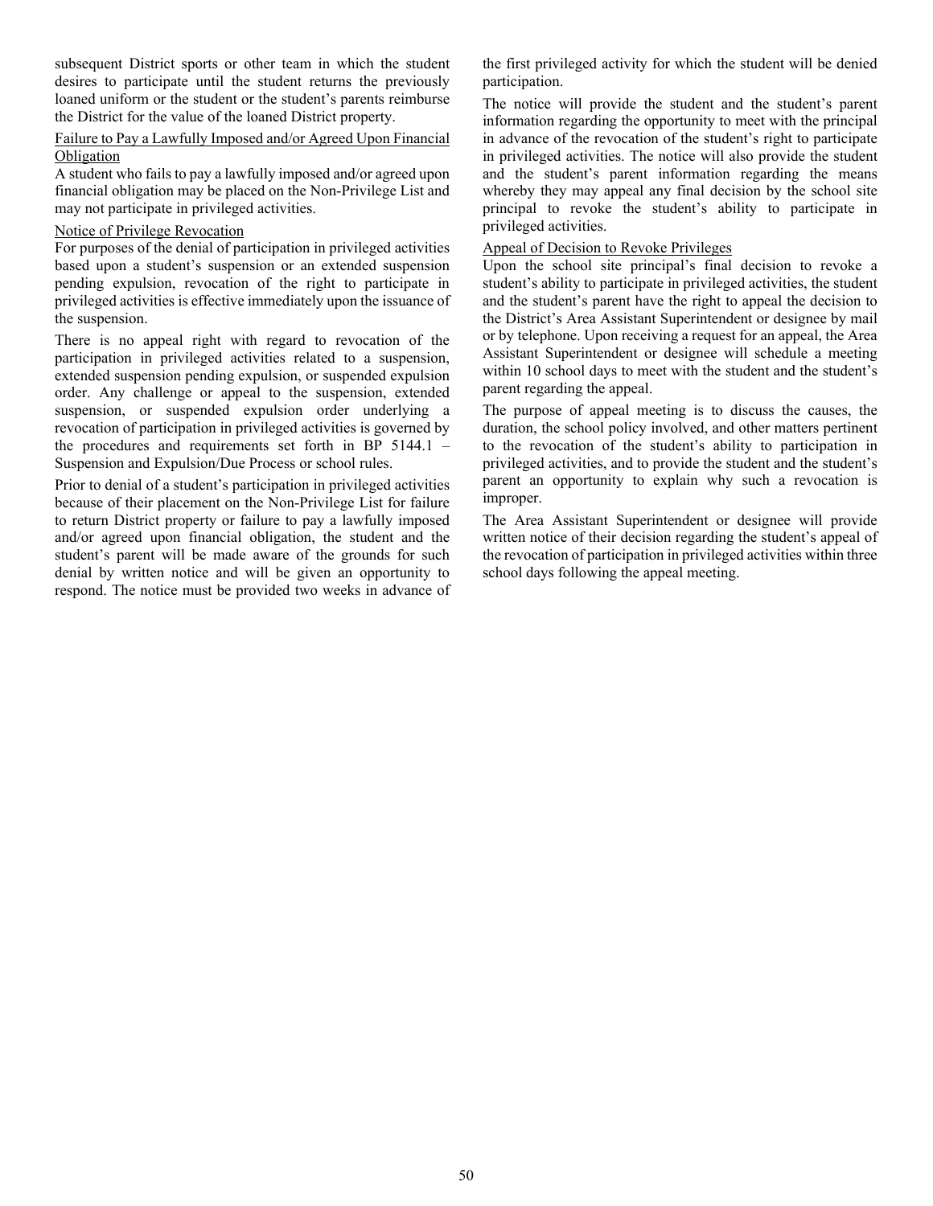subsequent District sports or other team in which the student desires to participate until the student returns the previously loaned uniform or the student or the student's parents reimburse the District for the value of the loaned District property.

<u>Failure to Pay a Lawfully Imposed and/or Agreed Upon Financial Obligation</u>

A student who fails to pay a lawfully imposed and/or agreed upon financial obligation may be placed on the Non-Privilege List and may not participate in privileged activities.

<u>Notice of Privilege Revocation</u>

For purposes of the denial of participation in privileged activities based upon a student's suspension or an extended suspension pending expulsion, revocation of the right to participate in privileged activities is effective immediately upon the issuance of the suspension.

There is no appeal right with regard to revocation of the participation in privileged activities related to a suspension, extended suspension pending expulsion, or suspended expulsion order. Any challenge or appeal to the suspension, extended suspension, or suspended expulsion order underlying a revocation of participation in privileged activities is governed by the procedures and requirements set forth in BP 5144.1 – Suspension and Expulsion/Due Process or school rules.

Prior to denial of a student's participation in privileged activities because of their placement on the Non-Privilege List for failure to return District property or failure to pay a lawfully imposed and/or agreed upon financial obligation, the student and the student's parent will be made aware of the grounds for such denial by written notice and will be given an opportunity to respond. The notice must be provided two weeks in advance of the first privileged activity for which the student will be denied participation.

The notice will provide the student and the student's parent information regarding the opportunity to meet with the principal in advance of the revocation of the student's right to participate in privileged activities. The notice will also provide the student and the student's parent information regarding the means whereby they may appeal any final decision by the school site principal to revoke the student's ability to participate in privileged activities.

<u>Appeal of Decision to Revoke Privileges</u>

Upon the school site principal's final decision to revoke a student's ability to participate in privileged activities, the student and the student's parent have the right to appeal the decision to the District's Area Assistant Superintendent or designee by mail or by telephone. Upon receiving a request for an appeal, the Area Assistant Superintendent or designee will schedule a meeting within 10 school days to meet with the student and the student's parent regarding the appeal.

The purpose of appeal meeting is to discuss the causes, the duration, the school policy involved, and other matters pertinent to the revocation of the student's ability to participation in privileged activities, and to provide the student and the student's parent an opportunity to explain why such a revocation is improper.

The Area Assistant Superintendent or designee will provide written notice of their decision regarding the student's appeal of the revocation of participation in privileged activities within three school days following the appeal meeting.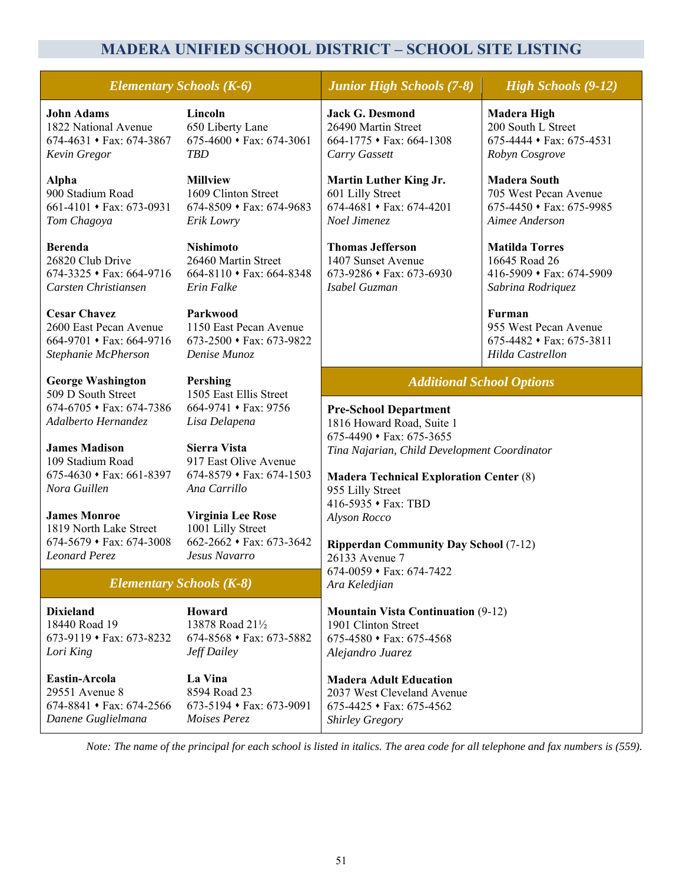# MADERA UNIFIED SCHOOL DISTRICT – SCHOOL SITE LISTING

## Elementary Schools (K-6)

**John Adams**
1822 National Avenue
674-4631 ⬩ Fax: 674-3867
*Kevin Gregor*

**Alpha**
900 Stadium Road
661-4101 ⬩ Fax: 673-0931
*Tom Chagoya*

**Berenda**
26820 Club Drive
674-3325 ⬩ Fax: 664-9716
*Carsten Christiansen*

**Cesar Chavez**
2600 East Pecan Avenue
664-9701 ⬩ Fax: 664-9716
*Stephanie McPherson*

**George Washington**
509 D South Street
674-6705 ⬩ Fax: 674-7386
*Adalberto Hernandez*

**James Madison**
109 Stadium Road
675-4630 ⬩ Fax: 661-8397
*Nora Guillen*

**James Monroe**
1819 North Lake Street
674-5679 ⬩ Fax: 674-3008
*Leonard Perez*

**Lincoln**
650 Liberty Lane
675-4600 ⬩ Fax: 674-3061
*TBD*

**Millview**
1609 Clinton Street
674-8509 ⬩ Fax: 674-9683
*Erik Lowry*

**Nishimoto**
26460 Martin Street
664-8110 ⬩ Fax: 664-8348
*Erin Falke*

**Parkwood**
1150 East Pecan Avenue
673-2500 ⬩ Fax: 673-9822
*Denise Munoz*

**Pershing**
1505 East Ellis Street
664-9741 ⬩ Fax: 9756
*Lisa Delapena*

**Sierra Vista**
917 East Olive Avenue
674-8579 ⬩ Fax: 674-1503
*Ana Carrillo*

**Virginia Lee Rose**
1001 Lilly Street
662-2662 ⬩ Fax: 673-3642
*Jesus Navarro*

## Elementary Schools (K-8)

**Dixieland**
18440 Road 19
673-9119 ⬩ Fax: 673-8232
*Lori King*

**Eastin-Arcola**
29551 Avenue 8
674-8841 ⬩ Fax: 674-2566
*Danene Guglielmana*

**Howard**
13878 Road 21½
674-8568 ⬩ Fax: 673-5882
*Jeff Dailey*

**La Vina**
8594 Road 23
673-5194 ⬩ Fax: 673-9091
*Moises Perez*

## Junior High Schools (7-8)

**Jack G. Desmond**
26490 Martin Street
664-1775 ⬩ Fax: 664-1308
*Carry Gassett*

**Martin Luther King Jr.**
601 Lilly Street
674-4681 ⬩ Fax: 674-4201
*Noel Jimenez*

**Thomas Jefferson**
1407 Sunset Avenue
673-9286 ⬩ Fax: 673-6930
*Isabel Guzman*

## High Schools (9-12)

**Madera High**
200 South L Street
675-4444 ⬩ Fax: 675-4531
*Robyn Cosgrove*

**Madera South**
705 West Pecan Avenue
675-4450 ⬩ Fax: 675-9985
*Aimee Anderson*

**Matilda Torres**
16645 Road 26
416-5909 ⬩ Fax: 674-5909
*Sabrina Rodriquez*

**Furman**
955 West Pecan Avenue
675-4482 ⬩ Fax: 675-3811
*Hilda Castrellon*

## Additional School Options

**Pre-School Department**
1816 Howard Road, Suite 1
675-4490 ⬩ Fax: 675-3655
*Tina Najarian, Child Development Coordinator*

**Madera Technical Exploration Center** (8)
955 Lilly Street
416-5935 ⬩ Fax: TBD
*Alyson Rocco*

**Ripperdan Community Day School** (7-12)
26133 Avenue 7
674-0059 ⬩ Fax: 674-7422
*Ara Keledjian*

**Mountain Vista Continuation** (9-12)
1901 Clinton Street
675-4580 ⬩ Fax: 675-4568
*Alejandro Juarez*

**Madera Adult Education**
2037 West Cleveland Avenue
675-4425 ⬩ Fax: 675-4562
*Shirley Gregory*

*Note: The name of the principal for each school is listed in italics. The area code for all telephone and fax numbers is (559).*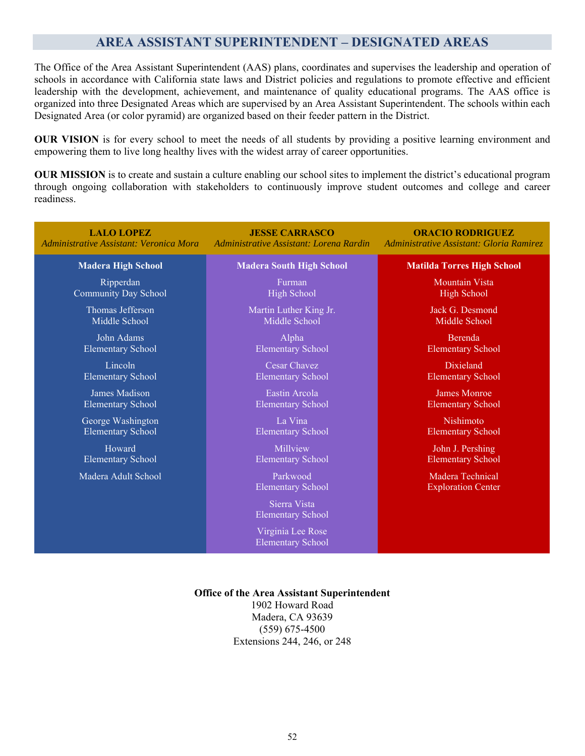## AREA ASSISTANT SUPERINTENDENT – DESIGNATED AREAS

The Office of the Area Assistant Superintendent (AAS) plans, coordinates and supervises the leadership and operation of schools in accordance with California state laws and District policies and regulations to promote effective and efficient leadership with the development, achievement, and maintenance of quality educational programs. The AAS office is organized into three Designated Areas which are supervised by an Area Assistant Superintendent. The schools within each Designated Area (or color pyramid) are organized based on their feeder pattern in the District.

**OUR VISION** is for every school to meet the needs of all students by providing a positive learning environment and empowering them to live long healthy lives with the widest array of career opportunities.

**OUR MISSION** is to create and sustain a culture enabling our school sites to implement the district's educational program through ongoing collaboration with stakeholders to continuously improve student outcomes and college and career readiness.

| **LALO LOPEZ**<br>*Administrative Assistant: Veronica Mora* | **JESSE CARRASCO**<br>*Administrative Assistant: Lorena Rardin* | **ORACIO RODRIGUEZ**<br>*Administrative Assistant: Gloria Ramirez* |
|---|---|---|
| **Madera High School** | **Madera South High School** | **Matilda Torres High School** |
| Ripperdan Community Day School | Furman High School | Mountain Vista High School |
| Thomas Jefferson Middle School | Martin Luther King Jr. Middle School | Jack G. Desmond Middle School |
| John Adams Elementary School | Alpha Elementary School | Berenda Elementary School |
| Lincoln Elementary School | Cesar Chavez Elementary School | Dixieland Elementary School |
| James Madison Elementary School | Eastin Arcola Elementary School | James Monroe Elementary School |
| George Washington Elementary School | La Vina Elementary School | Nishimoto Elementary School |
| Howard Elementary School | Millview Elementary School | John J. Pershing Elementary School |
| Madera Adult School | Parkwood Elementary School | Madera Technical Exploration Center |
| | Sierra Vista Elementary School | |
| | Virginia Lee Rose Elementary School | |

**Office of the Area Assistant Superintendent**
1902 Howard Road
Madera, CA 93639
(559) 675-4500
Extensions 244, 246, or 248